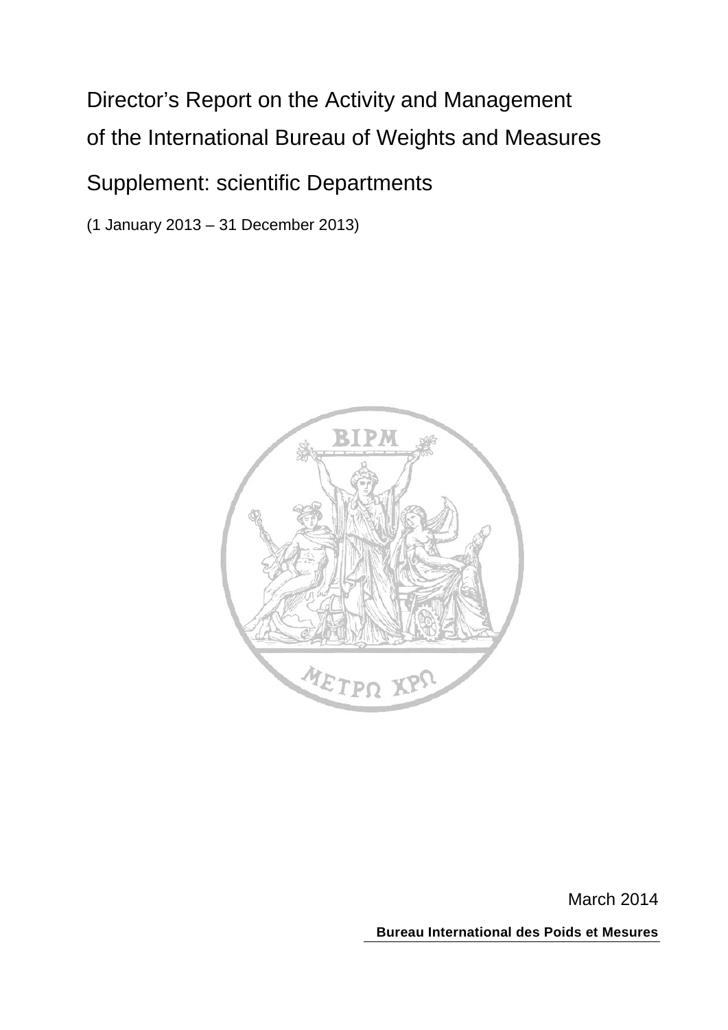# Director's Report on the Activity and Management of the International Bureau of Weights and Measures

## Supplement: scientific Departments

(1 January 2013 – 31 December 2013)

March 2014

**Bureau International des Poids et Mesures**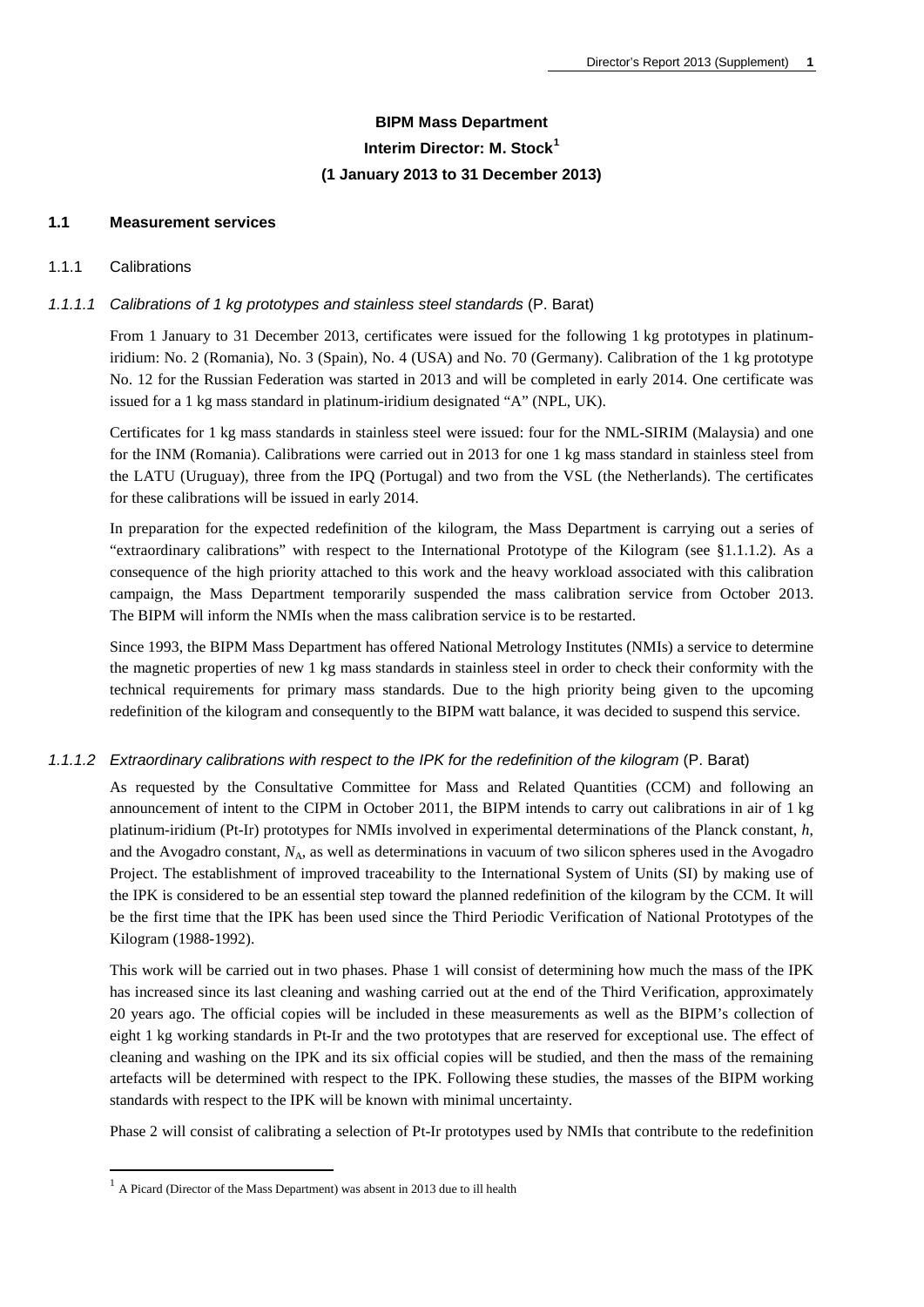# BIPM Mass Department

**Interim Director: M. Stock[1]**

**(1 January 2013 to 31 December 2013)**

## 1.1 Measurement services

### 1.1.1 Calibrations

#### *1.1.1.1 Calibrations of 1 kg prototypes and stainless steel standards* (P. Barat)

From 1 January to 31 December 2013, certificates were issued for the following 1 kg prototypes in platinum-iridium: No. 2 (Romania), No. 3 (Spain), No. 4 (USA) and No. 70 (Germany). Calibration of the 1 kg prototype No. 12 for the Russian Federation was started in 2013 and will be completed in early 2014. One certificate was issued for a 1 kg mass standard in platinum-iridium designated "A" (NPL, UK).

Certificates for 1 kg mass standards in stainless steel were issued: four for the NML-SIRIM (Malaysia) and one for the INM (Romania). Calibrations were carried out in 2013 for one 1 kg mass standard in stainless steel from the LATU (Uruguay), three from the IPQ (Portugal) and two from the VSL (the Netherlands). The certificates for these calibrations will be issued in early 2014.

In preparation for the expected redefinition of the kilogram, the Mass Department is carrying out a series of "extraordinary calibrations" with respect to the International Prototype of the Kilogram (see §1.1.1.2). As a consequence of the high priority attached to this work and the heavy workload associated with this calibration campaign, the Mass Department temporarily suspended the mass calibration service from October 2013. The BIPM will inform the NMIs when the mass calibration service is to be restarted.

Since 1993, the BIPM Mass Department has offered National Metrology Institutes (NMIs) a service to determine the magnetic properties of new 1 kg mass standards in stainless steel in order to check their conformity with the technical requirements for primary mass standards. Due to the high priority being given to the upcoming redefinition of the kilogram and consequently to the BIPM watt balance, it was decided to suspend this service.

#### *1.1.1.2 Extraordinary calibrations with respect to the IPK for the redefinition of the kilogram* (P. Barat)

As requested by the Consultative Committee for Mass and Related Quantities (CCM) and following an announcement of intent to the CIPM in October 2011, the BIPM intends to carry out calibrations in air of 1 kg platinum-iridium (Pt-Ir) prototypes for NMIs involved in experimental determinations of the Planck constant, $h$, and the Avogadro constant, $N_A$, as well as determinations in vacuum of two silicon spheres used in the Avogadro Project. The establishment of improved traceability to the International System of Units (SI) by making use of the IPK is considered to be an essential step toward the planned redefinition of the kilogram by the CCM. It will be the first time that the IPK has been used since the Third Periodic Verification of National Prototypes of the Kilogram (1988-1992).

This work will be carried out in two phases. Phase 1 will consist of determining how much the mass of the IPK has increased since its last cleaning and washing carried out at the end of the Third Verification, approximately 20 years ago. The official copies will be included in these measurements as well as the BIPM's collection of eight 1 kg working standards in Pt-Ir and the two prototypes that are reserved for exceptional use. The effect of cleaning and washing on the IPK and its six official copies will be studied, and then the mass of the remaining artefacts will be determined with respect to the IPK. Following these studies, the masses of the BIPM working standards with respect to the IPK will be known with minimal uncertainty.

Phase 2 will consist of calibrating a selection of Pt-Ir prototypes used by NMIs that contribute to the redefinition

[1] A Picard (Director of the Mass Department) was absent in 2013 due to ill health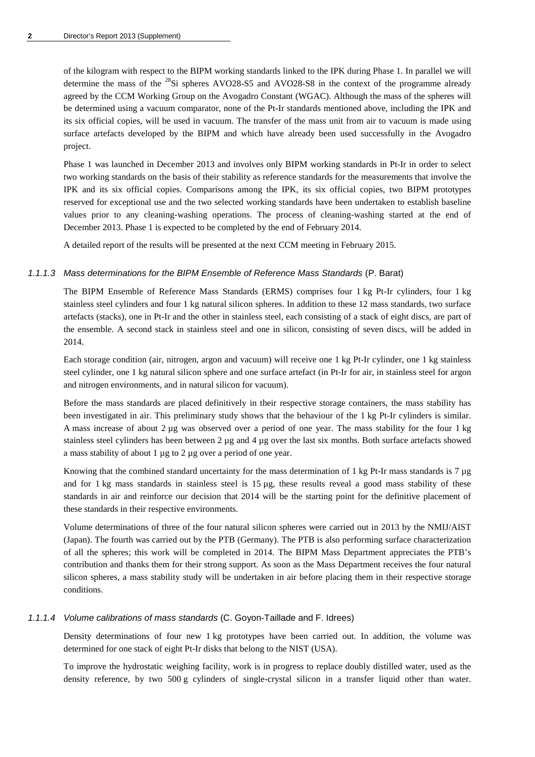of the kilogram with respect to the BIPM working standards linked to the IPK during Phase 1. In parallel we will determine the mass of the $^{28}$Si spheres AVO28-S5 and AVO28-S8 in the context of the programme already agreed by the CCM Working Group on the Avogadro Constant (WGAC). Although the mass of the spheres will be determined using a vacuum comparator, none of the Pt-Ir standards mentioned above, including the IPK and its six official copies, will be used in vacuum. The transfer of the mass unit from air to vacuum is made using surface artefacts developed by the BIPM and which have already been used successfully in the Avogadro project.

Phase 1 was launched in December 2013 and involves only BIPM working standards in Pt-Ir in order to select two working standards on the basis of their stability as reference standards for the measurements that involve the IPK and its six official copies. Comparisons among the IPK, its six official copies, two BIPM prototypes reserved for exceptional use and the two selected working standards have been undertaken to establish baseline values prior to any cleaning-washing operations. The process of cleaning-washing started at the end of December 2013. Phase 1 is expected to be completed by the end of February 2014.

A detailed report of the results will be presented at the next CCM meeting in February 2015.

#### 1.1.1.3 *Mass determinations for the BIPM Ensemble of Reference Mass Standards* (P. Barat)

The BIPM Ensemble of Reference Mass Standards (ERMS) comprises four 1 kg Pt-Ir cylinders, four 1 kg stainless steel cylinders and four 1 kg natural silicon spheres. In addition to these 12 mass standards, two surface artefacts (stacks), one in Pt-Ir and the other in stainless steel, each consisting of a stack of eight discs, are part of the ensemble. A second stack in stainless steel and one in silicon, consisting of seven discs, will be added in 2014.

Each storage condition (air, nitrogen, argon and vacuum) will receive one 1 kg Pt-Ir cylinder, one 1 kg stainless steel cylinder, one 1 kg natural silicon sphere and one surface artefact (in Pt-Ir for air, in stainless steel for argon and nitrogen environments, and in natural silicon for vacuum).

Before the mass standards are placed definitively in their respective storage containers, the mass stability has been investigated in air. This preliminary study shows that the behaviour of the 1 kg Pt-Ir cylinders is similar. A mass increase of about 2 µg was observed over a period of one year. The mass stability for the four 1 kg stainless steel cylinders has been between 2 µg and 4 µg over the last six months. Both surface artefacts showed a mass stability of about 1 µg to 2 µg over a period of one year.

Knowing that the combined standard uncertainty for the mass determination of 1 kg Pt-Ir mass standards is 7 µg and for 1 kg mass standards in stainless steel is 15 µg, these results reveal a good mass stability of these standards in air and reinforce our decision that 2014 will be the starting point for the definitive placement of these standards in their respective environments.

Volume determinations of three of the four natural silicon spheres were carried out in 2013 by the NMIJ/AIST (Japan). The fourth was carried out by the PTB (Germany). The PTB is also performing surface characterization of all the spheres; this work will be completed in 2014. The BIPM Mass Department appreciates the PTB's contribution and thanks them for their strong support. As soon as the Mass Department receives the four natural silicon spheres, a mass stability study will be undertaken in air before placing them in their respective storage conditions.

#### 1.1.1.4 *Volume calibrations of mass standards* (C. Goyon-Taillade and F. Idrees)

Density determinations of four new 1 kg prototypes have been carried out. In addition, the volume was determined for one stack of eight Pt-Ir disks that belong to the NIST (USA).

To improve the hydrostatic weighing facility, work is in progress to replace doubly distilled water, used as the density reference, by two 500 g cylinders of single-crystal silicon in a transfer liquid other than water.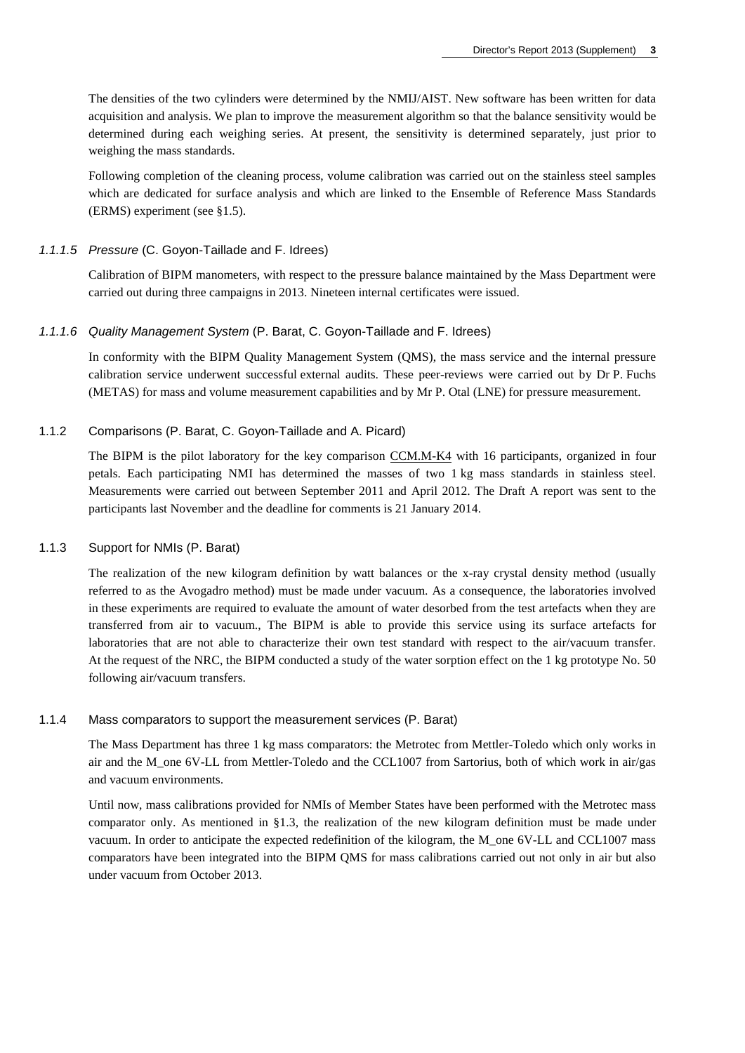The densities of the two cylinders were determined by the NMIJ/AIST. New software has been written for data acquisition and analysis. We plan to improve the measurement algorithm so that the balance sensitivity would be determined during each weighing series. At present, the sensitivity is determined separately, just prior to weighing the mass standards.

Following completion of the cleaning process, volume calibration was carried out on the stainless steel samples which are dedicated for surface analysis and which are linked to the Ensemble of Reference Mass Standards (ERMS) experiment (see §1.5).

#### *1.1.1.5 Pressure* (C. Goyon-Taillade and F. Idrees)

Calibration of BIPM manometers, with respect to the pressure balance maintained by the Mass Department were carried out during three campaigns in 2013. Nineteen internal certificates were issued.

#### *1.1.1.6 Quality Management System* (P. Barat, C. Goyon-Taillade and F. Idrees)

In conformity with the BIPM Quality Management System (QMS), the mass service and the internal pressure calibration service underwent successful external audits. These peer-reviews were carried out by Dr P. Fuchs (METAS) for mass and volume measurement capabilities and by Mr P. Otal (LNE) for pressure measurement.

### 1.1.2 Comparisons (P. Barat, C. Goyon-Taillade and A. Picard)

The BIPM is the pilot laboratory for the key comparison CCM.M-K4 with 16 participants, organized in four petals. Each participating NMI has determined the masses of two 1 kg mass standards in stainless steel. Measurements were carried out between September 2011 and April 2012. The Draft A report was sent to the participants last November and the deadline for comments is 21 January 2014.

### 1.1.3 Support for NMIs (P. Barat)

The realization of the new kilogram definition by watt balances or the x-ray crystal density method (usually referred to as the Avogadro method) must be made under vacuum. As a consequence, the laboratories involved in these experiments are required to evaluate the amount of water desorbed from the test artefacts when they are transferred from air to vacuum., The BIPM is able to provide this service using its surface artefacts for laboratories that are not able to characterize their own test standard with respect to the air/vacuum transfer. At the request of the NRC, the BIPM conducted a study of the water sorption effect on the 1 kg prototype No. 50 following air/vacuum transfers.

### 1.1.4 Mass comparators to support the measurement services (P. Barat)

The Mass Department has three 1 kg mass comparators: the Metrotec from Mettler-Toledo which only works in air and the M_one 6V-LL from Mettler-Toledo and the CCL1007 from Sartorius, both of which work in air/gas and vacuum environments.

Until now, mass calibrations provided for NMIs of Member States have been performed with the Metrotec mass comparator only. As mentioned in §1.3, the realization of the new kilogram definition must be made under vacuum. In order to anticipate the expected redefinition of the kilogram, the M_one 6V-LL and CCL1007 mass comparators have been integrated into the BIPM QMS for mass calibrations carried out not only in air but also under vacuum from October 2013.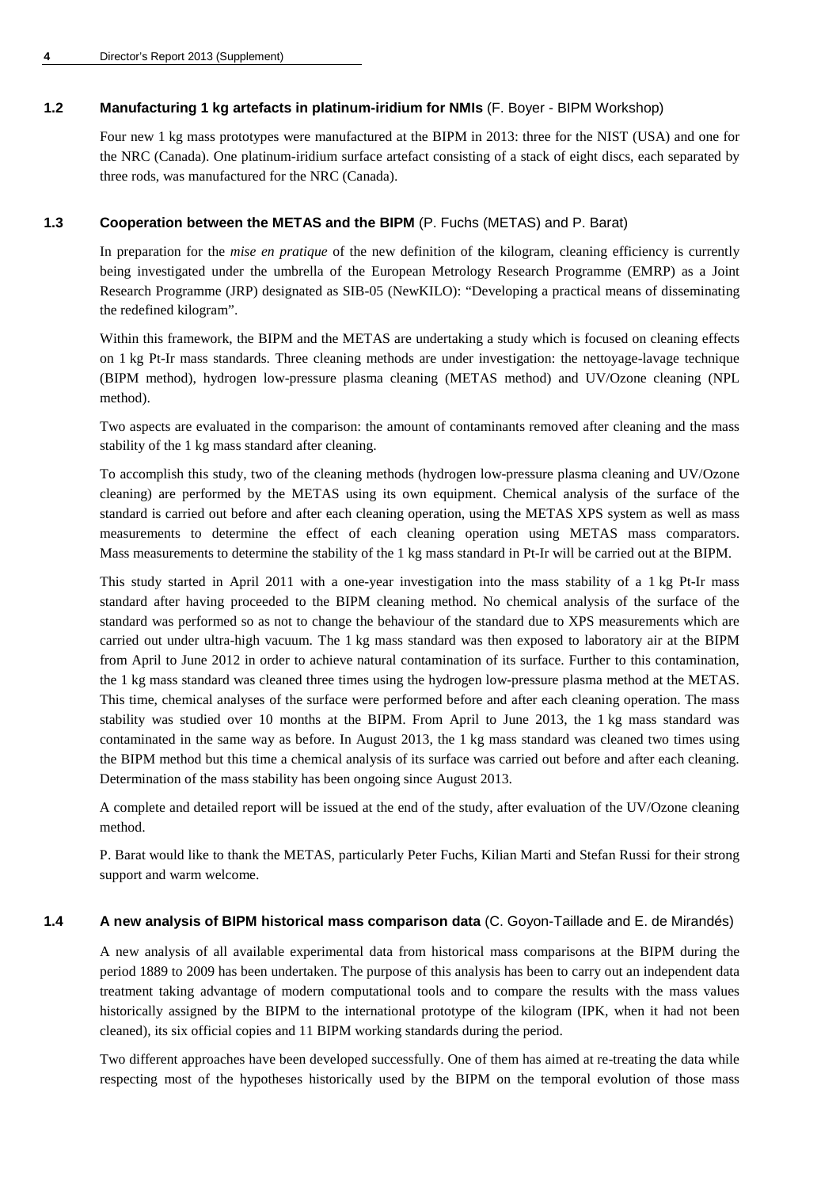### 1.2 Manufacturing 1 kg artefacts in platinum-iridium for NMIs (F. Boyer - BIPM Workshop)

Four new 1 kg mass prototypes were manufactured at the BIPM in 2013: three for the NIST (USA) and one for the NRC (Canada). One platinum-iridium surface artefact consisting of a stack of eight discs, each separated by three rods, was manufactured for the NRC (Canada).

### 1.3 Cooperation between the METAS and the BIPM (P. Fuchs (METAS) and P. Barat)

In preparation for the *mise en pratique* of the new definition of the kilogram, cleaning efficiency is currently being investigated under the umbrella of the European Metrology Research Programme (EMRP) as a Joint Research Programme (JRP) designated as SIB-05 (NewKILO): "Developing a practical means of disseminating the redefined kilogram".

Within this framework, the BIPM and the METAS are undertaking a study which is focused on cleaning effects on 1 kg Pt-Ir mass standards. Three cleaning methods are under investigation: the nettoyage-lavage technique (BIPM method), hydrogen low-pressure plasma cleaning (METAS method) and UV/Ozone cleaning (NPL method).

Two aspects are evaluated in the comparison: the amount of contaminants removed after cleaning and the mass stability of the 1 kg mass standard after cleaning.

To accomplish this study, two of the cleaning methods (hydrogen low-pressure plasma cleaning and UV/Ozone cleaning) are performed by the METAS using its own equipment. Chemical analysis of the surface of the standard is carried out before and after each cleaning operation, using the METAS XPS system as well as mass measurements to determine the effect of each cleaning operation using METAS mass comparators. Mass measurements to determine the stability of the 1 kg mass standard in Pt-Ir will be carried out at the BIPM.

This study started in April 2011 with a one-year investigation into the mass stability of a 1 kg Pt-Ir mass standard after having proceeded to the BIPM cleaning method. No chemical analysis of the surface of the standard was performed so as not to change the behaviour of the standard due to XPS measurements which are carried out under ultra-high vacuum. The 1 kg mass standard was then exposed to laboratory air at the BIPM from April to June 2012 in order to achieve natural contamination of its surface. Further to this contamination, the 1 kg mass standard was cleaned three times using the hydrogen low-pressure plasma method at the METAS. This time, chemical analyses of the surface were performed before and after each cleaning operation. The mass stability was studied over 10 months at the BIPM. From April to June 2013, the 1 kg mass standard was contaminated in the same way as before. In August 2013, the 1 kg mass standard was cleaned two times using the BIPM method but this time a chemical analysis of its surface was carried out before and after each cleaning. Determination of the mass stability has been ongoing since August 2013.

A complete and detailed report will be issued at the end of the study, after evaluation of the UV/Ozone cleaning method.

P. Barat would like to thank the METAS, particularly Peter Fuchs, Kilian Marti and Stefan Russi for their strong support and warm welcome.

### 1.4 A new analysis of BIPM historical mass comparison data (C. Goyon-Taillade and E. de Mirandés)

A new analysis of all available experimental data from historical mass comparisons at the BIPM during the period 1889 to 2009 has been undertaken. The purpose of this analysis has been to carry out an independent data treatment taking advantage of modern computational tools and to compare the results with the mass values historically assigned by the BIPM to the international prototype of the kilogram (IPK, when it had not been cleaned), its six official copies and 11 BIPM working standards during the period.

Two different approaches have been developed successfully. One of them has aimed at re-treating the data while respecting most of the hypotheses historically used by the BIPM on the temporal evolution of those mass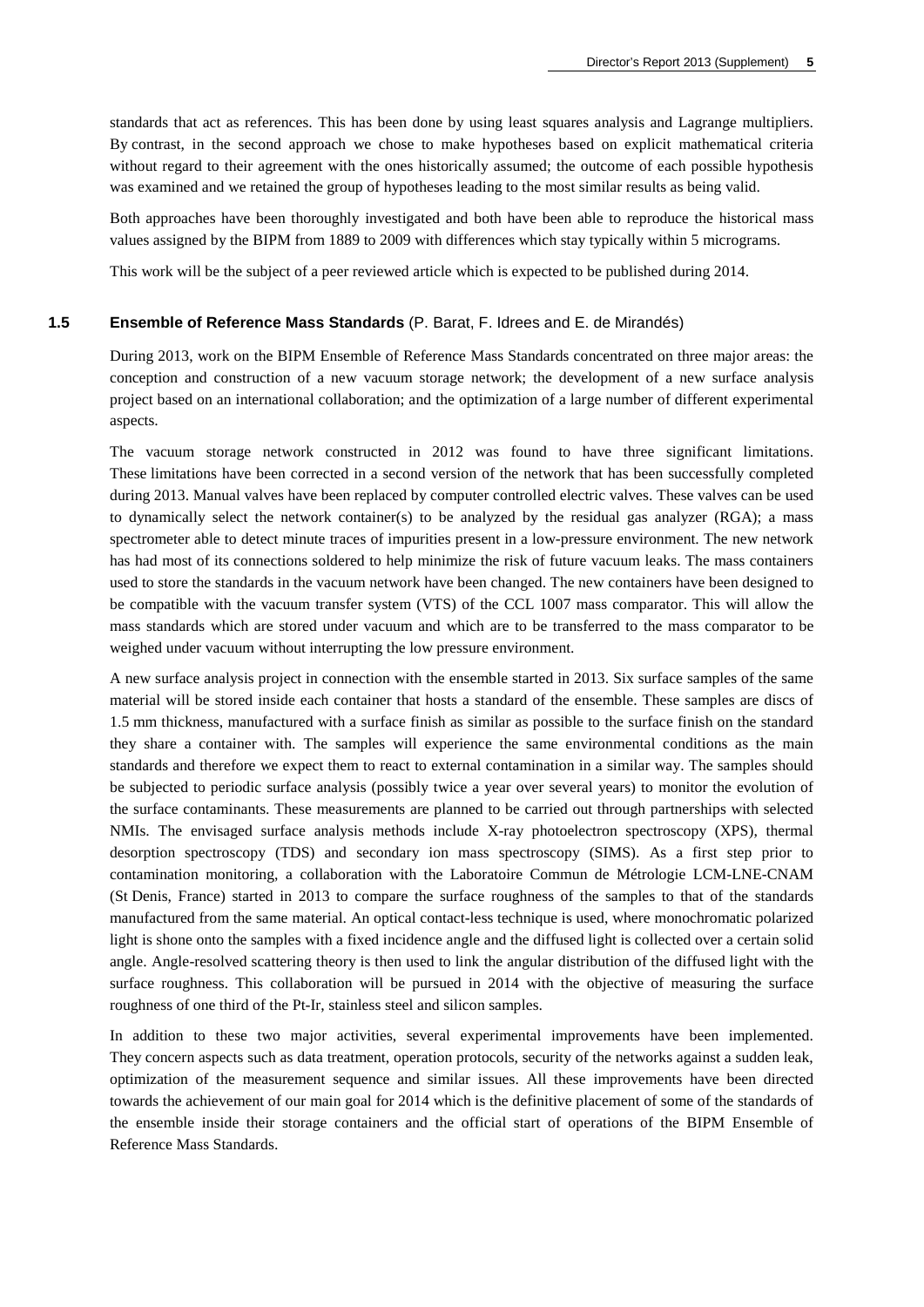standards that act as references. This has been done by using least squares analysis and Lagrange multipliers. By contrast, in the second approach we chose to make hypotheses based on explicit mathematical criteria without regard to their agreement with the ones historically assumed; the outcome of each possible hypothesis was examined and we retained the group of hypotheses leading to the most similar results as being valid.

Both approaches have been thoroughly investigated and both have been able to reproduce the historical mass values assigned by the BIPM from 1889 to 2009 with differences which stay typically within 5 micrograms.

This work will be the subject of a peer reviewed article which is expected to be published during 2014.

### 1.5 Ensemble of Reference Mass Standards (P. Barat, F. Idrees and E. de Mirandés)

During 2013, work on the BIPM Ensemble of Reference Mass Standards concentrated on three major areas: the conception and construction of a new vacuum storage network; the development of a new surface analysis project based on an international collaboration; and the optimization of a large number of different experimental aspects.

The vacuum storage network constructed in 2012 was found to have three significant limitations. These limitations have been corrected in a second version of the network that has been successfully completed during 2013. Manual valves have been replaced by computer controlled electric valves. These valves can be used to dynamically select the network container(s) to be analyzed by the residual gas analyzer (RGA); a mass spectrometer able to detect minute traces of impurities present in a low-pressure environment. The new network has had most of its connections soldered to help minimize the risk of future vacuum leaks. The mass containers used to store the standards in the vacuum network have been changed. The new containers have been designed to be compatible with the vacuum transfer system (VTS) of the CCL 1007 mass comparator. This will allow the mass standards which are stored under vacuum and which are to be transferred to the mass comparator to be weighed under vacuum without interrupting the low pressure environment.

A new surface analysis project in connection with the ensemble started in 2013. Six surface samples of the same material will be stored inside each container that hosts a standard of the ensemble. These samples are discs of 1.5 mm thickness, manufactured with a surface finish as similar as possible to the surface finish on the standard they share a container with. The samples will experience the same environmental conditions as the main standards and therefore we expect them to react to external contamination in a similar way. The samples should be subjected to periodic surface analysis (possibly twice a year over several years) to monitor the evolution of the surface contaminants. These measurements are planned to be carried out through partnerships with selected NMIs. The envisaged surface analysis methods include X-ray photoelectron spectroscopy (XPS), thermal desorption spectroscopy (TDS) and secondary ion mass spectroscopy (SIMS). As a first step prior to contamination monitoring, a collaboration with the Laboratoire Commun de Métrologie LCM-LNE-CNAM (St Denis, France) started in 2013 to compare the surface roughness of the samples to that of the standards manufactured from the same material. An optical contact-less technique is used, where monochromatic polarized light is shone onto the samples with a fixed incidence angle and the diffused light is collected over a certain solid angle. Angle-resolved scattering theory is then used to link the angular distribution of the diffused light with the surface roughness. This collaboration will be pursued in 2014 with the objective of measuring the surface roughness of one third of the Pt-Ir, stainless steel and silicon samples.

In addition to these two major activities, several experimental improvements have been implemented. They concern aspects such as data treatment, operation protocols, security of the networks against a sudden leak, optimization of the measurement sequence and similar issues. All these improvements have been directed towards the achievement of our main goal for 2014 which is the definitive placement of some of the standards of the ensemble inside their storage containers and the official start of operations of the BIPM Ensemble of Reference Mass Standards.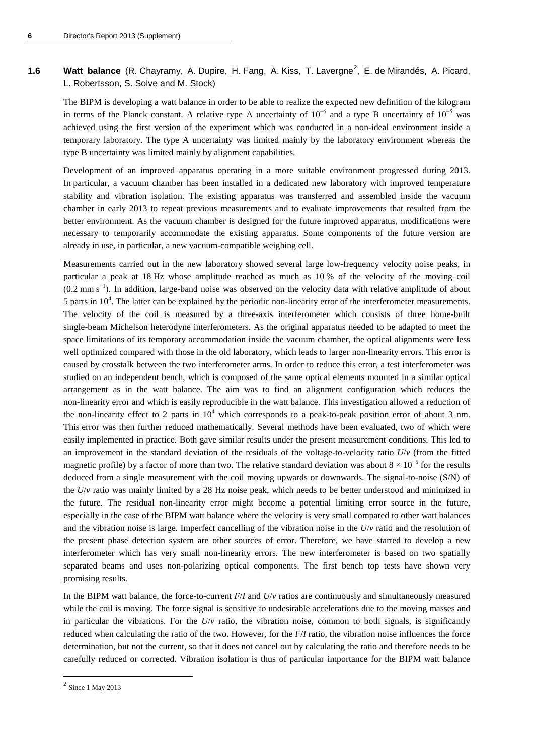## 1.6 Watt balance (R. Chayramy, A. Dupire, H. Fang, A. Kiss, T. Lavergne[2], E. de Mirandés, A. Picard, L. Robertsson, S. Solve and M. Stock)

The BIPM is developing a watt balance in order to be able to realize the expected new definition of the kilogram in terms of the Planck constant. A relative type A uncertainty of $10^{-6}$ and a type B uncertainty of $10^{-5}$ was achieved using the first version of the experiment which was conducted in a non-ideal environment inside a temporary laboratory. The type A uncertainty was limited mainly by the laboratory environment whereas the type B uncertainty was limited mainly by alignment capabilities.

Development of an improved apparatus operating in a more suitable environment progressed during 2013. In particular, a vacuum chamber has been installed in a dedicated new laboratory with improved temperature stability and vibration isolation. The existing apparatus was transferred and assembled inside the vacuum chamber in early 2013 to repeat previous measurements and to evaluate improvements that resulted from the better environment. As the vacuum chamber is designed for the future improved apparatus, modifications were necessary to temporarily accommodate the existing apparatus. Some components of the future version are already in use, in particular, a new vacuum-compatible weighing cell.

Measurements carried out in the new laboratory showed several large low-frequency velocity noise peaks, in particular a peak at 18 Hz whose amplitude reached as much as 10 % of the velocity of the moving coil ($0.2\ \mathrm{mm\ s^{-1}}$). In addition, large-band noise was observed on the velocity data with relative amplitude of about 5 parts in $10^4$. The latter can be explained by the periodic non-linearity error of the interferometer measurements. The velocity of the coil is measured by a three-axis interferometer which consists of three home-built single-beam Michelson heterodyne interferometers. As the original apparatus needed to be adapted to meet the space limitations of its temporary accommodation inside the vacuum chamber, the optical alignments were less well optimized compared with those in the old laboratory, which leads to larger non-linearity errors. This error is caused by crosstalk between the two interferometer arms. In order to reduce this error, a test interferometer was studied on an independent bench, which is composed of the same optical elements mounted in a similar optical arrangement as in the watt balance. The aim was to find an alignment configuration which reduces the non-linearity error and which is easily reproducible in the watt balance. This investigation allowed a reduction of the non-linearity effect to 2 parts in $10^4$ which corresponds to a peak-to-peak position error of about 3 nm. This error was then further reduced mathematically. Several methods have been evaluated, two of which were easily implemented in practice. Both gave similar results under the present measurement conditions. This led to an improvement in the standard deviation of the residuals of the voltage-to-velocity ratio $U/v$ (from the fitted magnetic profile) by a factor of more than two. The relative standard deviation was about $8 \times 10^{-5}$ for the results deduced from a single measurement with the coil moving upwards or downwards. The signal-to-noise (S/N) of the $U/v$ ratio was mainly limited by a 28 Hz noise peak, which needs to be better understood and minimized in the future. The residual non-linearity error might become a potential limiting error source in the future, especially in the case of the BIPM watt balance where the velocity is very small compared to other watt balances and the vibration noise is large. Imperfect cancelling of the vibration noise in the $U/v$ ratio and the resolution of the present phase detection system are other sources of error. Therefore, we have started to develop a new interferometer which has very small non-linearity errors. The new interferometer is based on two spatially separated beams and uses non-polarizing optical components. The first bench top tests have shown very promising results.

In the BIPM watt balance, the force-to-current $F/I$ and $U/v$ ratios are continuously and simultaneously measured while the coil is moving. The force signal is sensitive to undesirable accelerations due to the moving masses and in particular the vibrations. For the $U/v$ ratio, the vibration noise, common to both signals, is significantly reduced when calculating the ratio of the two. However, for the $F/I$ ratio, the vibration noise influences the force determination, but not the current, so that it does not cancel out by calculating the ratio and therefore needs to be carefully reduced or corrected. Vibration isolation is thus of particular importance for the BIPM watt balance

[2] Since 1 May 2013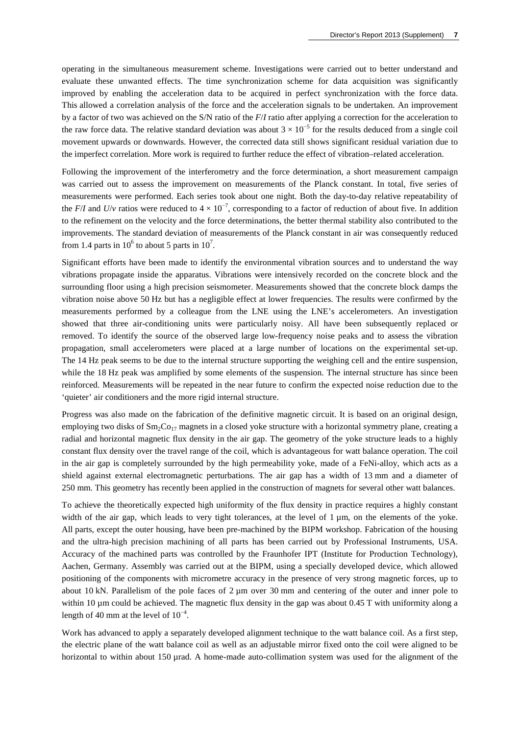operating in the simultaneous measurement scheme. Investigations were carried out to better understand and evaluate these unwanted effects. The time synchronization scheme for data acquisition was significantly improved by enabling the acceleration data to be acquired in perfect synchronization with the force data. This allowed a correlation analysis of the force and the acceleration signals to be undertaken. An improvement by a factor of two was achieved on the S/N ratio of the $F/I$ ratio after applying a correction for the acceleration to the raw force data. The relative standard deviation was about $3 \times 10^{-5}$ for the results deduced from a single coil movement upwards or downwards. However, the corrected data still shows significant residual variation due to the imperfect correlation. More work is required to further reduce the effect of vibration–related acceleration.

Following the improvement of the interferometry and the force determination, a short measurement campaign was carried out to assess the improvement on measurements of the Planck constant. In total, five series of measurements were performed. Each series took about one night. Both the day-to-day relative repeatability of the $F/I$ and $U/v$ ratios were reduced to $4 \times 10^{-7}$, corresponding to a factor of reduction of about five. In addition to the refinement on the velocity and the force determinations, the better thermal stability also contributed to the improvements. The standard deviation of measurements of the Planck constant in air was consequently reduced from 1.4 parts in $10^6$ to about 5 parts in $10^7$.

Significant efforts have been made to identify the environmental vibration sources and to understand the way vibrations propagate inside the apparatus. Vibrations were intensively recorded on the concrete block and the surrounding floor using a high precision seismometer. Measurements showed that the concrete block damps the vibration noise above 50 Hz but has a negligible effect at lower frequencies. The results were confirmed by the measurements performed by a colleague from the LNE using the LNE's accelerometers. An investigation showed that three air-conditioning units were particularly noisy. All have been subsequently replaced or removed. To identify the source of the observed large low-frequency noise peaks and to assess the vibration propagation, small accelerometers were placed at a large number of locations on the experimental set-up. The 14 Hz peak seems to be due to the internal structure supporting the weighing cell and the entire suspension, while the 18 Hz peak was amplified by some elements of the suspension. The internal structure has since been reinforced. Measurements will be repeated in the near future to confirm the expected noise reduction due to the 'quieter' air conditioners and the more rigid internal structure.

Progress was also made on the fabrication of the definitive magnetic circuit. It is based on an original design, employing two disks of $Sm_2Co_{17}$ magnets in a closed yoke structure with a horizontal symmetry plane, creating a radial and horizontal magnetic flux density in the air gap. The geometry of the yoke structure leads to a highly constant flux density over the travel range of the coil, which is advantageous for watt balance operation. The coil in the air gap is completely surrounded by the high permeability yoke, made of a FeNi-alloy, which acts as a shield against external electromagnetic perturbations. The air gap has a width of 13 mm and a diameter of 250 mm. This geometry has recently been applied in the construction of magnets for several other watt balances.

To achieve the theoretically expected high uniformity of the flux density in practice requires a highly constant width of the air gap, which leads to very tight tolerances, at the level of 1 µm, on the elements of the yoke. All parts, except the outer housing, have been pre-machined by the BIPM workshop. Fabrication of the housing and the ultra-high precision machining of all parts has been carried out by Professional Instruments, USA. Accuracy of the machined parts was controlled by the Fraunhofer IPT (Institute for Production Technology), Aachen, Germany. Assembly was carried out at the BIPM, using a specially developed device, which allowed positioning of the components with micrometre accuracy in the presence of very strong magnetic forces, up to about 10 kN. Parallelism of the pole faces of 2 µm over 30 mm and centering of the outer and inner pole to within 10 µm could be achieved. The magnetic flux density in the gap was about 0.45 T with uniformity along a length of 40 mm at the level of $10^{-4}$.

Work has advanced to apply a separately developed alignment technique to the watt balance coil. As a first step, the electric plane of the watt balance coil as well as an adjustable mirror fixed onto the coil were aligned to be horizontal to within about 150 µrad. A home-made auto-collimation system was used for the alignment of the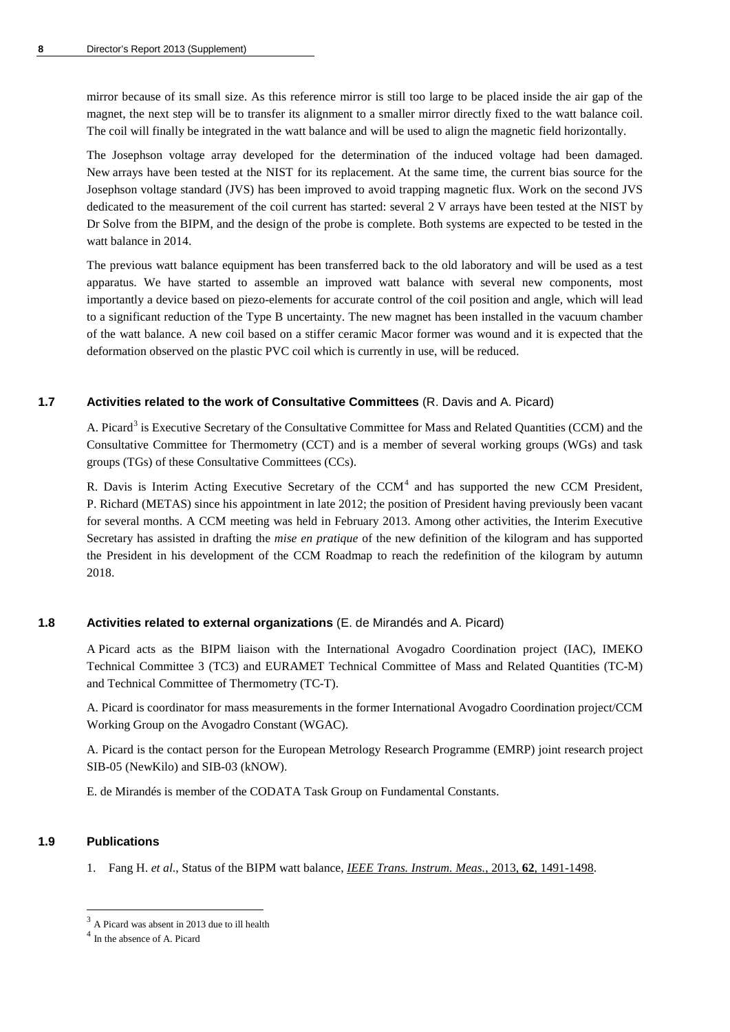mirror because of its small size. As this reference mirror is still too large to be placed inside the air gap of the magnet, the next step will be to transfer its alignment to a smaller mirror directly fixed to the watt balance coil. The coil will finally be integrated in the watt balance and will be used to align the magnetic field horizontally.

The Josephson voltage array developed for the determination of the induced voltage had been damaged. New arrays have been tested at the NIST for its replacement. At the same time, the current bias source for the Josephson voltage standard (JVS) has been improved to avoid trapping magnetic flux. Work on the second JVS dedicated to the measurement of the coil current has started: several 2 V arrays have been tested at the NIST by Dr Solve from the BIPM, and the design of the probe is complete. Both systems are expected to be tested in the watt balance in 2014.

The previous watt balance equipment has been transferred back to the old laboratory and will be used as a test apparatus. We have started to assemble an improved watt balance with several new components, most importantly a device based on piezo-elements for accurate control of the coil position and angle, which will lead to a significant reduction of the Type B uncertainty. The new magnet has been installed in the vacuum chamber of the watt balance. A new coil based on a stiffer ceramic Macor former was wound and it is expected that the deformation observed on the plastic PVC coil which is currently in use, will be reduced.

### 1.7 Activities related to the work of Consultative Committees (R. Davis and A. Picard)

A. Picard[3] is Executive Secretary of the Consultative Committee for Mass and Related Quantities (CCM) and the Consultative Committee for Thermometry (CCT) and is a member of several working groups (WGs) and task groups (TGs) of these Consultative Committees (CCs).

R. Davis is Interim Acting Executive Secretary of the CCM[4] and has supported the new CCM President, P. Richard (METAS) since his appointment in late 2012; the position of President having previously been vacant for several months. A CCM meeting was held in February 2013. Among other activities, the Interim Executive Secretary has assisted in drafting the *mise en pratique* of the new definition of the kilogram and has supported the President in his development of the CCM Roadmap to reach the redefinition of the kilogram by autumn 2018.

### 1.8 Activities related to external organizations (E. de Mirandés and A. Picard)

A Picard acts as the BIPM liaison with the International Avogadro Coordination project (IAC), IMEKO Technical Committee 3 (TC3) and EURAMET Technical Committee of Mass and Related Quantities (TC-M) and Technical Committee of Thermometry (TC-T).

A. Picard is coordinator for mass measurements in the former International Avogadro Coordination project/CCM Working Group on the Avogadro Constant (WGAC).

A. Picard is the contact person for the European Metrology Research Programme (EMRP) joint research project SIB-05 (NewKilo) and SIB-03 (kNOW).

E. de Mirandés is member of the CODATA Task Group on Fundamental Constants.

### 1.9 Publications

1. Fang H. *et al*., Status of the BIPM watt balance, *IEEE Trans. Instrum. Meas.*, 2013, **62**, 1491-1498.

---

[3] A Picard was absent in 2013 due to ill health

[4] In the absence of A. Picard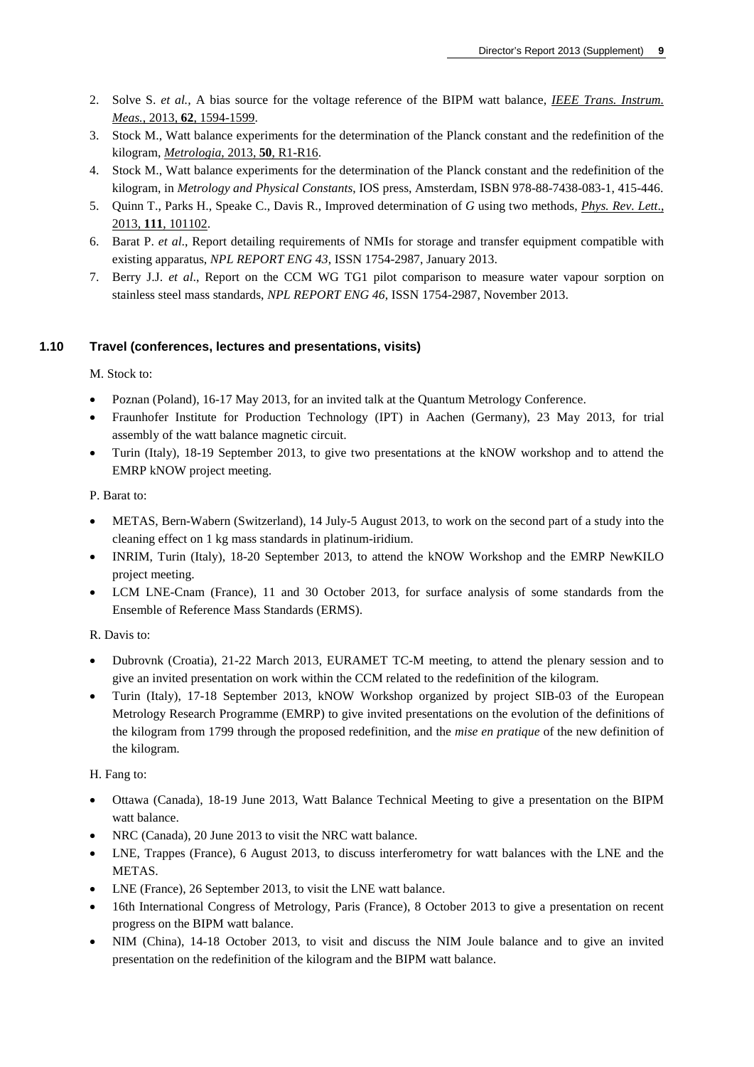2. Solve S. *et al.*, A bias source for the voltage reference of the BIPM watt balance, *IEEE Trans. Instrum. Meas.*, 2013, **62**, 1594-1599.
3. Stock M., Watt balance experiments for the determination of the Planck constant and the redefinition of the kilogram, *Metrologia*, 2013, **50**, R1-R16.
4. Stock M., Watt balance experiments for the determination of the Planck constant and the redefinition of the kilogram, in *Metrology and Physical Constants*, IOS press, Amsterdam, ISBN 978-88-7438-083-1, 415-446.
5. Quinn T., Parks H., Speake C., Davis R., Improved determination of *G* using two methods, *Phys. Rev. Lett*., 2013, **111**, 101102.
6. Barat P. *et al*., Report detailing requirements of NMIs for storage and transfer equipment compatible with existing apparatus, *NPL REPORT ENG 43*, ISSN 1754-2987, January 2013.
7. Berry J.J. *et al*., Report on the CCM WG TG1 pilot comparison to measure water vapour sorption on stainless steel mass standards, *NPL REPORT ENG 46*, ISSN 1754-2987, November 2013.

### 1.10 Travel (conferences, lectures and presentations, visits)

M. Stock to:

- Poznan (Poland), 16-17 May 2013, for an invited talk at the Quantum Metrology Conference.
- Fraunhofer Institute for Production Technology (IPT) in Aachen (Germany), 23 May 2013, for trial assembly of the watt balance magnetic circuit.
- Turin (Italy), 18-19 September 2013, to give two presentations at the kNOW workshop and to attend the EMRP kNOW project meeting.

P. Barat to:

- METAS, Bern-Wabern (Switzerland), 14 July-5 August 2013, to work on the second part of a study into the cleaning effect on 1 kg mass standards in platinum-iridium.
- INRIM, Turin (Italy), 18-20 September 2013, to attend the kNOW Workshop and the EMRP NewKILO project meeting.
- LCM LNE-Cnam (France), 11 and 30 October 2013, for surface analysis of some standards from the Ensemble of Reference Mass Standards (ERMS).

R. Davis to:

- Dubrovnk (Croatia), 21-22 March 2013, EURAMET TC-M meeting, to attend the plenary session and to give an invited presentation on work within the CCM related to the redefinition of the kilogram.
- Turin (Italy), 17-18 September 2013, kNOW Workshop organized by project SIB-03 of the European Metrology Research Programme (EMRP) to give invited presentations on the evolution of the definitions of the kilogram from 1799 through the proposed redefinition, and the *mise en pratique* of the new definition of the kilogram.

H. Fang to:

- Ottawa (Canada), 18-19 June 2013, Watt Balance Technical Meeting to give a presentation on the BIPM watt balance.
- NRC (Canada), 20 June 2013 to visit the NRC watt balance.
- LNE, Trappes (France), 6 August 2013, to discuss interferometry for watt balances with the LNE and the METAS.
- LNE (France), 26 September 2013, to visit the LNE watt balance.
- 16th International Congress of Metrology, Paris (France), 8 October 2013 to give a presentation on recent progress on the BIPM watt balance.
- NIM (China), 14-18 October 2013, to visit and discuss the NIM Joule balance and to give an invited presentation on the redefinition of the kilogram and the BIPM watt balance.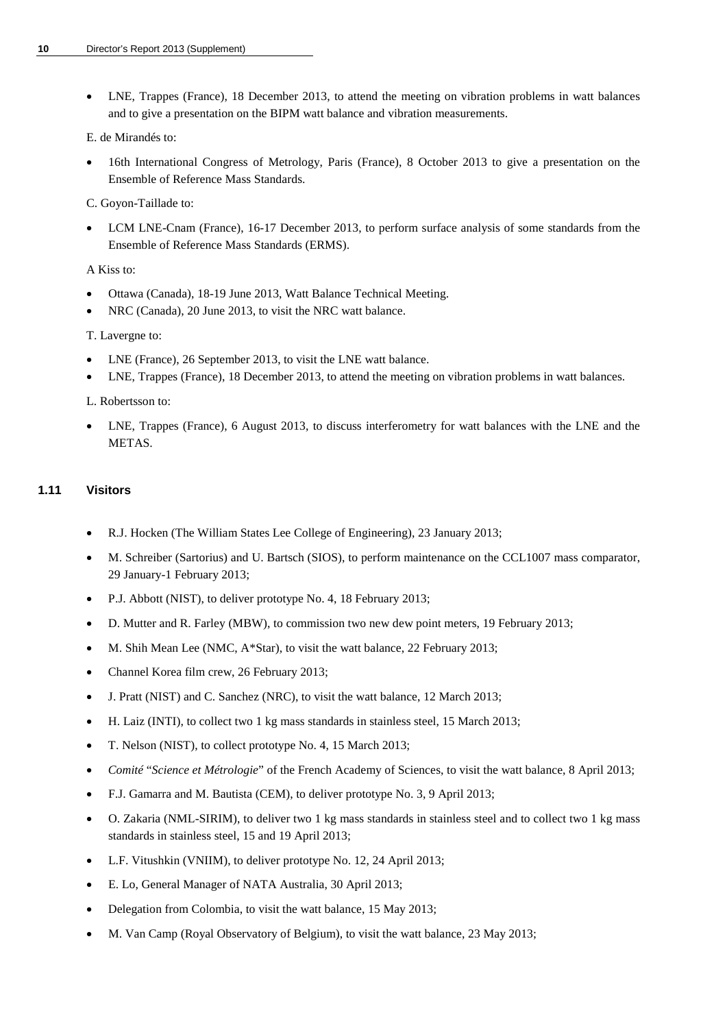- LNE, Trappes (France), 18 December 2013, to attend the meeting on vibration problems in watt balances and to give a presentation on the BIPM watt balance and vibration measurements.

E. de Mirandés to:

- 16th International Congress of Metrology, Paris (France), 8 October 2013 to give a presentation on the Ensemble of Reference Mass Standards.

C. Goyon-Taillade to:

- LCM LNE-Cnam (France), 16-17 December 2013, to perform surface analysis of some standards from the Ensemble of Reference Mass Standards (ERMS).

A Kiss to:

- Ottawa (Canada), 18-19 June 2013, Watt Balance Technical Meeting.
- NRC (Canada), 20 June 2013, to visit the NRC watt balance.

T. Lavergne to:

- LNE (France), 26 September 2013, to visit the LNE watt balance.
- LNE, Trappes (France), 18 December 2013, to attend the meeting on vibration problems in watt balances.

L. Robertsson to:

- LNE, Trappes (France), 6 August 2013, to discuss interferometry for watt balances with the LNE and the METAS.

### 1.11 Visitors

- R.J. Hocken (The William States Lee College of Engineering), 23 January 2013;
- M. Schreiber (Sartorius) and U. Bartsch (SIOS), to perform maintenance on the CCL1007 mass comparator, 29 January-1 February 2013;
- P.J. Abbott (NIST), to deliver prototype No. 4, 18 February 2013;
- D. Mutter and R. Farley (MBW), to commission two new dew point meters, 19 February 2013;
- M. Shih Mean Lee (NMC, A*Star), to visit the watt balance, 22 February 2013;
- Channel Korea film crew, 26 February 2013;
- J. Pratt (NIST) and C. Sanchez (NRC), to visit the watt balance, 12 March 2013;
- H. Laiz (INTI), to collect two 1 kg mass standards in stainless steel, 15 March 2013;
- T. Nelson (NIST), to collect prototype No. 4, 15 March 2013;
- *Comité* "*Science et Métrologie*" of the French Academy of Sciences, to visit the watt balance, 8 April 2013;
- F.J. Gamarra and M. Bautista (CEM), to deliver prototype No. 3, 9 April 2013;
- O. Zakaria (NML-SIRIM), to deliver two 1 kg mass standards in stainless steel and to collect two 1 kg mass standards in stainless steel, 15 and 19 April 2013;
- L.F. Vitushkin (VNIIM), to deliver prototype No. 12, 24 April 2013;
- E. Lo, General Manager of NATA Australia, 30 April 2013;
- Delegation from Colombia, to visit the watt balance, 15 May 2013;
- M. Van Camp (Royal Observatory of Belgium), to visit the watt balance, 23 May 2013;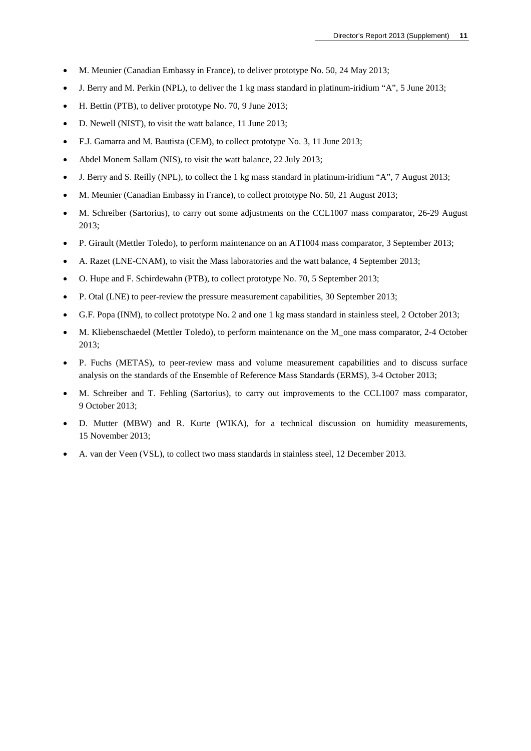- M. Meunier (Canadian Embassy in France), to deliver prototype No. 50, 24 May 2013;
- J. Berry and M. Perkin (NPL), to deliver the 1 kg mass standard in platinum-iridium “A”, 5 June 2013;
- H. Bettin (PTB), to deliver prototype No. 70, 9 June 2013;
- D. Newell (NIST), to visit the watt balance, 11 June 2013;
- F.J. Gamarra and M. Bautista (CEM), to collect prototype No. 3, 11 June 2013;
- Abdel Monem Sallam (NIS), to visit the watt balance, 22 July 2013;
- J. Berry and S. Reilly (NPL), to collect the 1 kg mass standard in platinum-iridium “A”, 7 August 2013;
- M. Meunier (Canadian Embassy in France), to collect prototype No. 50, 21 August 2013;
- M. Schreiber (Sartorius), to carry out some adjustments on the CCL1007 mass comparator, 26-29 August 2013;
- P. Girault (Mettler Toledo), to perform maintenance on an AT1004 mass comparator, 3 September 2013;
- A. Razet (LNE-CNAM), to visit the Mass laboratories and the watt balance, 4 September 2013;
- O. Hupe and F. Schirdewahn (PTB), to collect prototype No. 70, 5 September 2013;
- P. Otal (LNE) to peer-review the pressure measurement capabilities, 30 September 2013;
- G.F. Popa (INM), to collect prototype No. 2 and one 1 kg mass standard in stainless steel, 2 October 2013;
- M. Kliebenschaedel (Mettler Toledo), to perform maintenance on the M_one mass comparator, 2-4 October 2013;
- P. Fuchs (METAS), to peer-review mass and volume measurement capabilities and to discuss surface analysis on the standards of the Ensemble of Reference Mass Standards (ERMS), 3-4 October 2013;
- M. Schreiber and T. Fehling (Sartorius), to carry out improvements to the CCL1007 mass comparator, 9 October 2013;
- D. Mutter (MBW) and R. Kurte (WIKA), for a technical discussion on humidity measurements, 15 November 2013;
- A. van der Veen (VSL), to collect two mass standards in stainless steel, 12 December 2013.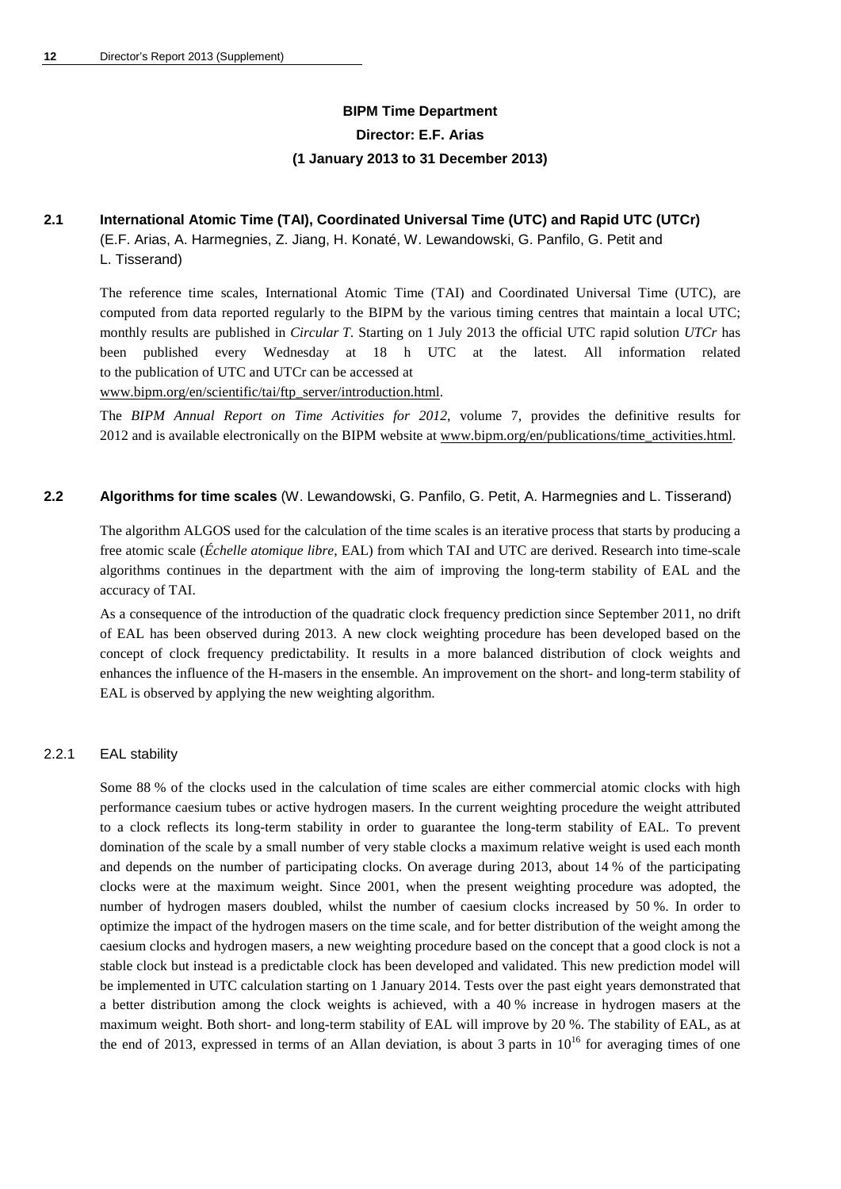**BIPM Time Department**

**Director: E.F. Arias**

**(1 January 2013 to 31 December 2013)**

## 2.1 International Atomic Time (TAI), Coordinated Universal Time (UTC) and Rapid UTC (UTCr)

(E.F. Arias, A. Harmegnies, Z. Jiang, H. Konaté, W. Lewandowski, G. Panfilo, G. Petit and L. Tisserand)

The reference time scales, International Atomic Time (TAI) and Coordinated Universal Time (UTC), are computed from data reported regularly to the BIPM by the various timing centres that maintain a local UTC; monthly results are published in *Circular T*. Starting on 1 July 2013 the official UTC rapid solution *UTCr* has been published every Wednesday at 18 h UTC at the latest. All information related to the publication of UTC and UTCr can be accessed at www.bipm.org/en/scientific/tai/ftp_server/introduction.html.

The *BIPM Annual Report on Time Activities for 2012*, volume 7, provides the definitive results for 2012 and is available electronically on the BIPM website at www.bipm.org/en/publications/time_activities.html.

## 2.2 Algorithms for time scales (W. Lewandowski, G. Panfilo, G. Petit, A. Harmegnies and L. Tisserand)

The algorithm ALGOS used for the calculation of the time scales is an iterative process that starts by producing a free atomic scale (*Échelle atomique libre*, EAL) from which TAI and UTC are derived. Research into time-scale algorithms continues in the department with the aim of improving the long-term stability of EAL and the accuracy of TAI.

As a consequence of the introduction of the quadratic clock frequency prediction since September 2011, no drift of EAL has been observed during 2013. A new clock weighting procedure has been developed based on the concept of clock frequency predictability. It results in a more balanced distribution of clock weights and enhances the influence of the H-masers in the ensemble. An improvement on the short- and long-term stability of EAL is observed by applying the new weighting algorithm.

### 2.2.1 EAL stability

Some 88 % of the clocks used in the calculation of time scales are either commercial atomic clocks with high performance caesium tubes or active hydrogen masers. In the current weighting procedure the weight attributed to a clock reflects its long-term stability in order to guarantee the long-term stability of EAL. To prevent domination of the scale by a small number of very stable clocks a maximum relative weight is used each month and depends on the number of participating clocks. On average during 2013, about 14 % of the participating clocks were at the maximum weight. Since 2001, when the present weighting procedure was adopted, the number of hydrogen masers doubled, whilst the number of caesium clocks increased by 50 %. In order to optimize the impact of the hydrogen masers on the time scale, and for better distribution of the weight among the caesium clocks and hydrogen masers, a new weighting procedure based on the concept that a good clock is not a stable clock but instead is a predictable clock has been developed and validated. This new prediction model will be implemented in UTC calculation starting on 1 January 2014. Tests over the past eight years demonstrated that a better distribution among the clock weights is achieved, with a 40 % increase in hydrogen masers at the maximum weight. Both short- and long-term stability of EAL will improve by 20 %. The stability of EAL, as at the end of 2013, expressed in terms of an Allan deviation, is about 3 parts in $10^{16}$ for averaging times of one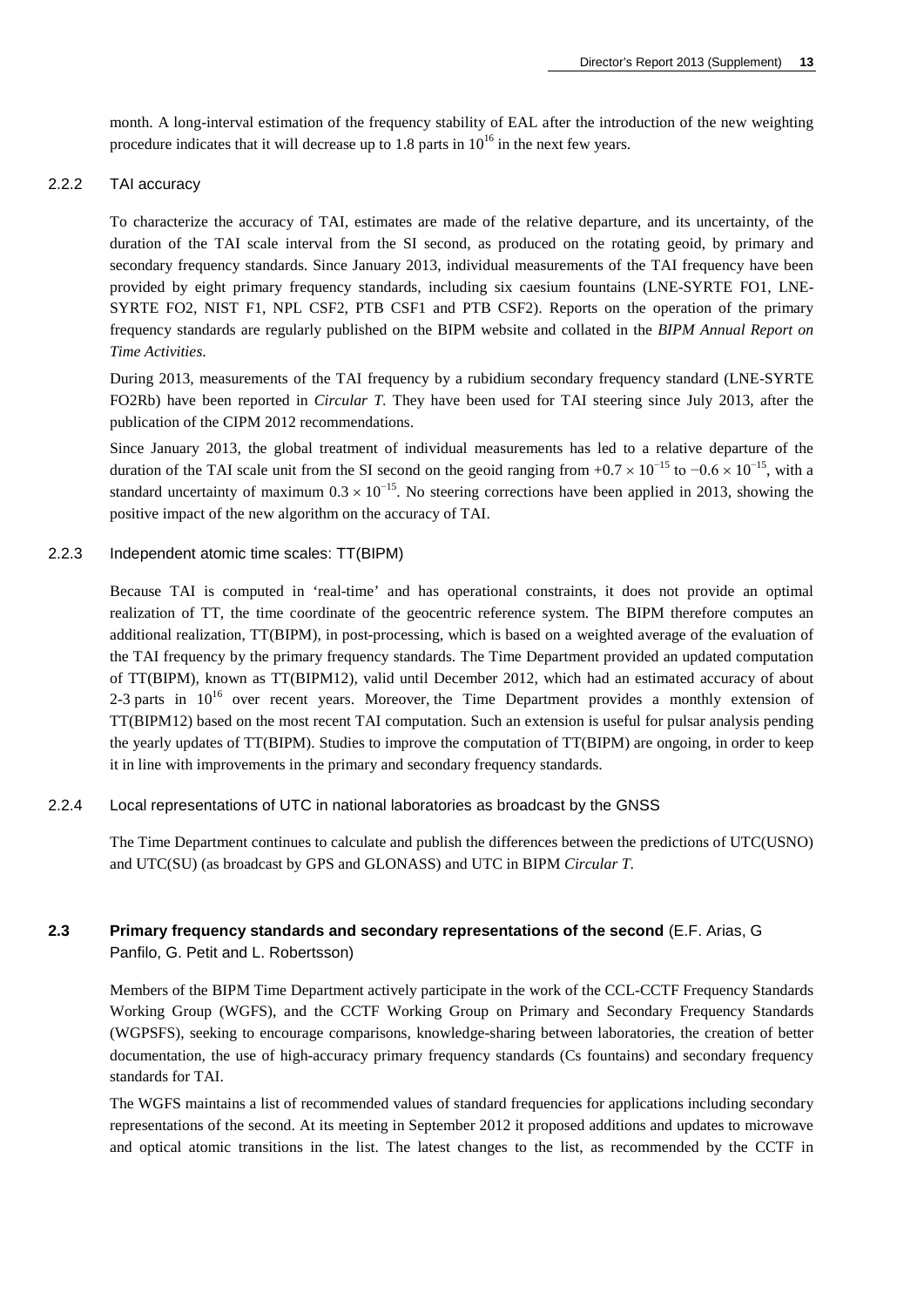month. A long-interval estimation of the frequency stability of EAL after the introduction of the new weighting procedure indicates that it will decrease up to 1.8 parts in $10^{16}$ in the next few years.

### 2.2.2 TAI accuracy

To characterize the accuracy of TAI, estimates are made of the relative departure, and its uncertainty, of the duration of the TAI scale interval from the SI second, as produced on the rotating geoid, by primary and secondary frequency standards. Since January 2013, individual measurements of the TAI frequency have been provided by eight primary frequency standards, including six caesium fountains (LNE-SYRTE FO1, LNE-SYRTE FO2, NIST F1, NPL CSF2, PTB CSF1 and PTB CSF2). Reports on the operation of the primary frequency standards are regularly published on the BIPM website and collated in the *BIPM Annual Report on Time Activities*.

During 2013, measurements of the TAI frequency by a rubidium secondary frequency standard (LNE-SYRTE FO2Rb) have been reported in *Circular T*. They have been used for TAI steering since July 2013, after the publication of the CIPM 2012 recommendations.

Since January 2013, the global treatment of individual measurements has led to a relative departure of the duration of the TAI scale unit from the SI second on the geoid ranging from $+0.7 \times 10^{-15}$ to $-0.6 \times 10^{-15}$, with a standard uncertainty of maximum $0.3 \times 10^{-15}$. No steering corrections have been applied in 2013, showing the positive impact of the new algorithm on the accuracy of TAI.

### 2.2.3 Independent atomic time scales: TT(BIPM)

Because TAI is computed in 'real-time' and has operational constraints, it does not provide an optimal realization of TT, the time coordinate of the geocentric reference system. The BIPM therefore computes an additional realization, TT(BIPM), in post-processing, which is based on a weighted average of the evaluation of the TAI frequency by the primary frequency standards. The Time Department provided an updated computation of TT(BIPM), known as TT(BIPM12), valid until December 2012, which had an estimated accuracy of about 2-3 parts in $10^{16}$ over recent years. Moreover, the Time Department provides a monthly extension of TT(BIPM12) based on the most recent TAI computation. Such an extension is useful for pulsar analysis pending the yearly updates of TT(BIPM). Studies to improve the computation of TT(BIPM) are ongoing, in order to keep it in line with improvements in the primary and secondary frequency standards.

### 2.2.4 Local representations of UTC in national laboratories as broadcast by the GNSS

The Time Department continues to calculate and publish the differences between the predictions of UTC(USNO) and UTC(SU) (as broadcast by GPS and GLONASS) and UTC in BIPM *Circular T*.

## 2.3 Primary frequency standards and secondary representations of the second (E.F. Arias, G Panfilo, G. Petit and L. Robertsson)

Members of the BIPM Time Department actively participate in the work of the CCL-CCTF Frequency Standards Working Group (WGFS), and the CCTF Working Group on Primary and Secondary Frequency Standards (WGPSFS), seeking to encourage comparisons, knowledge-sharing between laboratories, the creation of better documentation, the use of high-accuracy primary frequency standards (Cs fountains) and secondary frequency standards for TAI.

The WGFS maintains a list of recommended values of standard frequencies for applications including secondary representations of the second. At its meeting in September 2012 it proposed additions and updates to microwave and optical atomic transitions in the list. The latest changes to the list, as recommended by the CCTF in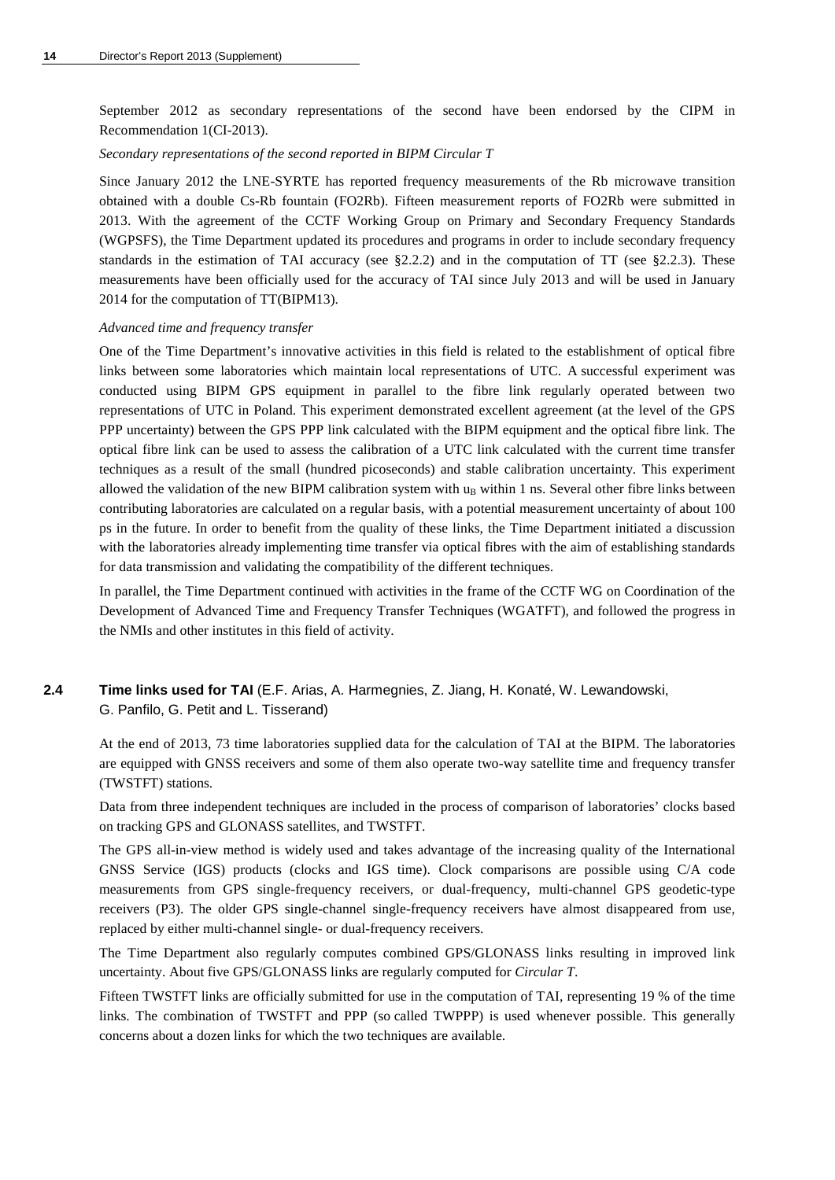September 2012 as secondary representations of the second have been endorsed by the CIPM in Recommendation 1(CI-2013).

*Secondary representations of the second reported in BIPM Circular T*

Since January 2012 the LNE-SYRTE has reported frequency measurements of the Rb microwave transition obtained with a double Cs-Rb fountain (FO2Rb). Fifteen measurement reports of FO2Rb were submitted in 2013. With the agreement of the CCTF Working Group on Primary and Secondary Frequency Standards (WGPSFS), the Time Department updated its procedures and programs in order to include secondary frequency standards in the estimation of TAI accuracy (see §2.2.2) and in the computation of TT (see §2.2.3). These measurements have been officially used for the accuracy of TAI since July 2013 and will be used in January 2014 for the computation of TT(BIPM13).

*Advanced time and frequency transfer*

One of the Time Department's innovative activities in this field is related to the establishment of optical fibre links between some laboratories which maintain local representations of UTC. A successful experiment was conducted using BIPM GPS equipment in parallel to the fibre link regularly operated between two representations of UTC in Poland. This experiment demonstrated excellent agreement (at the level of the GPS PPP uncertainty) between the GPS PPP link calculated with the BIPM equipment and the optical fibre link. The optical fibre link can be used to assess the calibration of a UTC link calculated with the current time transfer techniques as a result of the small (hundred picoseconds) and stable calibration uncertainty. This experiment allowed the validation of the new BIPM calibration system with $u_B$ within 1 ns. Several other fibre links between contributing laboratories are calculated on a regular basis, with a potential measurement uncertainty of about 100 ps in the future. In order to benefit from the quality of these links, the Time Department initiated a discussion with the laboratories already implementing time transfer via optical fibres with the aim of establishing standards for data transmission and validating the compatibility of the different techniques.

In parallel, the Time Department continued with activities in the frame of the CCTF WG on Coordination of the Development of Advanced Time and Frequency Transfer Techniques (WGATFT), and followed the progress in the NMIs and other institutes in this field of activity.

## 2.4 Time links used for TAI (E.F. Arias, A. Harmegnies, Z. Jiang, H. Konaté, W. Lewandowski, G. Panfilo, G. Petit and L. Tisserand)

At the end of 2013, 73 time laboratories supplied data for the calculation of TAI at the BIPM. The laboratories are equipped with GNSS receivers and some of them also operate two-way satellite time and frequency transfer (TWSTFT) stations.

Data from three independent techniques are included in the process of comparison of laboratories' clocks based on tracking GPS and GLONASS satellites, and TWSTFT.

The GPS all-in-view method is widely used and takes advantage of the increasing quality of the International GNSS Service (IGS) products (clocks and IGS time). Clock comparisons are possible using C/A code measurements from GPS single-frequency receivers, or dual-frequency, multi-channel GPS geodetic-type receivers (P3). The older GPS single-channel single-frequency receivers have almost disappeared from use, replaced by either multi-channel single- or dual-frequency receivers.

The Time Department also regularly computes combined GPS/GLONASS links resulting in improved link uncertainty. About five GPS/GLONASS links are regularly computed for *Circular T*.

Fifteen TWSTFT links are officially submitted for use in the computation of TAI, representing 19 % of the time links. The combination of TWSTFT and PPP (so called TWPPP) is used whenever possible. This generally concerns about a dozen links for which the two techniques are available.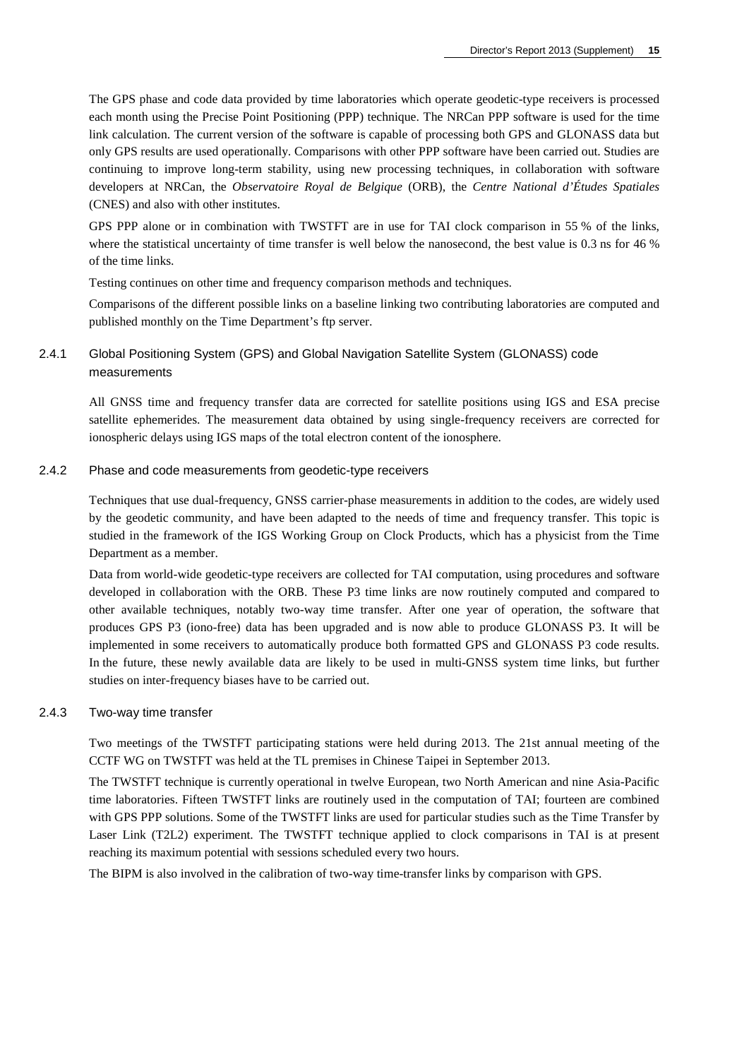The GPS phase and code data provided by time laboratories which operate geodetic-type receivers is processed each month using the Precise Point Positioning (PPP) technique. The NRCan PPP software is used for the time link calculation. The current version of the software is capable of processing both GPS and GLONASS data but only GPS results are used operationally. Comparisons with other PPP software have been carried out. Studies are continuing to improve long-term stability, using new processing techniques, in collaboration with software developers at NRCan, the *Observatoire Royal de Belgique* (ORB), the *Centre National d'Études Spatiales* (CNES) and also with other institutes.

GPS PPP alone or in combination with TWSTFT are in use for TAI clock comparison in 55 % of the links, where the statistical uncertainty of time transfer is well below the nanosecond, the best value is 0.3 ns for 46 % of the time links.

Testing continues on other time and frequency comparison methods and techniques.

Comparisons of the different possible links on a baseline linking two contributing laboratories are computed and published monthly on the Time Department's ftp server.

### 2.4.1 Global Positioning System (GPS) and Global Navigation Satellite System (GLONASS) code measurements

All GNSS time and frequency transfer data are corrected for satellite positions using IGS and ESA precise satellite ephemerides. The measurement data obtained by using single-frequency receivers are corrected for ionospheric delays using IGS maps of the total electron content of the ionosphere.

### 2.4.2 Phase and code measurements from geodetic-type receivers

Techniques that use dual-frequency, GNSS carrier-phase measurements in addition to the codes, are widely used by the geodetic community, and have been adapted to the needs of time and frequency transfer. This topic is studied in the framework of the IGS Working Group on Clock Products, which has a physicist from the Time Department as a member.

Data from world-wide geodetic-type receivers are collected for TAI computation, using procedures and software developed in collaboration with the ORB. These P3 time links are now routinely computed and compared to other available techniques, notably two-way time transfer. After one year of operation, the software that produces GPS P3 (iono-free) data has been upgraded and is now able to produce GLONASS P3. It will be implemented in some receivers to automatically produce both formatted GPS and GLONASS P3 code results. In the future, these newly available data are likely to be used in multi-GNSS system time links, but further studies on inter-frequency biases have to be carried out.

### 2.4.3 Two-way time transfer

Two meetings of the TWSTFT participating stations were held during 2013. The 21st annual meeting of the CCTF WG on TWSTFT was held at the TL premises in Chinese Taipei in September 2013.

The TWSTFT technique is currently operational in twelve European, two North American and nine Asia-Pacific time laboratories. Fifteen TWSTFT links are routinely used in the computation of TAI; fourteen are combined with GPS PPP solutions. Some of the TWSTFT links are used for particular studies such as the Time Transfer by Laser Link (T2L2) experiment. The TWSTFT technique applied to clock comparisons in TAI is at present reaching its maximum potential with sessions scheduled every two hours.

The BIPM is also involved in the calibration of two-way time-transfer links by comparison with GPS.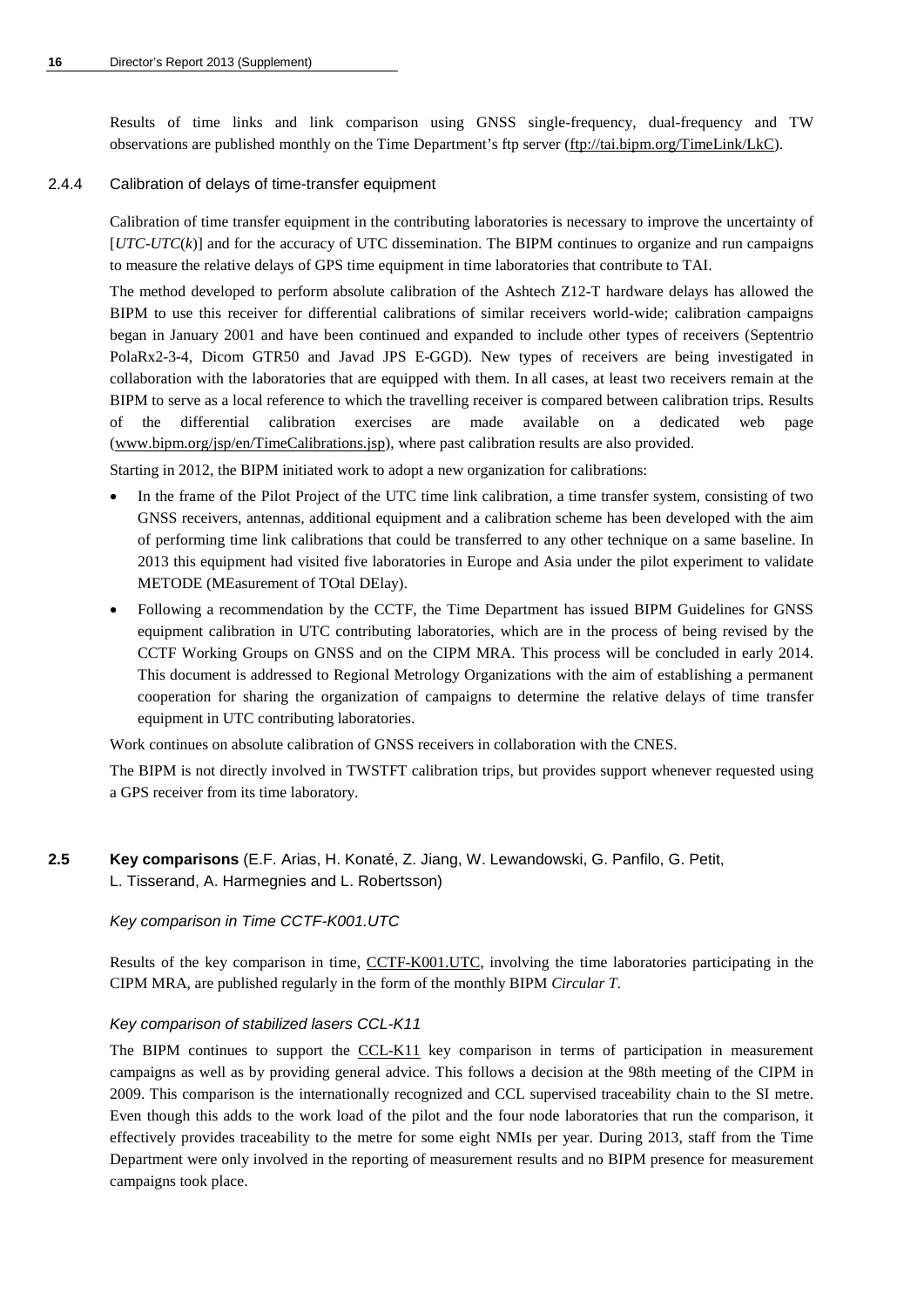Results of time links and link comparison using GNSS single-frequency, dual-frequency and TW observations are published monthly on the Time Department's ftp server (ftp://tai.bipm.org/TimeLink/LkC).

### 2.4.4 Calibration of delays of time-transfer equipment

Calibration of time transfer equipment in the contributing laboratories is necessary to improve the uncertainty of [*UTC-UTC*(*k*)] and for the accuracy of UTC dissemination. The BIPM continues to organize and run campaigns to measure the relative delays of GPS time equipment in time laboratories that contribute to TAI.

The method developed to perform absolute calibration of the Ashtech Z12-T hardware delays has allowed the BIPM to use this receiver for differential calibrations of similar receivers world-wide; calibration campaigns began in January 2001 and have been continued and expanded to include other types of receivers (Septentrio PolaRx2-3-4, Dicom GTR50 and Javad JPS E-GGD). New types of receivers are being investigated in collaboration with the laboratories that are equipped with them. In all cases, at least two receivers remain at the BIPM to serve as a local reference to which the travelling receiver is compared between calibration trips. Results of the differential calibration exercises are made available on a dedicated web page (www.bipm.org/jsp/en/TimeCalibrations.jsp), where past calibration results are also provided.

Starting in 2012, the BIPM initiated work to adopt a new organization for calibrations:

- In the frame of the Pilot Project of the UTC time link calibration, a time transfer system, consisting of two GNSS receivers, antennas, additional equipment and a calibration scheme has been developed with the aim of performing time link calibrations that could be transferred to any other technique on a same baseline. In 2013 this equipment had visited five laboratories in Europe and Asia under the pilot experiment to validate METODE (MEasurement of TOtal DElay).
- Following a recommendation by the CCTF, the Time Department has issued BIPM Guidelines for GNSS equipment calibration in UTC contributing laboratories, which are in the process of being revised by the CCTF Working Groups on GNSS and on the CIPM MRA. This process will be concluded in early 2014. This document is addressed to Regional Metrology Organizations with the aim of establishing a permanent cooperation for sharing the organization of campaigns to determine the relative delays of time transfer equipment in UTC contributing laboratories.

Work continues on absolute calibration of GNSS receivers in collaboration with the CNES.

The BIPM is not directly involved in TWSTFT calibration trips, but provides support whenever requested using a GPS receiver from its time laboratory.

## 2.5 Key comparisons (E.F. Arias, H. Konaté, Z. Jiang, W. Lewandowski, G. Panfilo, G. Petit, L. Tisserand, A. Harmegnies and L. Robertsson)

*Key comparison in Time CCTF-K001.UTC*

Results of the key comparison in time, CCTF-K001.UTC, involving the time laboratories participating in the CIPM MRA, are published regularly in the form of the monthly BIPM *Circular T*.

*Key comparison of stabilized lasers CCL-K11*

The BIPM continues to support the CCL-K11 key comparison in terms of participation in measurement campaigns as well as by providing general advice. This follows a decision at the 98th meeting of the CIPM in 2009. This comparison is the internationally recognized and CCL supervised traceability chain to the SI metre. Even though this adds to the work load of the pilot and the four node laboratories that run the comparison, it effectively provides traceability to the metre for some eight NMIs per year. During 2013, staff from the Time Department were only involved in the reporting of measurement results and no BIPM presence for measurement campaigns took place.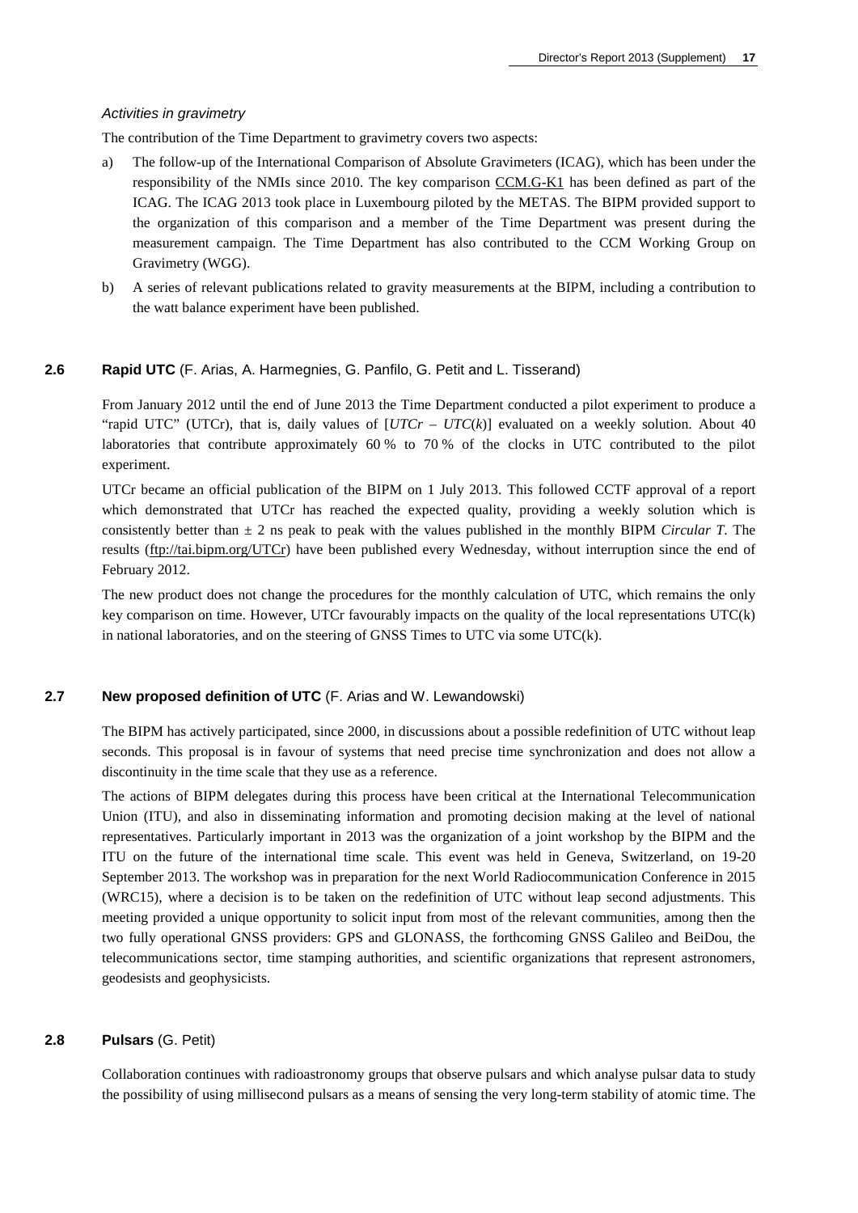*Activities in gravimetry*

The contribution of the Time Department to gravimetry covers two aspects:

a) The follow-up of the International Comparison of Absolute Gravimeters (ICAG), which has been under the responsibility of the NMIs since 2010. The key comparison CCM.G-K1 has been defined as part of the ICAG. The ICAG 2013 took place in Luxembourg piloted by the METAS. The BIPM provided support to the organization of this comparison and a member of the Time Department was present during the measurement campaign. The Time Department has also contributed to the CCM Working Group on Gravimetry (WGG).

b) A series of relevant publications related to gravity measurements at the BIPM, including a contribution to the watt balance experiment have been published.

### 2.6 Rapid UTC (F. Arias, A. Harmegnies, G. Panfilo, G. Petit and L. Tisserand)

From January 2012 until the end of June 2013 the Time Department conducted a pilot experiment to produce a "rapid UTC" (UTCr), that is, daily values of [$UTCr$ – $UTC(k)$] evaluated on a weekly solution. About 40 laboratories that contribute approximately 60 % to 70 % of the clocks in UTC contributed to the pilot experiment.

UTCr became an official publication of the BIPM on 1 July 2013. This followed CCTF approval of a report which demonstrated that UTCr has reached the expected quality, providing a weekly solution which is consistently better than ± 2 ns peak to peak with the values published in the monthly BIPM *Circular T*. The results (ftp://tai.bipm.org/UTCr) have been published every Wednesday, without interruption since the end of February 2012.

The new product does not change the procedures for the monthly calculation of UTC, which remains the only key comparison on time. However, UTCr favourably impacts on the quality of the local representations UTC(k) in national laboratories, and on the steering of GNSS Times to UTC via some UTC(k).

### 2.7 New proposed definition of UTC (F. Arias and W. Lewandowski)

The BIPM has actively participated, since 2000, in discussions about a possible redefinition of UTC without leap seconds. This proposal is in favour of systems that need precise time synchronization and does not allow a discontinuity in the time scale that they use as a reference.

The actions of BIPM delegates during this process have been critical at the International Telecommunication Union (ITU), and also in disseminating information and promoting decision making at the level of national representatives. Particularly important in 2013 was the organization of a joint workshop by the BIPM and the ITU on the future of the international time scale. This event was held in Geneva, Switzerland, on 19-20 September 2013. The workshop was in preparation for the next World Radiocommunication Conference in 2015 (WRC15), where a decision is to be taken on the redefinition of UTC without leap second adjustments. This meeting provided a unique opportunity to solicit input from most of the relevant communities, among then the two fully operational GNSS providers: GPS and GLONASS, the forthcoming GNSS Galileo and BeiDou, the telecommunications sector, time stamping authorities, and scientific organizations that represent astronomers, geodesists and geophysicists.

### 2.8 Pulsars (G. Petit)

Collaboration continues with radioastronomy groups that observe pulsars and which analyse pulsar data to study the possibility of using millisecond pulsars as a means of sensing the very long-term stability of atomic time. The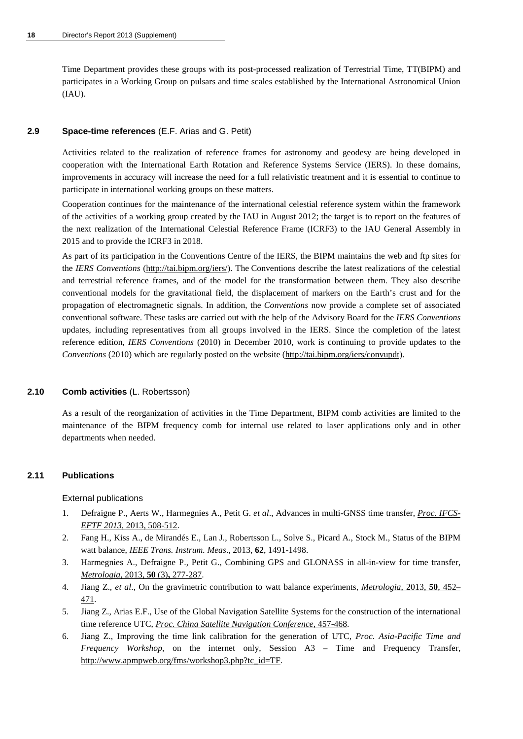Time Department provides these groups with its post-processed realization of Terrestrial Time, TT(BIPM) and participates in a Working Group on pulsars and time scales established by the International Astronomical Union (IAU).

### 2.9 Space-time references (E.F. Arias and G. Petit)

Activities related to the realization of reference frames for astronomy and geodesy are being developed in cooperation with the International Earth Rotation and Reference Systems Service (IERS). In these domains, improvements in accuracy will increase the need for a full relativistic treatment and it is essential to continue to participate in international working groups on these matters.

Cooperation continues for the maintenance of the international celestial reference system within the framework of the activities of a working group created by the IAU in August 2012; the target is to report on the features of the next realization of the International Celestial Reference Frame (ICRF3) to the IAU General Assembly in 2015 and to provide the ICRF3 in 2018.

As part of its participation in the Conventions Centre of the IERS, the BIPM maintains the web and ftp sites for the *IERS Conventions* (http://tai.bipm.org/iers/). The Conventions describe the latest realizations of the celestial and terrestrial reference frames, and of the model for the transformation between them. They also describe conventional models for the gravitational field, the displacement of markers on the Earth's crust and for the propagation of electromagnetic signals. In addition, the *Conventions* now provide a complete set of associated conventional software. These tasks are carried out with the help of the Advisory Board for the *IERS Conventions* updates, including representatives from all groups involved in the IERS. Since the completion of the latest reference edition, *IERS Conventions* (2010) in December 2010, work is continuing to provide updates to the *Conventions* (2010) which are regularly posted on the website (http://tai.bipm.org/iers/convupdt).

### 2.10 Comb activities (L. Robertsson)

As a result of the reorganization of activities in the Time Department, BIPM comb activities are limited to the maintenance of the BIPM frequency comb for internal use related to laser applications only and in other departments when needed.

### 2.11 Publications

External publications

1. Defraigne P., Aerts W., Harmegnies A., Petit G. *et al*., Advances in multi-GNSS time transfer, *Proc. IFCS-EFTF 2013*, 2013, 508-512.
2. Fang H., Kiss A., de Mirandés E., Lan J., Robertsson L., Solve S., Picard A., Stock M., Status of the BIPM watt balance, *IEEE Trans. Instrum. Meas*., 2013, **62**, 1491-1498.
3. Harmegnies A., Defraigne P., Petit G., Combining GPS and GLONASS in all-in-view for time transfer, *Metrologia*, 2013, **50** (3)**,** 277-287.
4. Jiang Z., *et al*., On the gravimetric contribution to watt balance experiments, *Metrologia*, 2013, **50**, 452–471.
5. Jiang Z., Arias E.F., Use of the Global Navigation Satellite Systems for the construction of the international time reference UTC, *Proc. China Satellite Navigation Conference*, 457-468.
6. Jiang Z., Improving the time link calibration for the generation of UTC, *Proc. Asia-Pacific Time and Frequency Workshop*, on the internet only, Session A3 – Time and Frequency Transfer, http://www.apmpweb.org/fms/workshop3.php?tc_id=TF.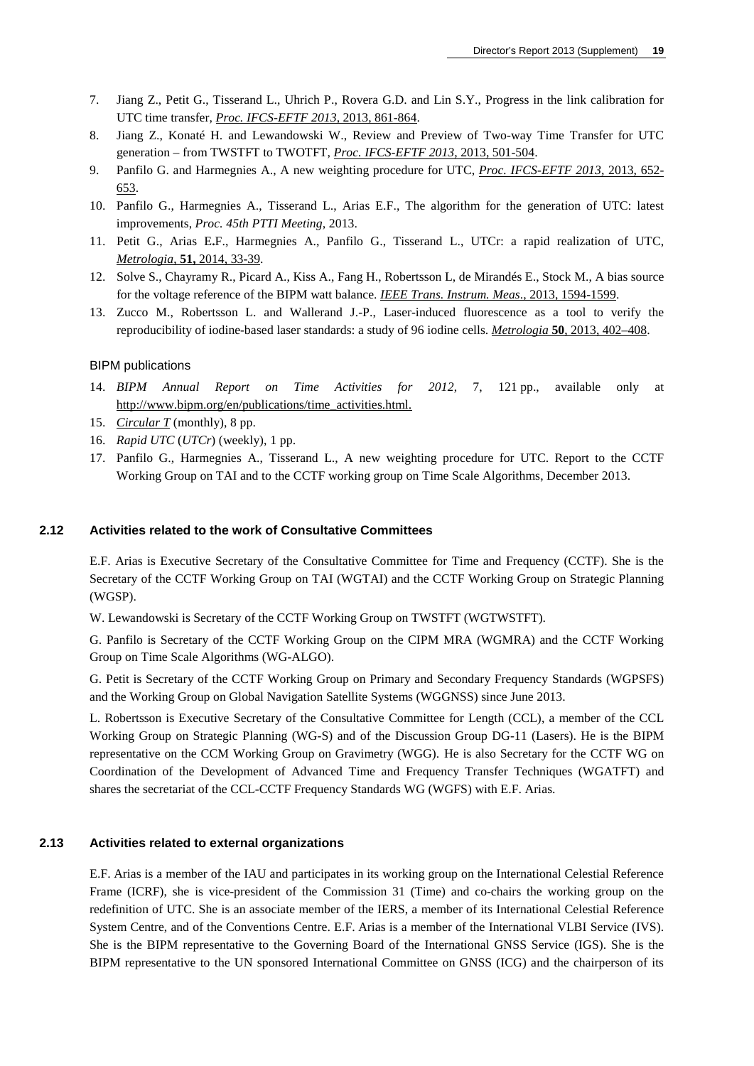7. Jiang Z., Petit G., Tisserand L., Uhrich P., Rovera G.D. and Lin S.Y., Progress in the link calibration for UTC time transfer, *Proc. IFCS-EFTF 2013*, 2013, 861-864.
8. Jiang Z., Konaté H. and Lewandowski W., Review and Preview of Two-way Time Transfer for UTC generation – from TWSTFT to TWOTFT, *Proc. IFCS-EFTF 2013*, 2013, 501-504.
9. Panfilo G. and Harmegnies A., A new weighting procedure for UTC, *Proc. IFCS-EFTF 2013*, 2013, 652-653.
10. Panfilo G., Harmegnies A., Tisserand L., Arias E.F., The algorithm for the generation of UTC: latest improvements, *Proc. 45th PTTI Meeting*, 2013.
11. Petit G., Arias E.F., Harmegnies A., Panfilo G., Tisserand L., UTCr: a rapid realization of UTC, *Metrologia*, **51,** 2014, 33-39.
12. Solve S., Chayramy R., Picard A., Kiss A., Fang H., Robertsson L, de Mirandés E., Stock M., A bias source for the voltage reference of the BIPM watt balance. *IEEE Trans. Instrum. Meas*., 2013, 1594-1599.
13. Zucco M., Robertsson L. and Wallerand J.-P., Laser-induced fluorescence as a tool to verify the reproducibility of iodine-based laser standards: a study of 96 iodine cells. *Metrologia* **50**, 2013, 402–408.

BIPM publications

14. *BIPM Annual Report on Time Activities for 2012*, 7, 121 pp., available only at http://www.bipm.org/en/publications/time_activities.html.
15. *Circular T* (monthly), 8 pp.
16. *Rapid UTC* (*UTCr*) (weekly), 1 pp.
17. Panfilo G., Harmegnies A., Tisserand L., A new weighting procedure for UTC. Report to the CCTF Working Group on TAI and to the CCTF working group on Time Scale Algorithms, December 2013.

### 2.12 Activities related to the work of Consultative Committees

E.F. Arias is Executive Secretary of the Consultative Committee for Time and Frequency (CCTF). She is the Secretary of the CCTF Working Group on TAI (WGTAI) and the CCTF Working Group on Strategic Planning (WGSP).

W. Lewandowski is Secretary of the CCTF Working Group on TWSTFT (WGTWSTFT).

G. Panfilo is Secretary of the CCTF Working Group on the CIPM MRA (WGMRA) and the CCTF Working Group on Time Scale Algorithms (WG-ALGO).

G. Petit is Secretary of the CCTF Working Group on Primary and Secondary Frequency Standards (WGPSFS) and the Working Group on Global Navigation Satellite Systems (WGGNSS) since June 2013.

L. Robertsson is Executive Secretary of the Consultative Committee for Length (CCL), a member of the CCL Working Group on Strategic Planning (WG-S) and of the Discussion Group DG-11 (Lasers). He is the BIPM representative on the CCM Working Group on Gravimetry (WGG). He is also Secretary for the CCTF WG on Coordination of the Development of Advanced Time and Frequency Transfer Techniques (WGATFT) and shares the secretariat of the CCL-CCTF Frequency Standards WG (WGFS) with E.F. Arias.

### 2.13 Activities related to external organizations

E.F. Arias is a member of the IAU and participates in its working group on the International Celestial Reference Frame (ICRF), she is vice-president of the Commission 31 (Time) and co-chairs the working group on the redefinition of UTC. She is an associate member of the IERS, a member of its International Celestial Reference System Centre, and of the Conventions Centre. E.F. Arias is a member of the International VLBI Service (IVS). She is the BIPM representative to the Governing Board of the International GNSS Service (IGS). She is the BIPM representative to the UN sponsored International Committee on GNSS (ICG) and the chairperson of its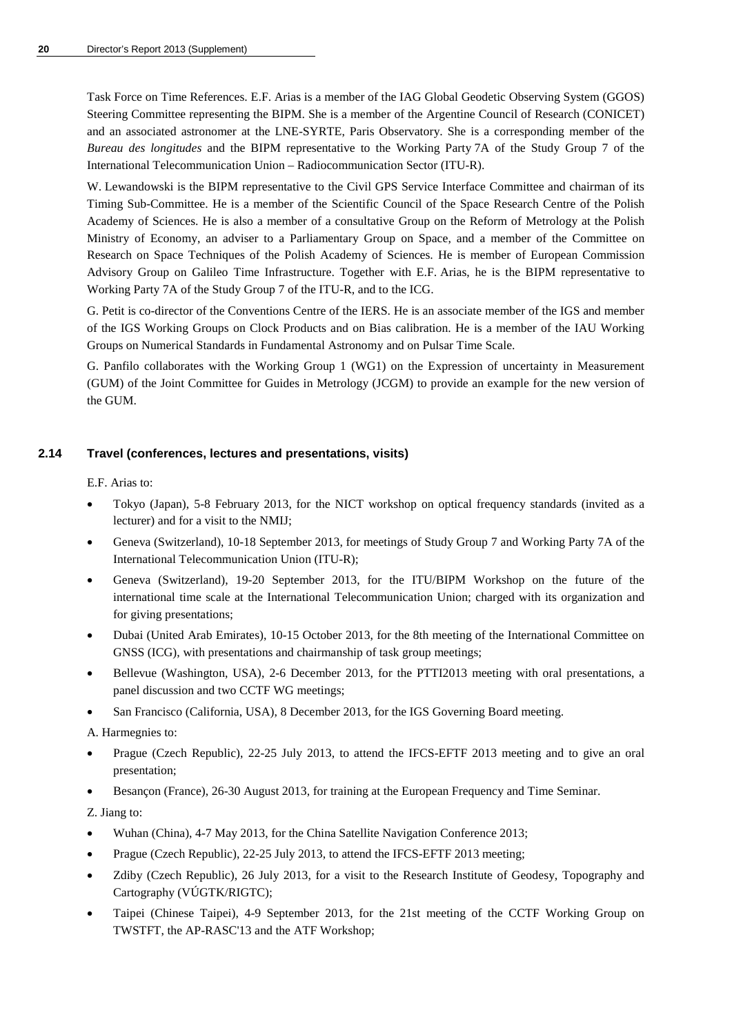Task Force on Time References. E.F. Arias is a member of the IAG Global Geodetic Observing System (GGOS) Steering Committee representing the BIPM. She is a member of the Argentine Council of Research (CONICET) and an associated astronomer at the LNE-SYRTE, Paris Observatory. She is a corresponding member of the *Bureau des longitudes* and the BIPM representative to the Working Party 7A of the Study Group 7 of the International Telecommunication Union – Radiocommunication Sector (ITU-R).

W. Lewandowski is the BIPM representative to the Civil GPS Service Interface Committee and chairman of its Timing Sub-Committee. He is a member of the Scientific Council of the Space Research Centre of the Polish Academy of Sciences. He is also a member of a consultative Group on the Reform of Metrology at the Polish Ministry of Economy, an adviser to a Parliamentary Group on Space, and a member of the Committee on Research on Space Techniques of the Polish Academy of Sciences. He is member of European Commission Advisory Group on Galileo Time Infrastructure. Together with E.F. Arias, he is the BIPM representative to Working Party 7A of the Study Group 7 of the ITU-R, and to the ICG.

G. Petit is co-director of the Conventions Centre of the IERS. He is an associate member of the IGS and member of the IGS Working Groups on Clock Products and on Bias calibration. He is a member of the IAU Working Groups on Numerical Standards in Fundamental Astronomy and on Pulsar Time Scale.

G. Panfilo collaborates with the Working Group 1 (WG1) on the Expression of uncertainty in Measurement (GUM) of the Joint Committee for Guides in Metrology (JCGM) to provide an example for the new version of the GUM.

### 2.14 Travel (conferences, lectures and presentations, visits)

E.F. Arias to:

- Tokyo (Japan), 5-8 February 2013, for the NICT workshop on optical frequency standards (invited as a lecturer) and for a visit to the NMIJ;
- Geneva (Switzerland), 10-18 September 2013, for meetings of Study Group 7 and Working Party 7A of the International Telecommunication Union (ITU-R);
- Geneva (Switzerland), 19-20 September 2013, for the ITU/BIPM Workshop on the future of the international time scale at the International Telecommunication Union; charged with its organization and for giving presentations;
- Dubai (United Arab Emirates), 10-15 October 2013, for the 8th meeting of the International Committee on GNSS (ICG), with presentations and chairmanship of task group meetings;
- Bellevue (Washington, USA), 2-6 December 2013, for the PTTI2013 meeting with oral presentations, a panel discussion and two CCTF WG meetings;
- San Francisco (California, USA), 8 December 2013, for the IGS Governing Board meeting.

A. Harmegnies to:

- Prague (Czech Republic), 22-25 July 2013, to attend the IFCS-EFTF 2013 meeting and to give an oral presentation;
- Besançon (France), 26-30 August 2013, for training at the European Frequency and Time Seminar.

Z. Jiang to:

- Wuhan (China), 4-7 May 2013, for the China Satellite Navigation Conference 2013;
- Prague (Czech Republic), 22-25 July 2013, to attend the IFCS-EFTF 2013 meeting;
- Zdiby (Czech Republic), 26 July 2013, for a visit to the Research Institute of Geodesy, Topography and Cartography (VÚGTK/RIGTC);
- Taipei (Chinese Taipei), 4-9 September 2013, for the 21st meeting of the CCTF Working Group on TWSTFT, the AP-RASC'13 and the ATF Workshop;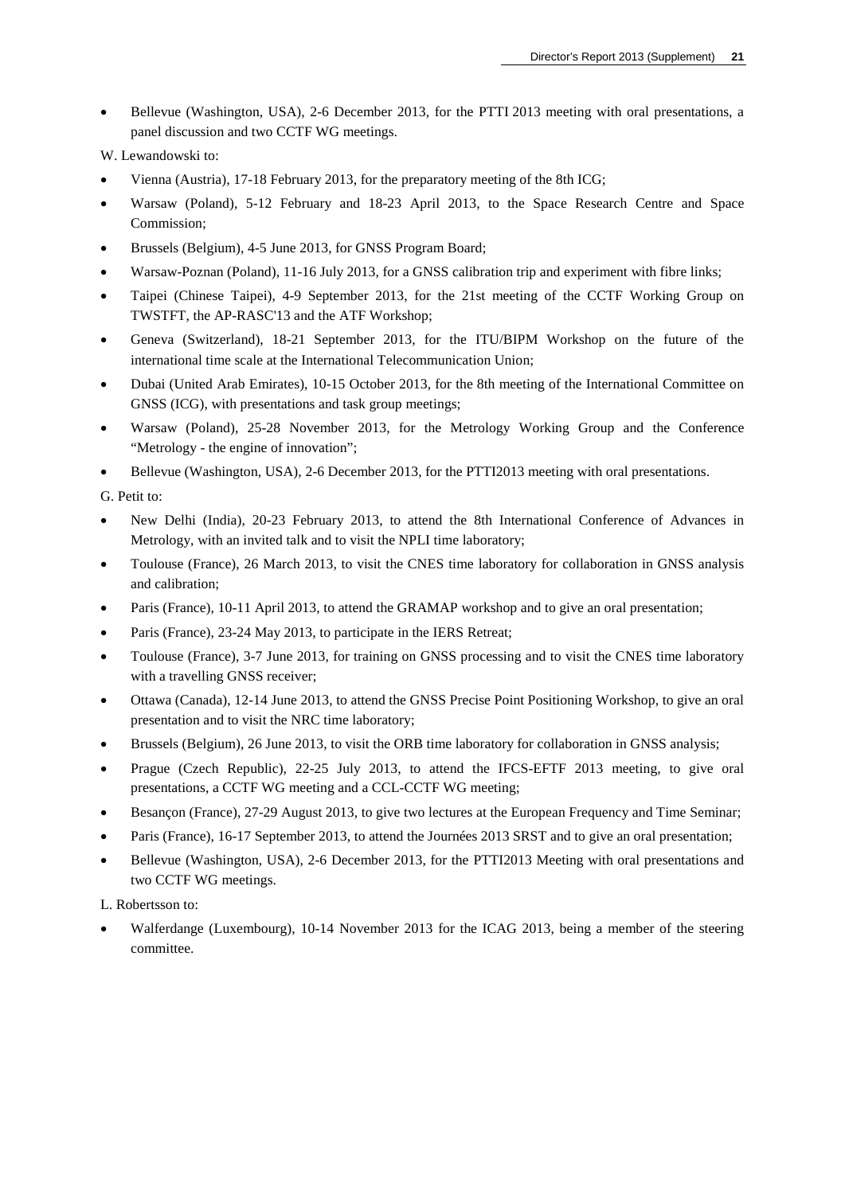- Bellevue (Washington, USA), 2-6 December 2013, for the PTTI 2013 meeting with oral presentations, a panel discussion and two CCTF WG meetings.

W. Lewandowski to:

- Vienna (Austria), 17-18 February 2013, for the preparatory meeting of the 8th ICG;
- Warsaw (Poland), 5-12 February and 18-23 April 2013, to the Space Research Centre and Space Commission;
- Brussels (Belgium), 4-5 June 2013, for GNSS Program Board;
- Warsaw-Poznan (Poland), 11-16 July 2013, for a GNSS calibration trip and experiment with fibre links;
- Taipei (Chinese Taipei), 4-9 September 2013, for the 21st meeting of the CCTF Working Group on TWSTFT, the AP-RASC'13 and the ATF Workshop;
- Geneva (Switzerland), 18-21 September 2013, for the ITU/BIPM Workshop on the future of the international time scale at the International Telecommunication Union;
- Dubai (United Arab Emirates), 10-15 October 2013, for the 8th meeting of the International Committee on GNSS (ICG), with presentations and task group meetings;
- Warsaw (Poland), 25-28 November 2013, for the Metrology Working Group and the Conference "Metrology - the engine of innovation";
- Bellevue (Washington, USA), 2-6 December 2013, for the PTTI2013 meeting with oral presentations.

G. Petit to:

- New Delhi (India), 20-23 February 2013, to attend the 8th International Conference of Advances in Metrology, with an invited talk and to visit the NPLI time laboratory;
- Toulouse (France), 26 March 2013, to visit the CNES time laboratory for collaboration in GNSS analysis and calibration;
- Paris (France), 10-11 April 2013, to attend the GRAMAP workshop and to give an oral presentation;
- Paris (France), 23-24 May 2013, to participate in the IERS Retreat;
- Toulouse (France), 3-7 June 2013, for training on GNSS processing and to visit the CNES time laboratory with a travelling GNSS receiver;
- Ottawa (Canada), 12-14 June 2013, to attend the GNSS Precise Point Positioning Workshop, to give an oral presentation and to visit the NRC time laboratory;
- Brussels (Belgium), 26 June 2013, to visit the ORB time laboratory for collaboration in GNSS analysis;
- Prague (Czech Republic), 22-25 July 2013, to attend the IFCS-EFTF 2013 meeting, to give oral presentations, a CCTF WG meeting and a CCL-CCTF WG meeting;
- Besançon (France), 27-29 August 2013, to give two lectures at the European Frequency and Time Seminar;
- Paris (France), 16-17 September 2013, to attend the Journées 2013 SRST and to give an oral presentation;
- Bellevue (Washington, USA), 2-6 December 2013, for the PTTI2013 Meeting with oral presentations and two CCTF WG meetings.

L. Robertsson to:

- Walferdange (Luxembourg), 10-14 November 2013 for the ICAG 2013, being a member of the steering committee.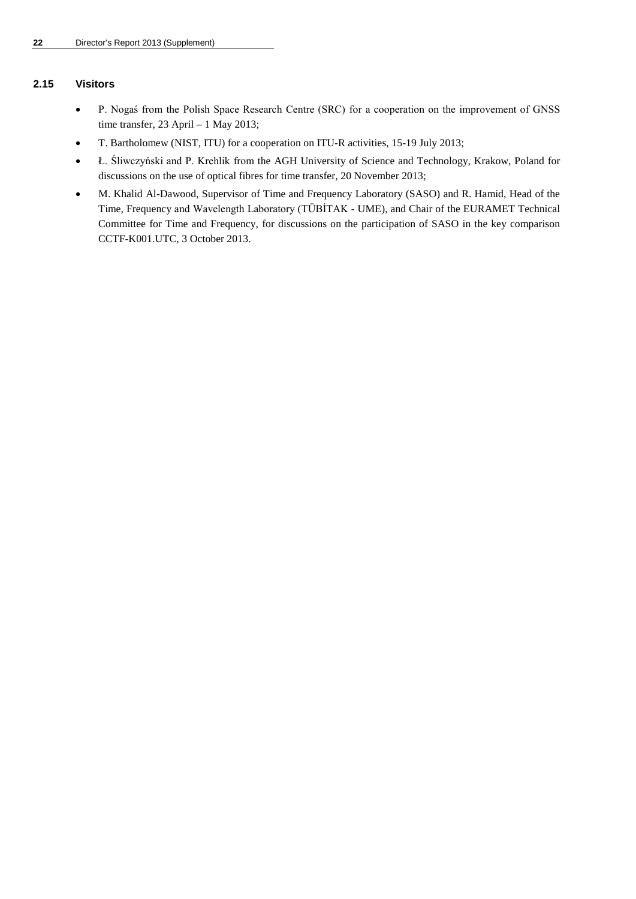## 2.15 Visitors

- P. Nogaś from the Polish Space Research Centre (SRC) for a cooperation on the improvement of GNSS time transfer, 23 April – 1 May 2013;
- T. Bartholomew (NIST, ITU) for a cooperation on ITU-R activities, 15-19 July 2013;
- Ł. Śliwczyński and P. Krehlik from the AGH University of Science and Technology, Krakow, Poland for discussions on the use of optical fibres for time transfer, 20 November 2013;
- M. Khalid Al-Dawood, Supervisor of Time and Frequency Laboratory (SASO) and R. Hamid, Head of the Time, Frequency and Wavelength Laboratory (TÜBİTAK - UME), and Chair of the EURAMET Technical Committee for Time and Frequency, for discussions on the participation of SASO in the key comparison CCTF-K001.UTC, 3 October 2013.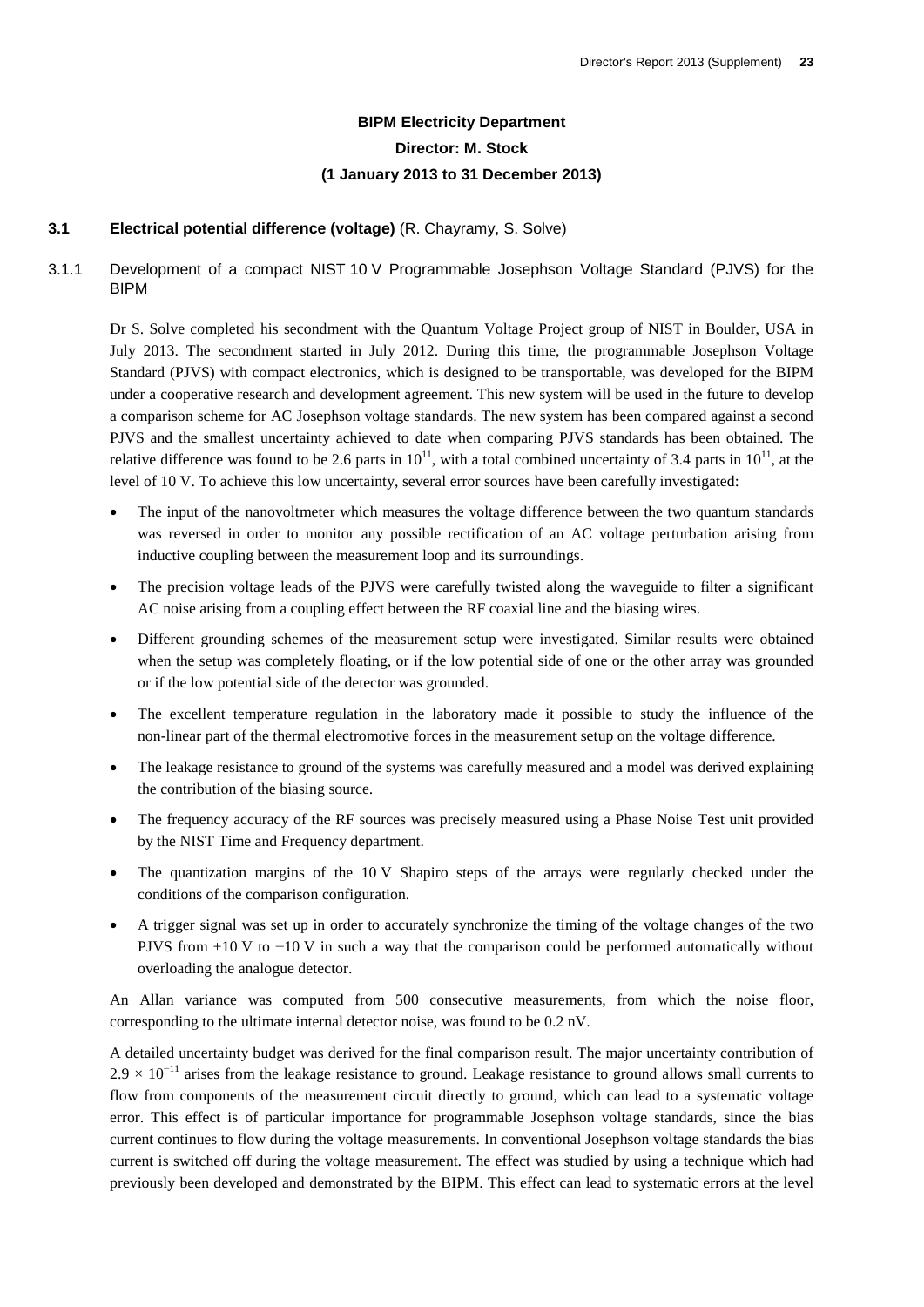# BIPM Electricity Department

**Director: M. Stock**

**(1 January 2013 to 31 December 2013)**

## 3.1 Electrical potential difference (voltage) (R. Chayramy, S. Solve)

### 3.1.1 Development of a compact NIST 10 V Programmable Josephson Voltage Standard (PJVS) for the BIPM

Dr S. Solve completed his secondment with the Quantum Voltage Project group of NIST in Boulder, USA in July 2013. The secondment started in July 2012. During this time, the programmable Josephson Voltage Standard (PJVS) with compact electronics, which is designed to be transportable, was developed for the BIPM under a cooperative research and development agreement. This new system will be used in the future to develop a comparison scheme for AC Josephson voltage standards. The new system has been compared against a second PJVS and the smallest uncertainty achieved to date when comparing PJVS standards has been obtained. The relative difference was found to be 2.6 parts in $10^{11}$, with a total combined uncertainty of 3.4 parts in $10^{11}$, at the level of 10 V. To achieve this low uncertainty, several error sources have been carefully investigated:

- The input of the nanovoltmeter which measures the voltage difference between the two quantum standards was reversed in order to monitor any possible rectification of an AC voltage perturbation arising from inductive coupling between the measurement loop and its surroundings.
- The precision voltage leads of the PJVS were carefully twisted along the waveguide to filter a significant AC noise arising from a coupling effect between the RF coaxial line and the biasing wires.
- Different grounding schemes of the measurement setup were investigated. Similar results were obtained when the setup was completely floating, or if the low potential side of one or the other array was grounded or if the low potential side of the detector was grounded.
- The excellent temperature regulation in the laboratory made it possible to study the influence of the non-linear part of the thermal electromotive forces in the measurement setup on the voltage difference.
- The leakage resistance to ground of the systems was carefully measured and a model was derived explaining the contribution of the biasing source.
- The frequency accuracy of the RF sources was precisely measured using a Phase Noise Test unit provided by the NIST Time and Frequency department.
- The quantization margins of the 10 V Shapiro steps of the arrays were regularly checked under the conditions of the comparison configuration.
- A trigger signal was set up in order to accurately synchronize the timing of the voltage changes of the two PJVS from +10 V to −10 V in such a way that the comparison could be performed automatically without overloading the analogue detector.

An Allan variance was computed from 500 consecutive measurements, from which the noise floor, corresponding to the ultimate internal detector noise, was found to be 0.2 nV.

A detailed uncertainty budget was derived for the final comparison result. The major uncertainty contribution of $2.9 \times 10^{-11}$ arises from the leakage resistance to ground. Leakage resistance to ground allows small currents to flow from components of the measurement circuit directly to ground, which can lead to a systematic voltage error. This effect is of particular importance for programmable Josephson voltage standards, since the bias current continues to flow during the voltage measurements. In conventional Josephson voltage standards the bias current is switched off during the voltage measurement. The effect was studied by using a technique which had previously been developed and demonstrated by the BIPM. This effect can lead to systematic errors at the level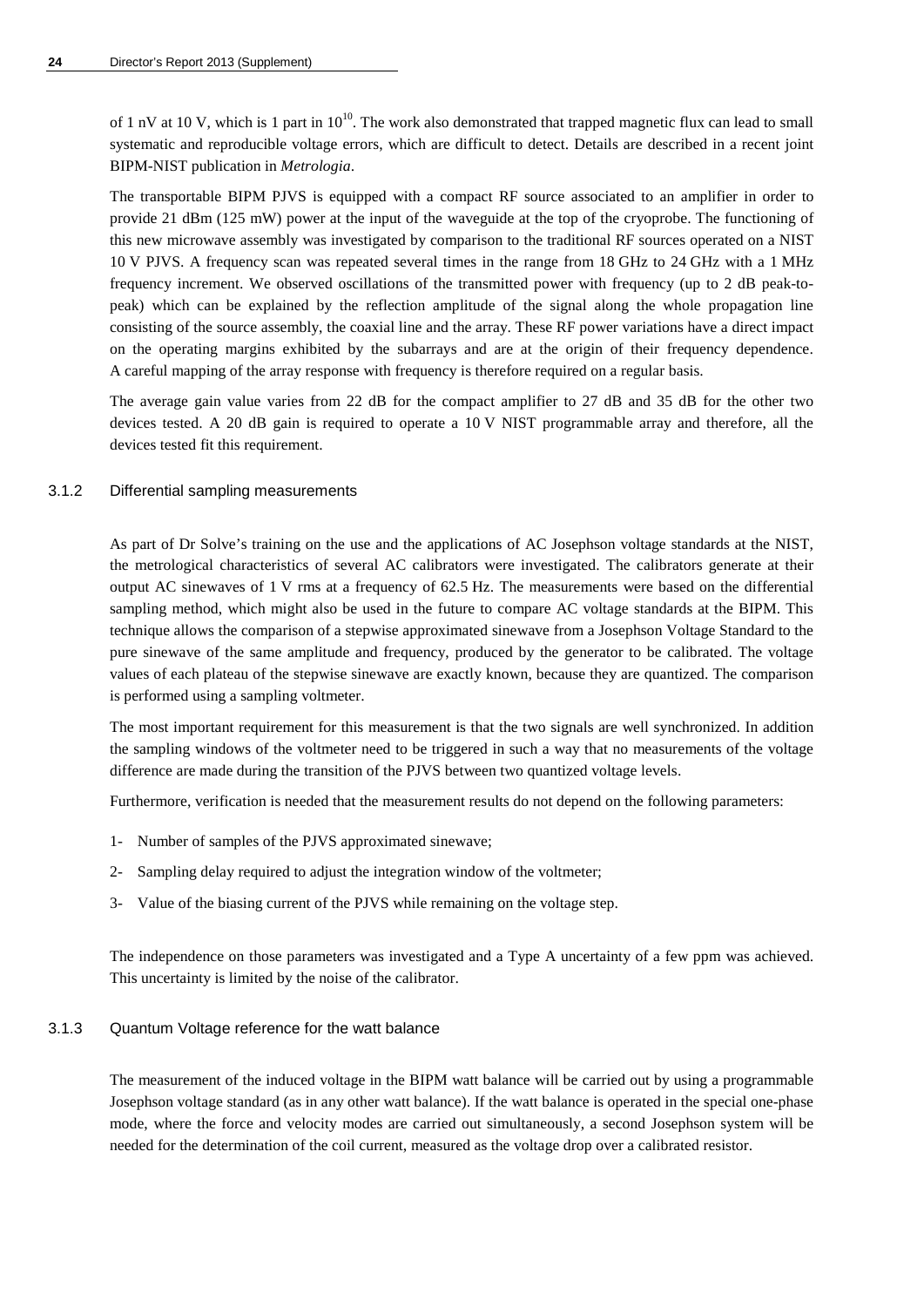of 1 nV at 10 V, which is 1 part in $10^{10}$. The work also demonstrated that trapped magnetic flux can lead to small systematic and reproducible voltage errors, which are difficult to detect. Details are described in a recent joint BIPM-NIST publication in *Metrologia*.

The transportable BIPM PJVS is equipped with a compact RF source associated to an amplifier in order to provide 21 dBm (125 mW) power at the input of the waveguide at the top of the cryoprobe. The functioning of this new microwave assembly was investigated by comparison to the traditional RF sources operated on a NIST 10 V PJVS. A frequency scan was repeated several times in the range from 18 GHz to 24 GHz with a 1 MHz frequency increment. We observed oscillations of the transmitted power with frequency (up to 2 dB peak-to-peak) which can be explained by the reflection amplitude of the signal along the whole propagation line consisting of the source assembly, the coaxial line and the array. These RF power variations have a direct impact on the operating margins exhibited by the subarrays and are at the origin of their frequency dependence. A careful mapping of the array response with frequency is therefore required on a regular basis.

The average gain value varies from 22 dB for the compact amplifier to 27 dB and 35 dB for the other two devices tested. A 20 dB gain is required to operate a 10 V NIST programmable array and therefore, all the devices tested fit this requirement.

### 3.1.2 Differential sampling measurements

As part of Dr Solve's training on the use and the applications of AC Josephson voltage standards at the NIST, the metrological characteristics of several AC calibrators were investigated. The calibrators generate at their output AC sinewaves of 1 V rms at a frequency of 62.5 Hz. The measurements were based on the differential sampling method, which might also be used in the future to compare AC voltage standards at the BIPM. This technique allows the comparison of a stepwise approximated sinewave from a Josephson Voltage Standard to the pure sinewave of the same amplitude and frequency, produced by the generator to be calibrated. The voltage values of each plateau of the stepwise sinewave are exactly known, because they are quantized. The comparison is performed using a sampling voltmeter.

The most important requirement for this measurement is that the two signals are well synchronized. In addition the sampling windows of the voltmeter need to be triggered in such a way that no measurements of the voltage difference are made during the transition of the PJVS between two quantized voltage levels.

Furthermore, verification is needed that the measurement results do not depend on the following parameters:

1- Number of samples of the PJVS approximated sinewave;

2- Sampling delay required to adjust the integration window of the voltmeter;

3- Value of the biasing current of the PJVS while remaining on the voltage step.

The independence on those parameters was investigated and a Type A uncertainty of a few ppm was achieved. This uncertainty is limited by the noise of the calibrator.

### 3.1.3 Quantum Voltage reference for the watt balance

The measurement of the induced voltage in the BIPM watt balance will be carried out by using a programmable Josephson voltage standard (as in any other watt balance). If the watt balance is operated in the special one-phase mode, where the force and velocity modes are carried out simultaneously, a second Josephson system will be needed for the determination of the coil current, measured as the voltage drop over a calibrated resistor.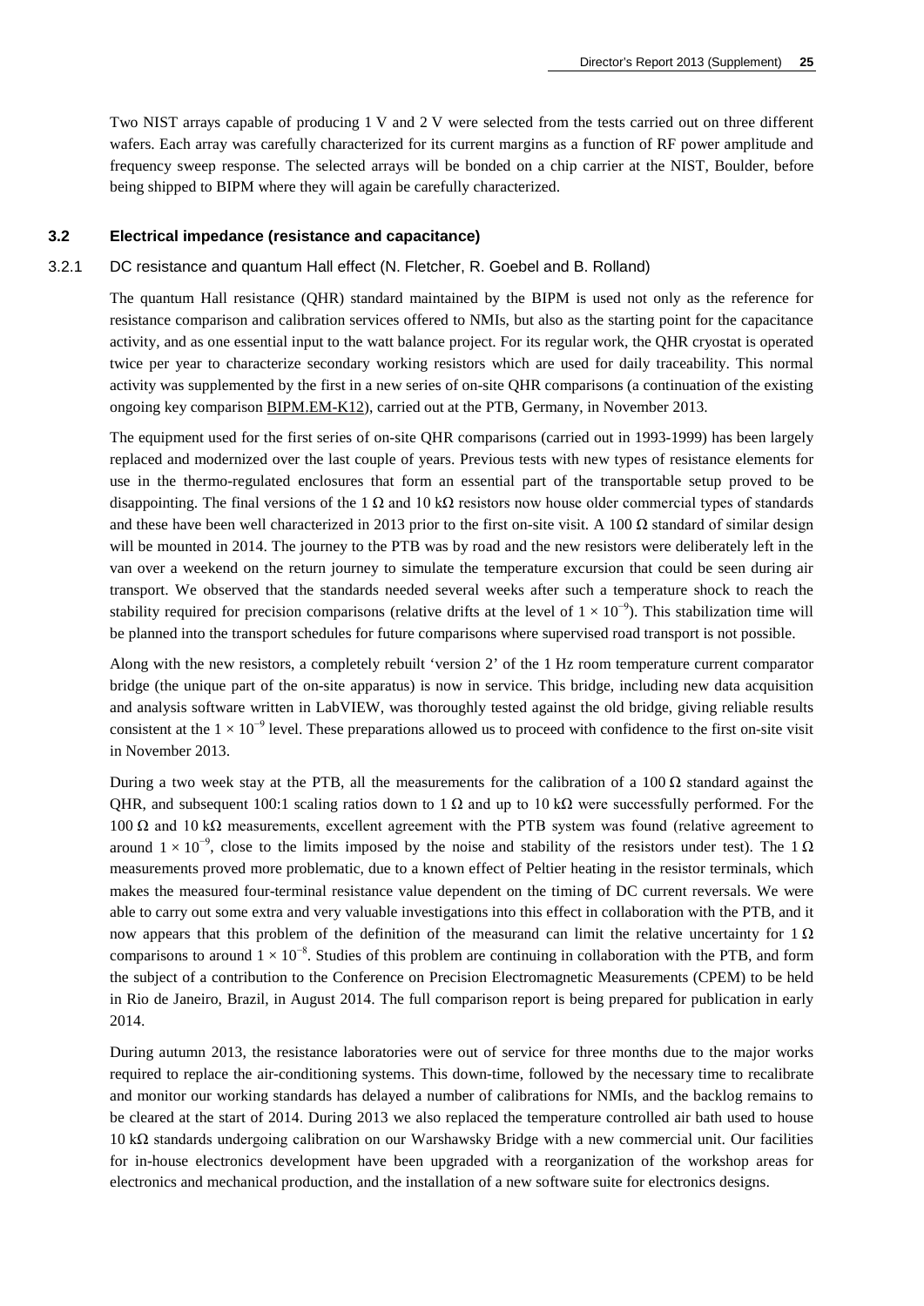Two NIST arrays capable of producing 1 V and 2 V were selected from the tests carried out on three different wafers. Each array was carefully characterized for its current margins as a function of RF power amplitude and frequency sweep response. The selected arrays will be bonded on a chip carrier at the NIST, Boulder, before being shipped to BIPM where they will again be carefully characterized.

### 3.2 Electrical impedance (resistance and capacitance)

#### 3.2.1 DC resistance and quantum Hall effect (N. Fletcher, R. Goebel and B. Rolland)

The quantum Hall resistance (QHR) standard maintained by the BIPM is used not only as the reference for resistance comparison and calibration services offered to NMIs, but also as the starting point for the capacitance activity, and as one essential input to the watt balance project. For its regular work, the QHR cryostat is operated twice per year to characterize secondary working resistors which are used for daily traceability. This normal activity was supplemented by the first in a new series of on-site QHR comparisons (a continuation of the existing ongoing key comparison BIPM.EM-K12), carried out at the PTB, Germany, in November 2013.

The equipment used for the first series of on-site QHR comparisons (carried out in 1993-1999) has been largely replaced and modernized over the last couple of years. Previous tests with new types of resistance elements for use in the thermo-regulated enclosures that form an essential part of the transportable setup proved to be disappointing. The final versions of the 1 Ω and 10 kΩ resistors now house older commercial types of standards and these have been well characterized in 2013 prior to the first on-site visit. A 100 Ω standard of similar design will be mounted in 2014. The journey to the PTB was by road and the new resistors were deliberately left in the van over a weekend on the return journey to simulate the temperature excursion that could be seen during air transport. We observed that the standards needed several weeks after such a temperature shock to reach the stability required for precision comparisons (relative drifts at the level of $1 \times 10^{-9}$). This stabilization time will be planned into the transport schedules for future comparisons where supervised road transport is not possible.

Along with the new resistors, a completely rebuilt 'version 2' of the 1 Hz room temperature current comparator bridge (the unique part of the on-site apparatus) is now in service. This bridge, including new data acquisition and analysis software written in LabVIEW, was thoroughly tested against the old bridge, giving reliable results consistent at the $1 \times 10^{-9}$ level. These preparations allowed us to proceed with confidence to the first on-site visit in November 2013.

During a two week stay at the PTB, all the measurements for the calibration of a 100 Ω standard against the QHR, and subsequent 100:1 scaling ratios down to 1 Ω and up to 10 kΩ were successfully performed. For the 100 Ω and 10 kΩ measurements, excellent agreement with the PTB system was found (relative agreement to around $1 \times 10^{-9}$, close to the limits imposed by the noise and stability of the resistors under test). The 1 Ω measurements proved more problematic, due to a known effect of Peltier heating in the resistor terminals, which makes the measured four-terminal resistance value dependent on the timing of DC current reversals. We were able to carry out some extra and very valuable investigations into this effect in collaboration with the PTB, and it now appears that this problem of the definition of the measurand can limit the relative uncertainty for 1 Ω comparisons to around $1 \times 10^{-8}$. Studies of this problem are continuing in collaboration with the PTB, and form the subject of a contribution to the Conference on Precision Electromagnetic Measurements (CPEM) to be held in Rio de Janeiro, Brazil, in August 2014. The full comparison report is being prepared for publication in early 2014.

During autumn 2013, the resistance laboratories were out of service for three months due to the major works required to replace the air-conditioning systems. This down-time, followed by the necessary time to recalibrate and monitor our working standards has delayed a number of calibrations for NMIs, and the backlog remains to be cleared at the start of 2014. During 2013 we also replaced the temperature controlled air bath used to house 10 kΩ standards undergoing calibration on our Warshawsky Bridge with a new commercial unit. Our facilities for in-house electronics development have been upgraded with a reorganization of the workshop areas for electronics and mechanical production, and the installation of a new software suite for electronics designs.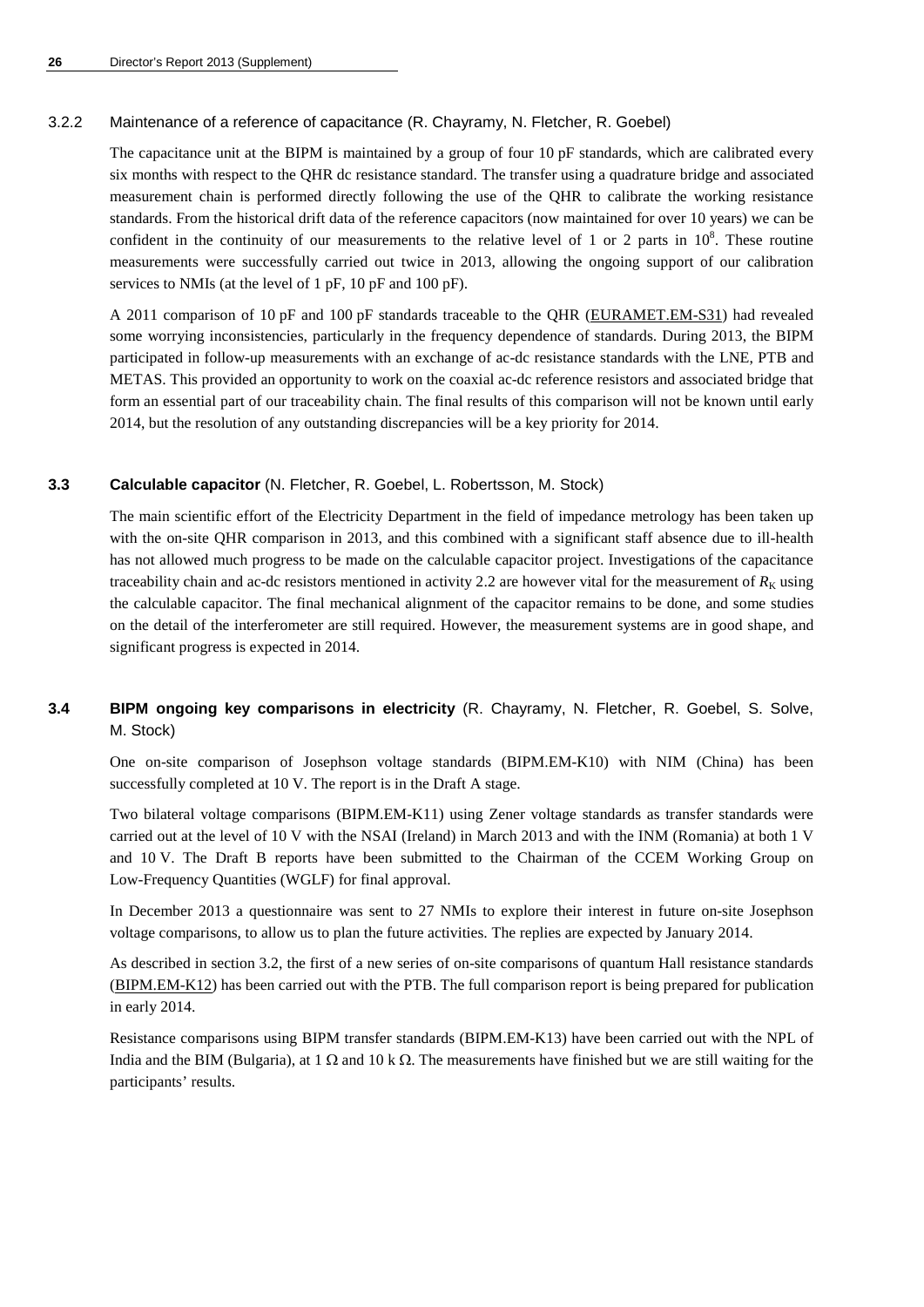### 3.2.2 Maintenance of a reference of capacitance (R. Chayramy, N. Fletcher, R. Goebel)

The capacitance unit at the BIPM is maintained by a group of four 10 pF standards, which are calibrated every six months with respect to the QHR dc resistance standard. The transfer using a quadrature bridge and associated measurement chain is performed directly following the use of the QHR to calibrate the working resistance standards. From the historical drift data of the reference capacitors (now maintained for over 10 years) we can be confident in the continuity of our measurements to the relative level of 1 or 2 parts in $10^8$. These routine measurements were successfully carried out twice in 2013, allowing the ongoing support of our calibration services to NMIs (at the level of 1 pF, 10 pF and 100 pF).

A 2011 comparison of 10 pF and 100 pF standards traceable to the QHR (EURAMET.EM-S31) had revealed some worrying inconsistencies, particularly in the frequency dependence of standards. During 2013, the BIPM participated in follow-up measurements with an exchange of ac-dc resistance standards with the LNE, PTB and METAS. This provided an opportunity to work on the coaxial ac-dc reference resistors and associated bridge that form an essential part of our traceability chain. The final results of this comparison will not be known until early 2014, but the resolution of any outstanding discrepancies will be a key priority for 2014.

### 3.3 **Calculable capacitor** (N. Fletcher, R. Goebel, L. Robertsson, M. Stock)

The main scientific effort of the Electricity Department in the field of impedance metrology has been taken up with the on-site QHR comparison in 2013, and this combined with a significant staff absence due to ill-health has not allowed much progress to be made on the calculable capacitor project. Investigations of the capacitance traceability chain and ac-dc resistors mentioned in activity 2.2 are however vital for the measurement of $R_K$ using the calculable capacitor. The final mechanical alignment of the capacitor remains to be done, and some studies on the detail of the interferometer are still required. However, the measurement systems are in good shape, and significant progress is expected in 2014.

### 3.4 **BIPM ongoing key comparisons in electricity** (R. Chayramy, N. Fletcher, R. Goebel, S. Solve, M. Stock)

One on-site comparison of Josephson voltage standards (BIPM.EM-K10) with NIM (China) has been successfully completed at 10 V. The report is in the Draft A stage.

Two bilateral voltage comparisons (BIPM.EM-K11) using Zener voltage standards as transfer standards were carried out at the level of 10 V with the NSAI (Ireland) in March 2013 and with the INM (Romania) at both 1 V and 10 V. The Draft B reports have been submitted to the Chairman of the CCEM Working Group on Low-Frequency Quantities (WGLF) for final approval.

In December 2013 a questionnaire was sent to 27 NMIs to explore their interest in future on-site Josephson voltage comparisons, to allow us to plan the future activities. The replies are expected by January 2014.

As described in section 3.2, the first of a new series of on-site comparisons of quantum Hall resistance standards (BIPM.EM-K12) has been carried out with the PTB. The full comparison report is being prepared for publication in early 2014.

Resistance comparisons using BIPM transfer standards (BIPM.EM-K13) have been carried out with the NPL of India and the BIM (Bulgaria), at 1 Ω and 10 k Ω. The measurements have finished but we are still waiting for the participants' results.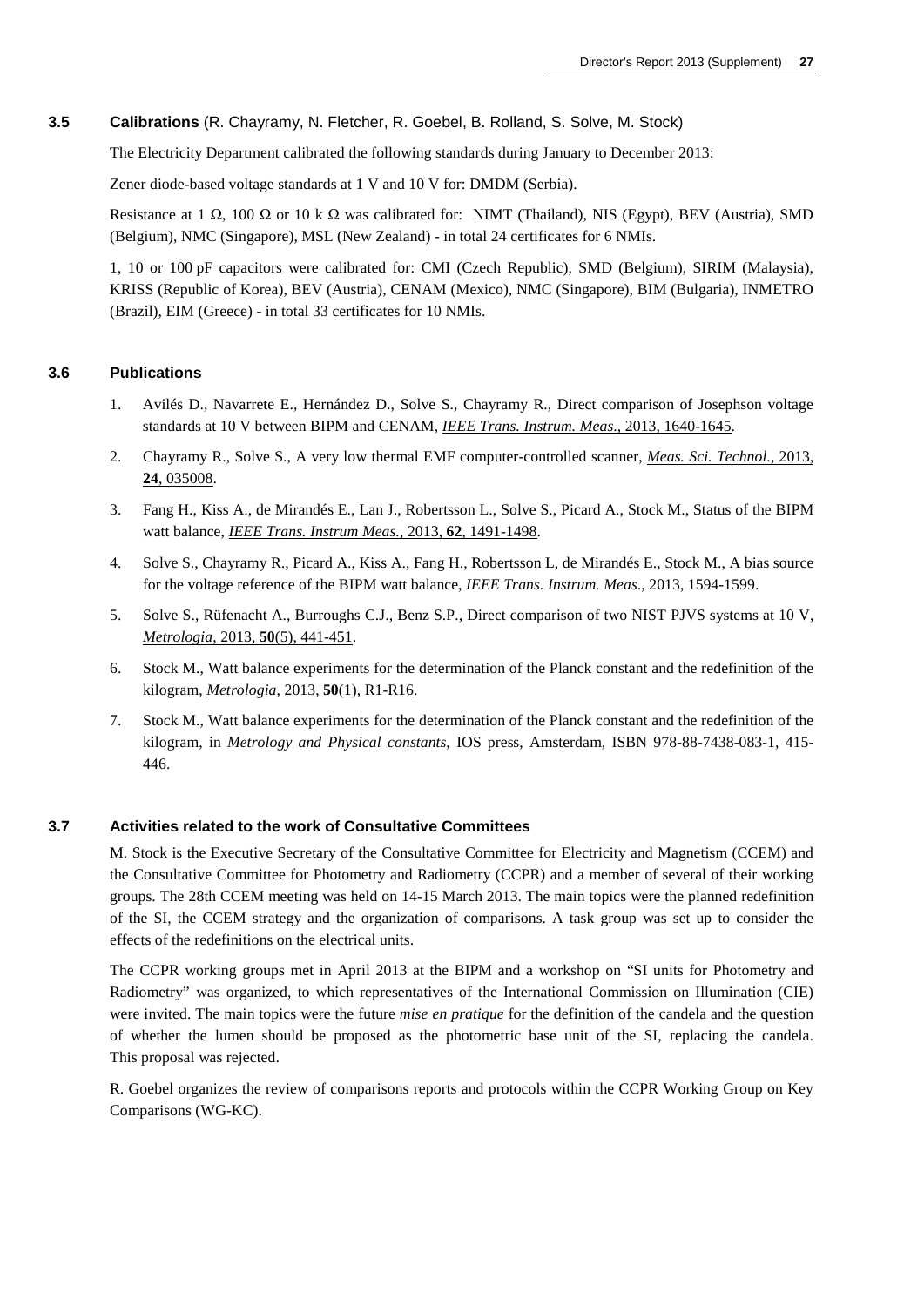### 3.5 Calibrations (R. Chayramy, N. Fletcher, R. Goebel, B. Rolland, S. Solve, M. Stock)

The Electricity Department calibrated the following standards during January to December 2013:

Zener diode-based voltage standards at 1 V and 10 V for: DMDM (Serbia).

Resistance at 1 Ω, 100 Ω or 10 k Ω was calibrated for: NIMT (Thailand), NIS (Egypt), BEV (Austria), SMD (Belgium), NMC (Singapore), MSL (New Zealand) - in total 24 certificates for 6 NMIs.

1, 10 or 100 pF capacitors were calibrated for: CMI (Czech Republic), SMD (Belgium), SIRIM (Malaysia), KRISS (Republic of Korea), BEV (Austria), CENAM (Mexico), NMC (Singapore), BIM (Bulgaria), INMETRO (Brazil), EIM (Greece) - in total 33 certificates for 10 NMIs.

### 3.6 Publications

1. Avilés D., Navarrete E., Hernández D., Solve S., Chayramy R., Direct comparison of Josephson voltage standards at 10 V between BIPM and CENAM, *IEEE Trans. Instrum. Meas*., 2013, 1640-1645.
2. Chayramy R., Solve S., A very low thermal EMF computer-controlled scanner, *Meas. Sci. Technol.,* 2013, **24**, 035008.
3. Fang H., Kiss A., de Mirandés E., Lan J., Robertsson L., Solve S., Picard A., Stock M., Status of the BIPM watt balance, *IEEE Trans. Instrum Meas.*, 2013, **62**, 1491-1498.
4. Solve S., Chayramy R., Picard A., Kiss A., Fang H., Robertsson L, de Mirandés E., Stock M., A bias source for the voltage reference of the BIPM watt balance, *IEEE Trans. Instrum. Meas*., 2013, 1594-1599.
5. Solve S., Rüfenacht A., Burroughs C.J., Benz S.P., Direct comparison of two NIST PJVS systems at 10 V, *Metrologia*, 2013, **50**(5), 441-451.
6. Stock M., Watt balance experiments for the determination of the Planck constant and the redefinition of the kilogram, *Metrologia*, 2013, **50**(1), R1-R16.
7. Stock M., Watt balance experiments for the determination of the Planck constant and the redefinition of the kilogram, in *Metrology and Physical constants*, IOS press, Amsterdam, ISBN 978-88-7438-083-1, 415-446.

### 3.7 Activities related to the work of Consultative Committees

M. Stock is the Executive Secretary of the Consultative Committee for Electricity and Magnetism (CCEM) and the Consultative Committee for Photometry and Radiometry (CCPR) and a member of several of their working groups. The 28th CCEM meeting was held on 14-15 March 2013. The main topics were the planned redefinition of the SI, the CCEM strategy and the organization of comparisons. A task group was set up to consider the effects of the redefinitions on the electrical units.

The CCPR working groups met in April 2013 at the BIPM and a workshop on "SI units for Photometry and Radiometry" was organized, to which representatives of the International Commission on Illumination (CIE) were invited. The main topics were the future *mise en pratique* for the definition of the candela and the question of whether the lumen should be proposed as the photometric base unit of the SI, replacing the candela. This proposal was rejected.

R. Goebel organizes the review of comparisons reports and protocols within the CCPR Working Group on Key Comparisons (WG-KC).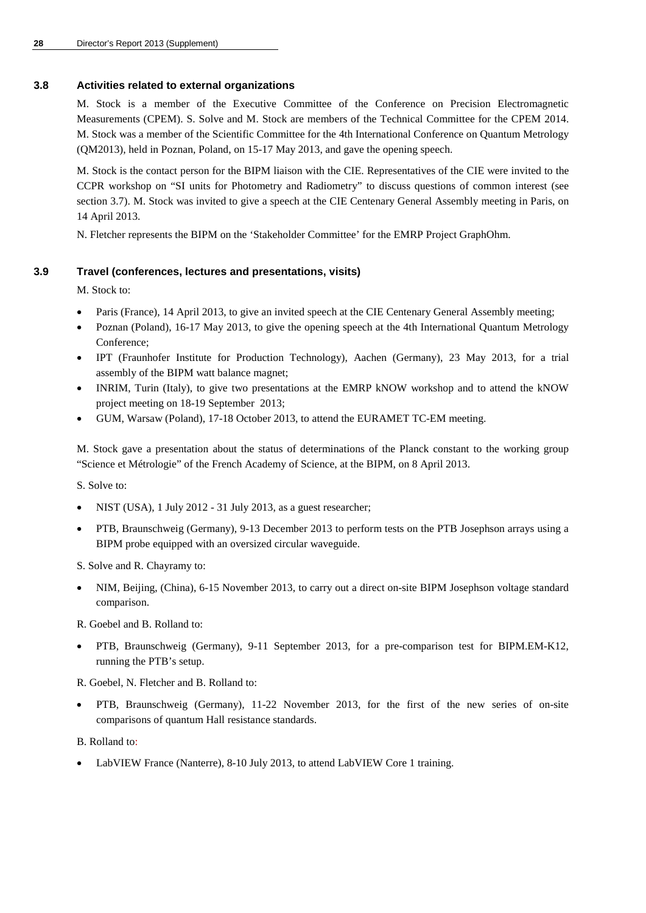### 3.8 Activities related to external organizations

M. Stock is a member of the Executive Committee of the Conference on Precision Electromagnetic Measurements (CPEM). S. Solve and M. Stock are members of the Technical Committee for the CPEM 2014. M. Stock was a member of the Scientific Committee for the 4th International Conference on Quantum Metrology (QM2013), held in Poznan, Poland, on 15-17 May 2013, and gave the opening speech.

M. Stock is the contact person for the BIPM liaison with the CIE. Representatives of the CIE were invited to the CCPR workshop on "SI units for Photometry and Radiometry" to discuss questions of common interest (see section 3.7). M. Stock was invited to give a speech at the CIE Centenary General Assembly meeting in Paris, on 14 April 2013.

N. Fletcher represents the BIPM on the 'Stakeholder Committee' for the EMRP Project GraphOhm.

### 3.9 Travel (conferences, lectures and presentations, visits)

M. Stock to:

- Paris (France), 14 April 2013, to give an invited speech at the CIE Centenary General Assembly meeting;
- Poznan (Poland), 16-17 May 2013, to give the opening speech at the 4th International Quantum Metrology Conference;
- IPT (Fraunhofer Institute for Production Technology), Aachen (Germany), 23 May 2013, for a trial assembly of the BIPM watt balance magnet;
- INRIM, Turin (Italy), to give two presentations at the EMRP kNOW workshop and to attend the kNOW project meeting on 18-19 September 2013;
- GUM, Warsaw (Poland), 17-18 October 2013, to attend the EURAMET TC-EM meeting.

M. Stock gave a presentation about the status of determinations of the Planck constant to the working group "Science et Métrologie" of the French Academy of Science, at the BIPM, on 8 April 2013.

S. Solve to:

- NIST (USA), 1 July 2012 - 31 July 2013, as a guest researcher;
- PTB, Braunschweig (Germany), 9-13 December 2013 to perform tests on the PTB Josephson arrays using a BIPM probe equipped with an oversized circular waveguide.

S. Solve and R. Chayramy to:

- NIM, Beijing, (China), 6-15 November 2013, to carry out a direct on-site BIPM Josephson voltage standard comparison.

R. Goebel and B. Rolland to:

- PTB, Braunschweig (Germany), 9-11 September 2013, for a pre-comparison test for BIPM.EM-K12, running the PTB's setup.

R. Goebel, N. Fletcher and B. Rolland to:

- PTB, Braunschweig (Germany), 11-22 November 2013, for the first of the new series of on-site comparisons of quantum Hall resistance standards.

B. Rolland to:

- LabVIEW France (Nanterre), 8-10 July 2013, to attend LabVIEW Core 1 training.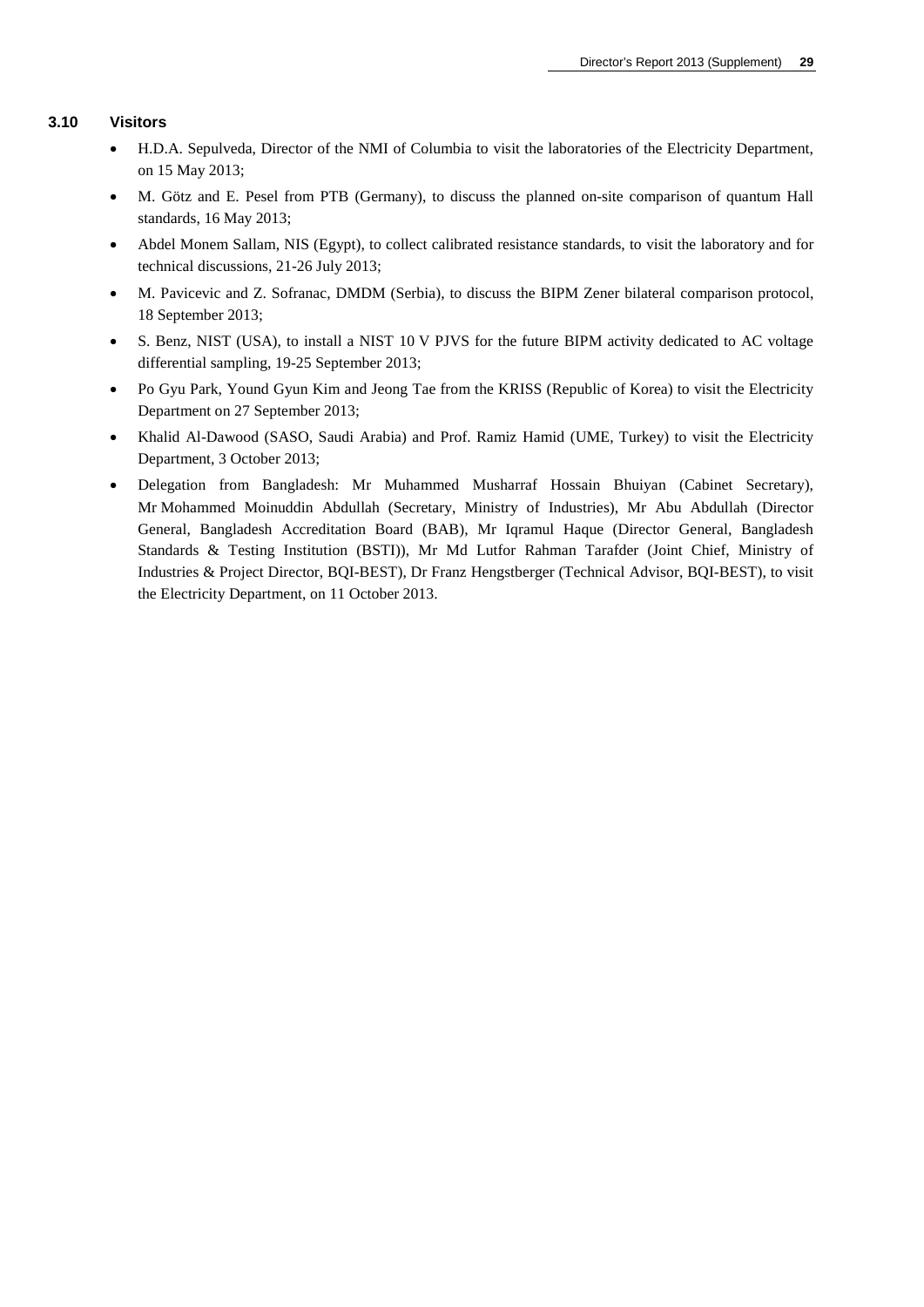### 3.10 Visitors

- H.D.A. Sepulveda, Director of the NMI of Columbia to visit the laboratories of the Electricity Department, on 15 May 2013;
- M. Götz and E. Pesel from PTB (Germany), to discuss the planned on-site comparison of quantum Hall standards, 16 May 2013;
- Abdel Monem Sallam, NIS (Egypt), to collect calibrated resistance standards, to visit the laboratory and for technical discussions, 21-26 July 2013;
- M. Pavicevic and Z. Sofranac, DMDM (Serbia), to discuss the BIPM Zener bilateral comparison protocol, 18 September 2013;
- S. Benz, NIST (USA), to install a NIST 10 V PJVS for the future BIPM activity dedicated to AC voltage differential sampling, 19-25 September 2013;
- Po Gyu Park, Yound Gyun Kim and Jeong Tae from the KRISS (Republic of Korea) to visit the Electricity Department on 27 September 2013;
- Khalid Al-Dawood (SASO, Saudi Arabia) and Prof. Ramiz Hamid (UME, Turkey) to visit the Electricity Department, 3 October 2013;
- Delegation from Bangladesh: Mr Muhammed Musharraf Hossain Bhuiyan (Cabinet Secretary), Mr Mohammed Moinuddin Abdullah (Secretary, Ministry of Industries), Mr Abu Abdullah (Director General, Bangladesh Accreditation Board (BAB), Mr Iqramul Haque (Director General, Bangladesh Standards & Testing Institution (BSTI)), Mr Md Lutfor Rahman Tarafder (Joint Chief, Ministry of Industries & Project Director, BQI-BEST), Dr Franz Hengstberger (Technical Advisor, BQI-BEST), to visit the Electricity Department, on 11 October 2013.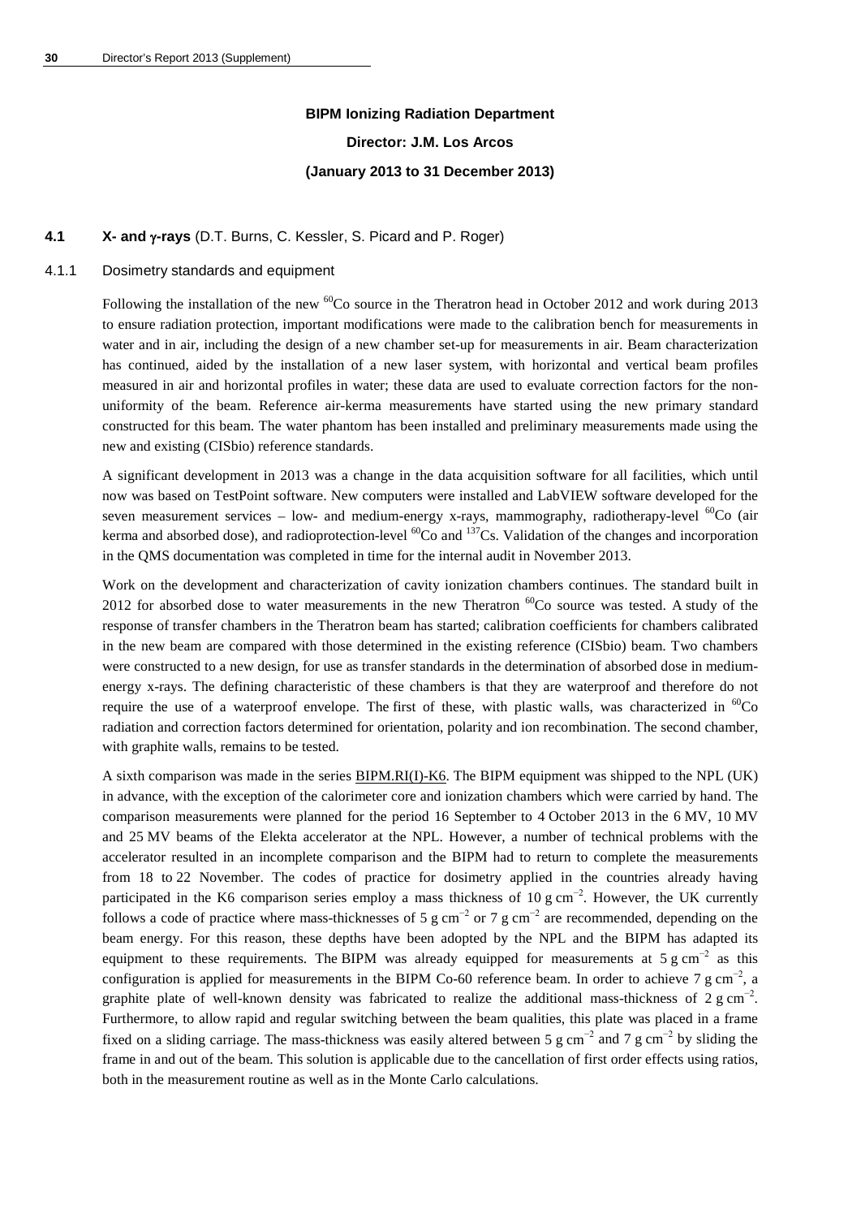**BIPM Ionizing Radiation Department**

**Director: J.M. Los Arcos**

**(January 2013 to 31 December 2013)**

### 4.1 X- and $\gamma$-rays (D.T. Burns, C. Kessler, S. Picard and P. Roger)

#### 4.1.1 Dosimetry standards and equipment

Following the installation of the new $^{60}$Co source in the Theratron head in October 2012 and work during 2013 to ensure radiation protection, important modifications were made to the calibration bench for measurements in water and in air, including the design of a new chamber set-up for measurements in air. Beam characterization has continued, aided by the installation of a new laser system, with horizontal and vertical beam profiles measured in air and horizontal profiles in water; these data are used to evaluate correction factors for the non-uniformity of the beam. Reference air-kerma measurements have started using the new primary standard constructed for this beam. The water phantom has been installed and preliminary measurements made using the new and existing (CISbio) reference standards.

A significant development in 2013 was a change in the data acquisition software for all facilities, which until now was based on TestPoint software. New computers were installed and LabVIEW software developed for the seven measurement services – low- and medium-energy x-rays, mammography, radiotherapy-level $^{60}$Co (air kerma and absorbed dose), and radioprotection-level $^{60}$Co and $^{137}$Cs. Validation of the changes and incorporation in the QMS documentation was completed in time for the internal audit in November 2013.

Work on the development and characterization of cavity ionization chambers continues. The standard built in 2012 for absorbed dose to water measurements in the new Theratron $^{60}$Co source was tested. A study of the response of transfer chambers in the Theratron beam has started; calibration coefficients for chambers calibrated in the new beam are compared with those determined in the existing reference (CISbio) beam. Two chambers were constructed to a new design, for use as transfer standards in the determination of absorbed dose in medium-energy x-rays. The defining characteristic of these chambers is that they are waterproof and therefore do not require the use of a waterproof envelope. The first of these, with plastic walls, was characterized in $^{60}$Co radiation and correction factors determined for orientation, polarity and ion recombination. The second chamber, with graphite walls, remains to be tested.

A sixth comparison was made in the series BIPM.RI(I)-K6. The BIPM equipment was shipped to the NPL (UK) in advance, with the exception of the calorimeter core and ionization chambers which were carried by hand. The comparison measurements were planned for the period 16 September to 4 October 2013 in the 6 MV, 10 MV and 25 MV beams of the Elekta accelerator at the NPL. However, a number of technical problems with the accelerator resulted in an incomplete comparison and the BIPM had to return to complete the measurements from 18 to 22 November. The codes of practice for dosimetry applied in the countries already having participated in the K6 comparison series employ a mass thickness of 10 g cm$^{-2}$. However, the UK currently follows a code of practice where mass-thicknesses of 5 g cm$^{-2}$ or 7 g cm$^{-2}$ are recommended, depending on the beam energy. For this reason, these depths have been adopted by the NPL and the BIPM has adapted its equipment to these requirements. The BIPM was already equipped for measurements at 5 g cm$^{-2}$ as this configuration is applied for measurements in the BIPM Co-60 reference beam. In order to achieve 7 g cm$^{-2}$, a graphite plate of well-known density was fabricated to realize the additional mass-thickness of 2 g cm$^{-2}$. Furthermore, to allow rapid and regular switching between the beam qualities, this plate was placed in a frame fixed on a sliding carriage. The mass-thickness was easily altered between 5 g cm$^{-2}$ and 7 g cm$^{-2}$ by sliding the frame in and out of the beam. This solution is applicable due to the cancellation of first order effects using ratios, both in the measurement routine as well as in the Monte Carlo calculations.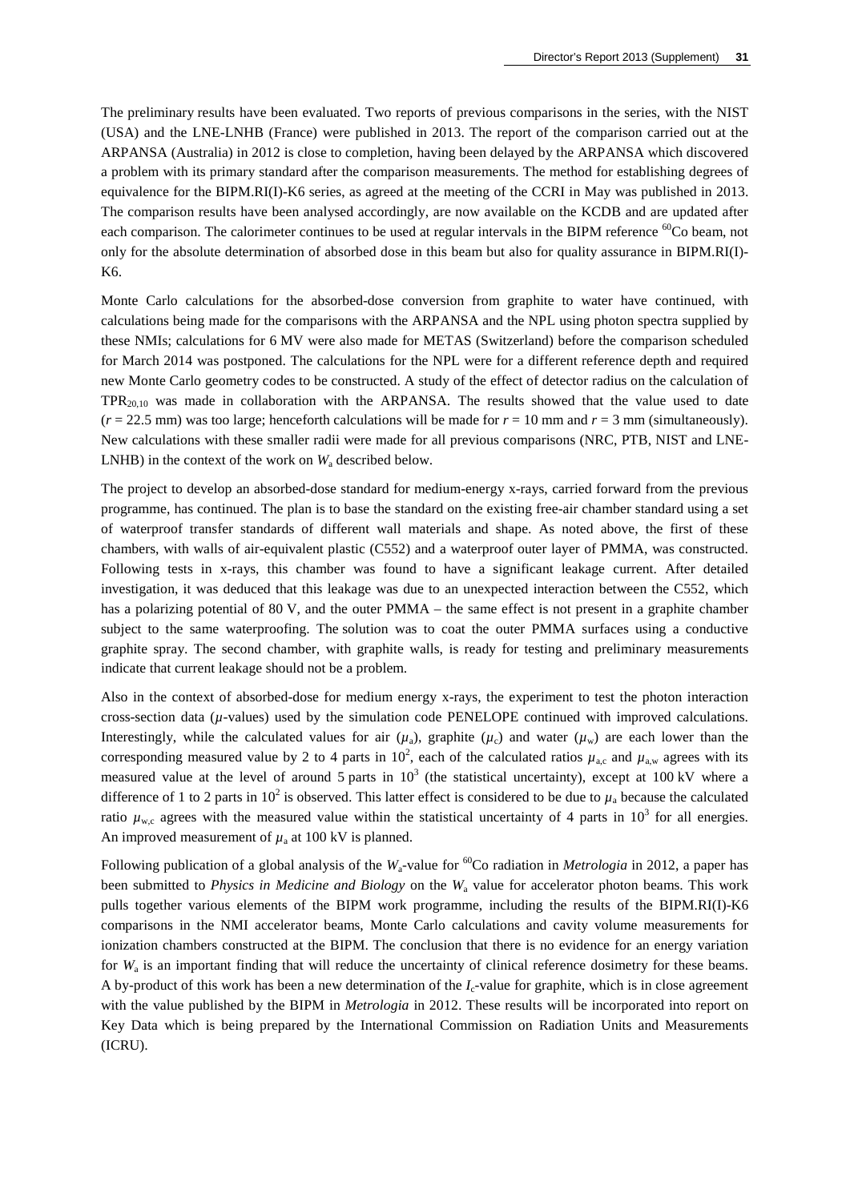The preliminary results have been evaluated. Two reports of previous comparisons in the series, with the NIST (USA) and the LNE-LNHB (France) were published in 2013. The report of the comparison carried out at the ARPANSA (Australia) in 2012 is close to completion, having been delayed by the ARPANSA which discovered a problem with its primary standard after the comparison measurements. The method for establishing degrees of equivalence for the BIPM.RI(I)-K6 series, as agreed at the meeting of the CCRI in May was published in 2013. The comparison results have been analysed accordingly, are now available on the KCDB and are updated after each comparison. The calorimeter continues to be used at regular intervals in the BIPM reference $^{60}$Co beam, not only for the absolute determination of absorbed dose in this beam but also for quality assurance in BIPM.RI(I)-K6.

Monte Carlo calculations for the absorbed-dose conversion from graphite to water have continued, with calculations being made for the comparisons with the ARPANSA and the NPL using photon spectra supplied by these NMIs; calculations for 6 MV were also made for METAS (Switzerland) before the comparison scheduled for March 2014 was postponed. The calculations for the NPL were for a different reference depth and required new Monte Carlo geometry codes to be constructed. A study of the effect of detector radius on the calculation of $TPR_{20,10}$ was made in collaboration with the ARPANSA. The results showed that the value used to date ($r$ = 22.5 mm) was too large; henceforth calculations will be made for $r$ = 10 mm and $r$ = 3 mm (simultaneously). New calculations with these smaller radii were made for all previous comparisons (NRC, PTB, NIST and LNE-LNHB) in the context of the work on $W_a$ described below.

The project to develop an absorbed-dose standard for medium-energy x-rays, carried forward from the previous programme, has continued. The plan is to base the standard on the existing free-air chamber standard using a set of waterproof transfer standards of different wall materials and shape. As noted above, the first of these chambers, with walls of air-equivalent plastic (C552) and a waterproof outer layer of PMMA, was constructed. Following tests in x-rays, this chamber was found to have a significant leakage current. After detailed investigation, it was deduced that this leakage was due to an unexpected interaction between the C552, which has a polarizing potential of 80 V, and the outer PMMA – the same effect is not present in a graphite chamber subject to the same waterproofing. The solution was to coat the outer PMMA surfaces using a conductive graphite spray. The second chamber, with graphite walls, is ready for testing and preliminary measurements indicate that current leakage should not be a problem.

Also in the context of absorbed-dose for medium energy x-rays, the experiment to test the photon interaction cross-section data ($\mu$-values) used by the simulation code PENELOPE continued with improved calculations. Interestingly, while the calculated values for air ($\mu_a$), graphite ($\mu_c$) and water ($\mu_w$) are each lower than the corresponding measured value by 2 to 4 parts in $10^2$, each of the calculated ratios $\mu_{a,c}$ and $\mu_{a,w}$ agrees with its measured value at the level of around 5 parts in $10^3$ (the statistical uncertainty), except at 100 kV where a difference of 1 to 2 parts in $10^2$ is observed. This latter effect is considered to be due to $\mu_a$ because the calculated ratio $\mu_{w,c}$ agrees with the measured value within the statistical uncertainty of 4 parts in $10^3$ for all energies. An improved measurement of $\mu_a$ at 100 kV is planned.

Following publication of a global analysis of the $W_a$-value for $^{60}$Co radiation in *Metrologia* in 2012, a paper has been submitted to *Physics in Medicine and Biology* on the $W_a$ value for accelerator photon beams. This work pulls together various elements of the BIPM work programme, including the results of the BIPM.RI(I)-K6 comparisons in the NMI accelerator beams, Monte Carlo calculations and cavity volume measurements for ionization chambers constructed at the BIPM. The conclusion that there is no evidence for an energy variation for $W_a$ is an important finding that will reduce the uncertainty of clinical reference dosimetry for these beams. A by-product of this work has been a new determination of the $I_c$-value for graphite, which is in close agreement with the value published by the BIPM in *Metrologia* in 2012. These results will be incorporated into report on Key Data which is being prepared by the International Commission on Radiation Units and Measurements (ICRU).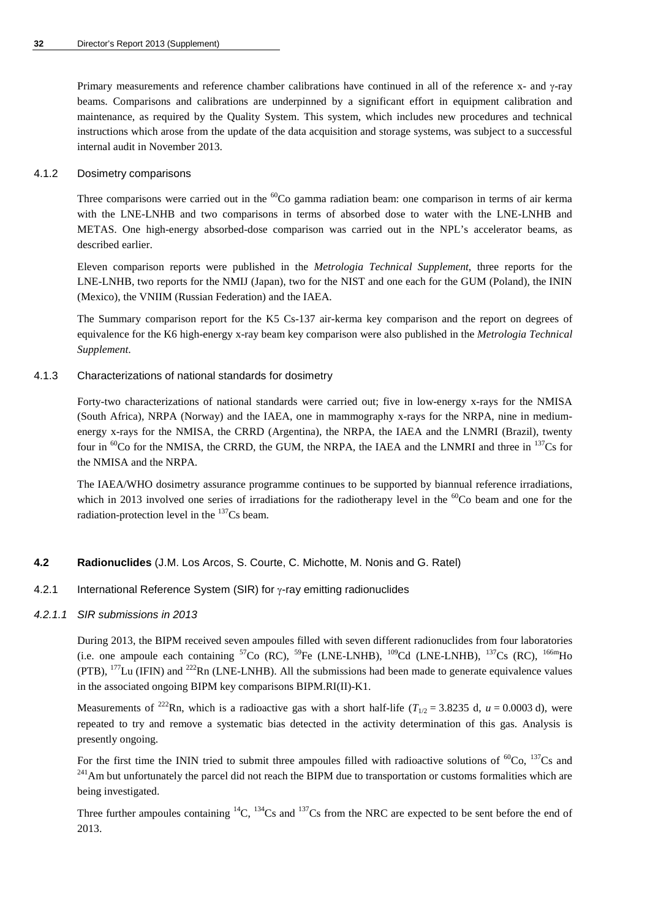Primary measurements and reference chamber calibrations have continued in all of the reference x- and γ-ray beams. Comparisons and calibrations are underpinned by a significant effort in equipment calibration and maintenance, as required by the Quality System. This system, which includes new procedures and technical instructions which arose from the update of the data acquisition and storage systems, was subject to a successful internal audit in November 2013.

#### 4.1.2 Dosimetry comparisons

Three comparisons were carried out in the $^{60}$Co gamma radiation beam: one comparison in terms of air kerma with the LNE-LNHB and two comparisons in terms of absorbed dose to water with the LNE-LNHB and METAS. One high-energy absorbed-dose comparison was carried out in the NPL's accelerator beams, as described earlier.

Eleven comparison reports were published in the *Metrologia Technical Supplement*, three reports for the LNE-LNHB, two reports for the NMIJ (Japan), two for the NIST and one each for the GUM (Poland), the ININ (Mexico), the VNIIM (Russian Federation) and the IAEA.

The Summary comparison report for the K5 Cs-137 air-kerma key comparison and the report on degrees of equivalence for the K6 high-energy x-ray beam key comparison were also published in the *Metrologia Technical Supplement*.

#### 4.1.3 Characterizations of national standards for dosimetry

Forty-two characterizations of national standards were carried out; five in low-energy x-rays for the NMISA (South Africa), NRPA (Norway) and the IAEA, one in mammography x-rays for the NRPA, nine in medium-energy x-rays for the NMISA, the CRRD (Argentina), the NRPA, the IAEA and the LNMRI (Brazil), twenty four in $^{60}$Co for the NMISA, the CRRD, the GUM, the NRPA, the IAEA and the LNMRI and three in $^{137}$Cs for the NMISA and the NRPA.

The IAEA/WHO dosimetry assurance programme continues to be supported by biannual reference irradiations, which in 2013 involved one series of irradiations for the radiotherapy level in the $^{60}$Co beam and one for the radiation-protection level in the $^{137}$Cs beam.

### 4.2 Radionuclides (J.M. Los Arcos, S. Courte, C. Michotte, M. Nonis and G. Ratel)

#### 4.2.1 International Reference System (SIR) for γ-ray emitting radionuclides

##### *4.2.1.1 SIR submissions in 2013*

During 2013, the BIPM received seven ampoules filled with seven different radionuclides from four laboratories (i.e. one ampoule each containing $^{57}$Co (RC), $^{59}$Fe (LNE-LNHB), $^{109}$Cd (LNE-LNHB), $^{137}$Cs (RC), $^{166m}$Ho (PTB), $^{177}$Lu (IFIN) and $^{222}$Rn (LNE-LNHB). All the submissions had been made to generate equivalence values in the associated ongoing BIPM key comparisons BIPM.RI(II)-K1.

Measurements of $^{222}$Rn, which is a radioactive gas with a short half-life ($T_{1/2}$ = 3.8235 d, $u$ = 0.0003 d), were repeated to try and remove a systematic bias detected in the activity determination of this gas. Analysis is presently ongoing.

For the first time the ININ tried to submit three ampoules filled with radioactive solutions of $^{60}$Co, $^{137}$Cs and $^{241}$Am but unfortunately the parcel did not reach the BIPM due to transportation or customs formalities which are being investigated.

Three further ampoules containing $^{14}$C, $^{134}$Cs and $^{137}$Cs from the NRC are expected to be sent before the end of 2013.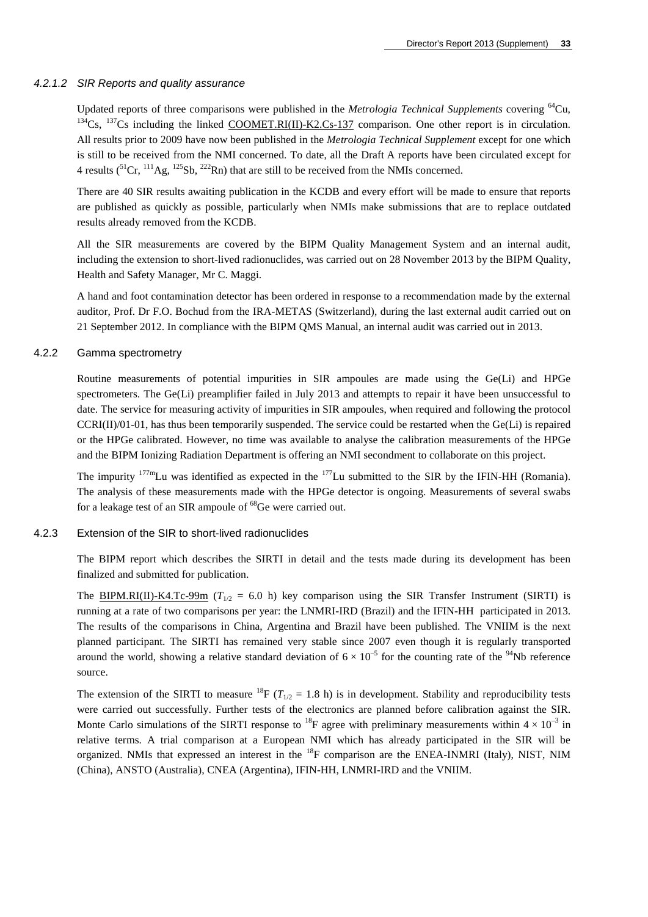#### 4.2.1.2 *SIR Reports and quality assurance*

Updated reports of three comparisons were published in the *Metrologia Technical Supplements* covering $^{64}$Cu, $^{134}$Cs, $^{137}$Cs including the linked COOMET.RI(II)-K2.Cs-137 comparison. One other report is in circulation. All results prior to 2009 have now been published in the *Metrologia Technical Supplement* except for one which is still to be received from the NMI concerned. To date, all the Draft A reports have been circulated except for 4 results ($^{51}$Cr, $^{111}$Ag, $^{125}$Sb, $^{222}$Rn) that are still to be received from the NMIs concerned.

There are 40 SIR results awaiting publication in the KCDB and every effort will be made to ensure that reports are published as quickly as possible, particularly when NMIs make submissions that are to replace outdated results already removed from the KCDB.

All the SIR measurements are covered by the BIPM Quality Management System and an internal audit, including the extension to short-lived radionuclides, was carried out on 28 November 2013 by the BIPM Quality, Health and Safety Manager, Mr C. Maggi.

A hand and foot contamination detector has been ordered in response to a recommendation made by the external auditor, Prof. Dr F.O. Bochud from the IRA-METAS (Switzerland), during the last external audit carried out on 21 September 2012. In compliance with the BIPM QMS Manual, an internal audit was carried out in 2013.

### 4.2.2 Gamma spectrometry

Routine measurements of potential impurities in SIR ampoules are made using the Ge(Li) and HPGe spectrometers. The Ge(Li) preamplifier failed in July 2013 and attempts to repair it have been unsuccessful to date. The service for measuring activity of impurities in SIR ampoules, when required and following the protocol CCRI(II)/01-01, has thus been temporarily suspended. The service could be restarted when the Ge(Li) is repaired or the HPGe calibrated. However, no time was available to analyse the calibration measurements of the HPGe and the BIPM Ionizing Radiation Department is offering an NMI secondment to collaborate on this project.

The impurity $^{177m}$Lu was identified as expected in the $^{177}$Lu submitted to the SIR by the IFIN-HH (Romania). The analysis of these measurements made with the HPGe detector is ongoing. Measurements of several swabs for a leakage test of an SIR ampoule of $^{68}$Ge were carried out.

### 4.2.3 Extension of the SIR to short-lived radionuclides

The BIPM report which describes the SIRTI in detail and the tests made during its development has been finalized and submitted for publication.

The BIPM.RI(II)-K4.Tc-99m ($T_{1/2}$ = 6.0 h) key comparison using the SIR Transfer Instrument (SIRTI) is running at a rate of two comparisons per year: the LNMRI-IRD (Brazil) and the IFIN-HH participated in 2013. The results of the comparisons in China, Argentina and Brazil have been published. The VNIIM is the next planned participant. The SIRTI has remained very stable since 2007 even though it is regularly transported around the world, showing a relative standard deviation of $6 \times 10^{-5}$ for the counting rate of the $^{94}$Nb reference source.

The extension of the SIRTI to measure $^{18}$F ($T_{1/2}$ = 1.8 h) is in development. Stability and reproducibility tests were carried out successfully. Further tests of the electronics are planned before calibration against the SIR. Monte Carlo simulations of the SIRTI response to $^{18}$F agree with preliminary measurements within $4 \times 10^{-3}$ in relative terms. A trial comparison at a European NMI which has already participated in the SIR will be organized. NMIs that expressed an interest in the $^{18}$F comparison are the ENEA-INMRI (Italy), NIST, NIM (China), ANSTO (Australia), CNEA (Argentina), IFIN-HH, LNMRI-IRD and the VNIIM.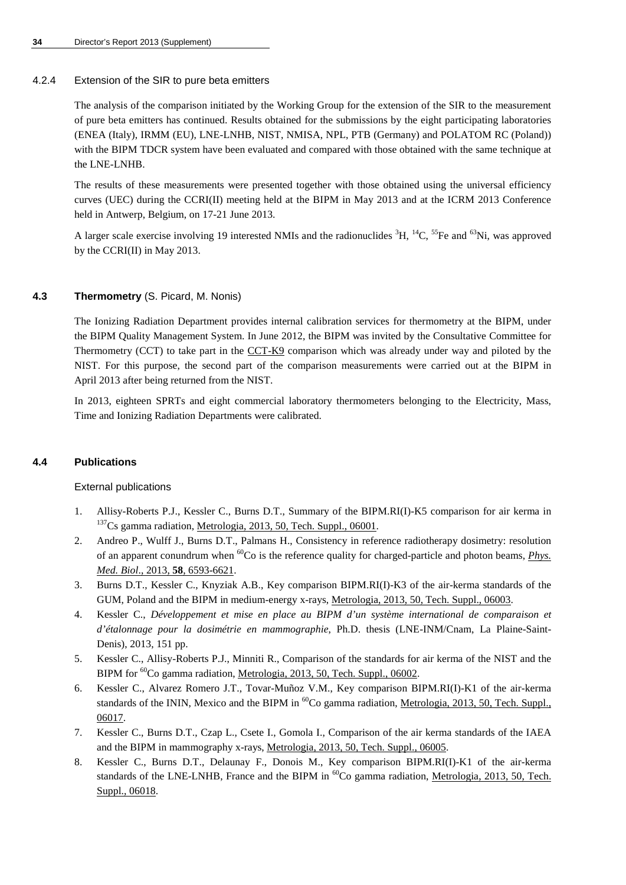#### 4.2.4 Extension of the SIR to pure beta emitters

The analysis of the comparison initiated by the Working Group for the extension of the SIR to the measurement of pure beta emitters has continued. Results obtained for the submissions by the eight participating laboratories (ENEA (Italy), IRMM (EU), LNE-LNHB, NIST, NMISA, NPL, PTB (Germany) and POLATOM RC (Poland)) with the BIPM TDCR system have been evaluated and compared with those obtained with the same technique at the LNE-LNHB.

The results of these measurements were presented together with those obtained using the universal efficiency curves (UEC) during the CCRI(II) meeting held at the BIPM in May 2013 and at the ICRM 2013 Conference held in Antwerp, Belgium, on 17-21 June 2013.

A larger scale exercise involving 19 interested NMIs and the radionuclides $^{3}$H, $^{14}$C, $^{55}$Fe and $^{63}$Ni, was approved by the CCRI(II) in May 2013.

### 4.3 Thermometry (S. Picard, M. Nonis)

The Ionizing Radiation Department provides internal calibration services for thermometry at the BIPM, under the BIPM Quality Management System. In June 2012, the BIPM was invited by the Consultative Committee for Thermometry (CCT) to take part in the CCT-K9 comparison which was already under way and piloted by the NIST. For this purpose, the second part of the comparison measurements were carried out at the BIPM in April 2013 after being returned from the NIST.

In 2013, eighteen SPRTs and eight commercial laboratory thermometers belonging to the Electricity, Mass, Time and Ionizing Radiation Departments were calibrated.

### 4.4 Publications

External publications

1. Allisy-Roberts P.J., Kessler C., Burns D.T., Summary of the BIPM.RI(I)-K5 comparison for air kerma in $^{137}$Cs gamma radiation, Metrologia, 2013, 50, Tech. Suppl., 06001.
2. Andreo P., Wulff J., Burns D.T., Palmans H., Consistency in reference radiotherapy dosimetry: resolution of an apparent conundrum when $^{60}$Co is the reference quality for charged-particle and photon beams, *Phys. Med. Biol*., 2013, **58**, 6593-6621.
3. Burns D.T., Kessler C., Knyziak A.B., Key comparison BIPM.RI(I)-K3 of the air-kerma standards of the GUM, Poland and the BIPM in medium-energy x-rays, Metrologia, 2013, 50, Tech. Suppl., 06003.
4. Kessler C., *Développement et mise en place au BIPM d'un système international de comparaison et d'étalonnage pour la dosimétrie en mammographie*, Ph.D. thesis (LNE-INM/Cnam, La Plaine-Saint-Denis), 2013, 151 pp.
5. Kessler C., Allisy-Roberts P.J., Minniti R., Comparison of the standards for air kerma of the NIST and the BIPM for $^{60}$Co gamma radiation, Metrologia, 2013, 50, Tech. Suppl., 06002.
6. Kessler C., Alvarez Romero J.T., Tovar-Muñoz V.M., Key comparison BIPM.RI(I)-K1 of the air-kerma standards of the ININ, Mexico and the BIPM in $^{60}$Co gamma radiation, Metrologia, 2013, 50, Tech. Suppl., 06017.
7. Kessler C., Burns D.T., Czap L., Csete I., Gomola I., Comparison of the air kerma standards of the IAEA and the BIPM in mammography x-rays, Metrologia, 2013, 50, Tech. Suppl., 06005.
8. Kessler C., Burns D.T., Delaunay F., Donois M., Key comparison BIPM.RI(I)-K1 of the air-kerma standards of the LNE-LNHB, France and the BIPM in $^{60}$Co gamma radiation, Metrologia, 2013, 50, Tech. Suppl., 06018.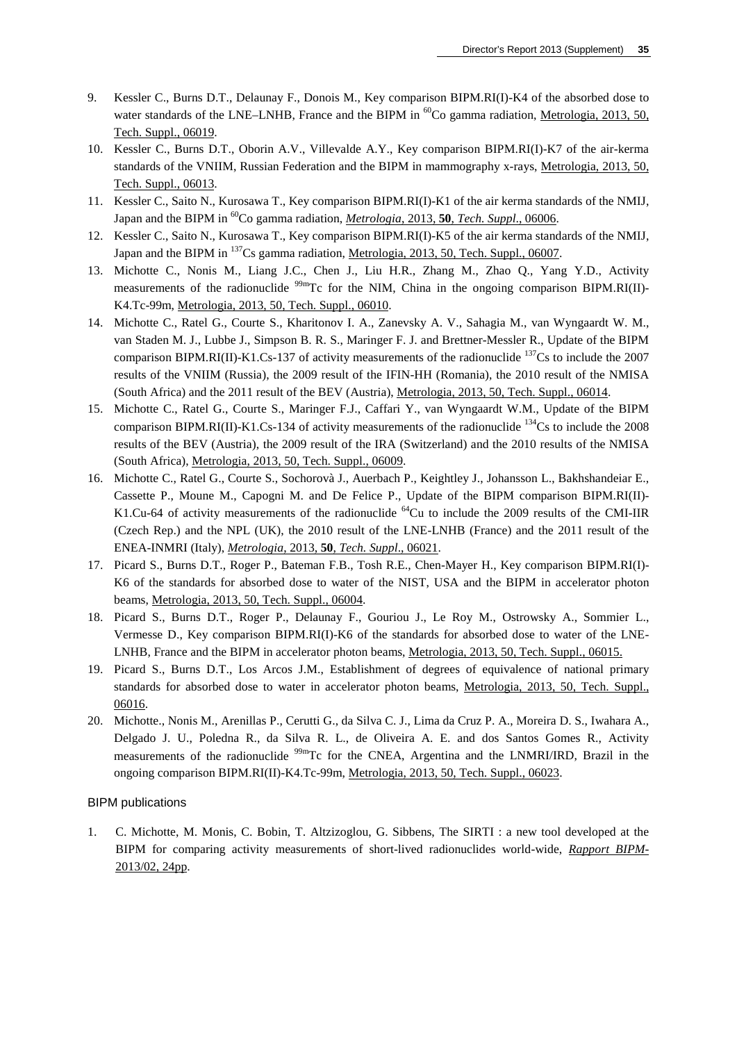9. Kessler C., Burns D.T., Delaunay F., Donois M., Key comparison BIPM.RI(I)-K4 of the absorbed dose to water standards of the LNE–LNHB, France and the BIPM in $^{60}$Co gamma radiation, Metrologia, 2013, 50, Tech. Suppl., 06019.
10. Kessler C., Burns D.T., Oborin A.V., Villevalde A.Y., Key comparison BIPM.RI(I)-K7 of the air-kerma standards of the VNIIM, Russian Federation and the BIPM in mammography x-rays, Metrologia, 2013, 50, Tech. Suppl., 06013.
11. Kessler C., Saito N., Kurosawa T., Key comparison BIPM.RI(I)-K1 of the air kerma standards of the NMIJ, Japan and the BIPM in $^{60}$Co gamma radiation, *Metrologia*, 2013, **50**, *Tech. Suppl*., 06006.
12. Kessler C., Saito N., Kurosawa T., Key comparison BIPM.RI(I)-K5 of the air kerma standards of the NMIJ, Japan and the BIPM in $^{137}$Cs gamma radiation, Metrologia, 2013, 50, Tech. Suppl., 06007.
13. Michotte C., Nonis M., Liang J.C., Chen J., Liu H.R., Zhang M., Zhao Q., Yang Y.D., Activity measurements of the radionuclide $^{99m}$Tc for the NIM, China in the ongoing comparison BIPM.RI(II)-K4.Tc-99m, Metrologia, 2013, 50, Tech. Suppl., 06010.
14. Michotte C., Ratel G., Courte S., Kharitonov I. A., Zanevsky A. V., Sahagia M., van Wyngaardt W. M., van Staden M. J., Lubbe J., Simpson B. R. S., Maringer F. J. and Brettner-Messler R., Update of the BIPM comparison BIPM.RI(II)-K1.Cs-137 of activity measurements of the radionuclide $^{137}$Cs to include the 2007 results of the VNIIM (Russia), the 2009 result of the IFIN-HH (Romania), the 2010 result of the NMISA (South Africa) and the 2011 result of the BEV (Austria), Metrologia, 2013, 50, Tech. Suppl., 06014.
15. Michotte C., Ratel G., Courte S., Maringer F.J., Caffari Y., van Wyngaardt W.M., Update of the BIPM comparison BIPM.RI(II)-K1.Cs-134 of activity measurements of the radionuclide $^{134}$Cs to include the 2008 results of the BEV (Austria), the 2009 result of the IRA (Switzerland) and the 2010 results of the NMISA (South Africa), Metrologia, 2013, 50, Tech. Suppl., 06009.
16. Michotte C., Ratel G., Courte S., Sochorovà J., Auerbach P., Keightley J., Johansson L., Bakhshandeiar E., Cassette P., Moune M., Capogni M. and De Felice P., Update of the BIPM comparison BIPM.RI(II)-K1.Cu-64 of activity measurements of the radionuclide $^{64}$Cu to include the 2009 results of the CMI-IIR (Czech Rep.) and the NPL (UK), the 2010 result of the LNE-LNHB (France) and the 2011 result of the ENEA-INMRI (Italy), *Metrologia*, 2013, **50**, *Tech. Suppl*., 06021.
17. Picard S., Burns D.T., Roger P., Bateman F.B., Tosh R.E., Chen-Mayer H., Key comparison BIPM.RI(I)-K6 of the standards for absorbed dose to water of the NIST, USA and the BIPM in accelerator photon beams, Metrologia, 2013, 50, Tech. Suppl., 06004.
18. Picard S., Burns D.T., Roger P., Delaunay F., Gouriou J., Le Roy M., Ostrowsky A., Sommier L., Vermesse D., Key comparison BIPM.RI(I)-K6 of the standards for absorbed dose to water of the LNE-LNHB, France and the BIPM in accelerator photon beams, Metrologia, 2013, 50, Tech. Suppl., 06015.
19. Picard S., Burns D.T., Los Arcos J.M., Establishment of degrees of equivalence of national primary standards for absorbed dose to water in accelerator photon beams, Metrologia, 2013, 50, Tech. Suppl., 06016.
20. Michotte., Nonis M., Arenillas P., Cerutti G., da Silva C. J., Lima da Cruz P. A., Moreira D. S., Iwahara A., Delgado J. U., Poledna R., da Silva R. L., de Oliveira A. E. and dos Santos Gomes R., Activity measurements of the radionuclide $^{99m}$Tc for the CNEA, Argentina and the LNMRI/IRD, Brazil in the ongoing comparison BIPM.RI(II)-K4.Tc-99m, Metrologia, 2013, 50, Tech. Suppl., 06023.

BIPM publications

1. C. Michotte, M. Monis, C. Bobin, T. Altzizoglou, G. Sibbens, The SIRTI : a new tool developed at the BIPM for comparing activity measurements of short-lived radionuclides world-wide, *Rapport BIPM-*2013/02, 24pp.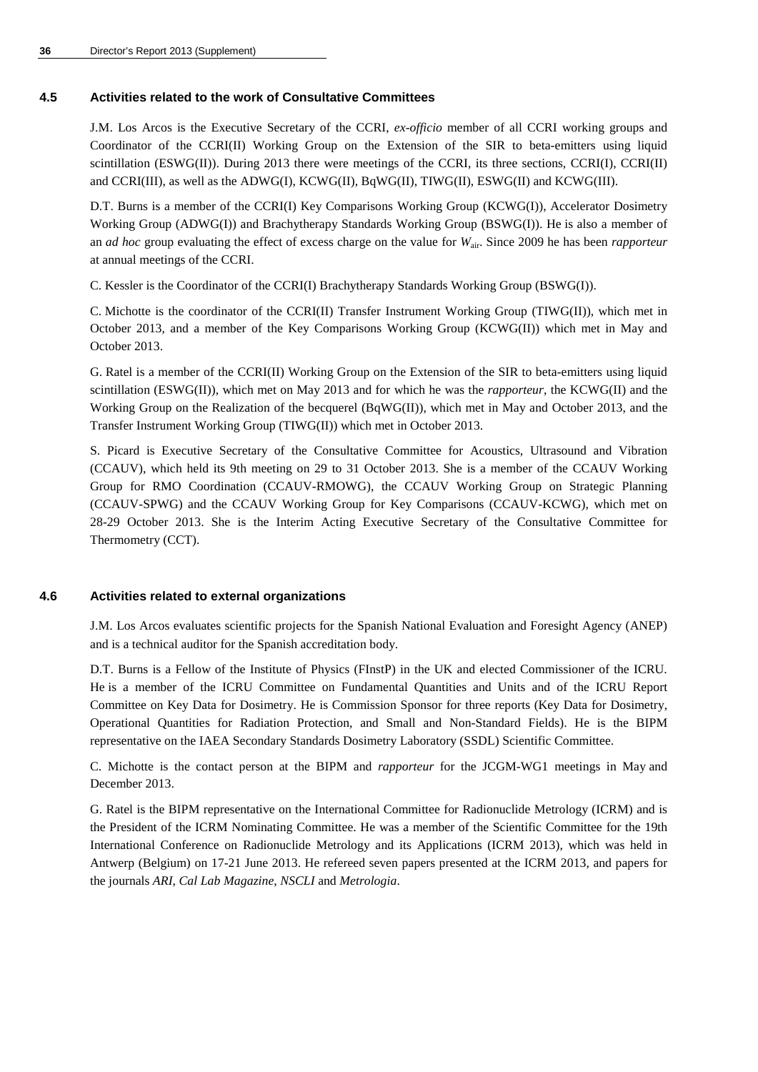### 4.5 Activities related to the work of Consultative Committees

J.M. Los Arcos is the Executive Secretary of the CCRI, *ex-officio* member of all CCRI working groups and Coordinator of the CCRI(II) Working Group on the Extension of the SIR to beta-emitters using liquid scintillation (ESWG(II)). During 2013 there were meetings of the CCRI, its three sections, CCRI(I), CCRI(II) and CCRI(III), as well as the ADWG(I), KCWG(II), BqWG(II), TIWG(II), ESWG(II) and KCWG(III).

D.T. Burns is a member of the CCRI(I) Key Comparisons Working Group (KCWG(I)), Accelerator Dosimetry Working Group (ADWG(I)) and Brachytherapy Standards Working Group (BSWG(I)). He is also a member of an *ad hoc* group evaluating the effect of excess charge on the value for $W_{\text{air}}$. Since 2009 he has been *rapporteur* at annual meetings of the CCRI.

C. Kessler is the Coordinator of the CCRI(I) Brachytherapy Standards Working Group (BSWG(I)).

C. Michotte is the coordinator of the CCRI(II) Transfer Instrument Working Group (TIWG(II)), which met in October 2013, and a member of the Key Comparisons Working Group (KCWG(II)) which met in May and October 2013.

G. Ratel is a member of the CCRI(II) Working Group on the Extension of the SIR to beta-emitters using liquid scintillation (ESWG(II)), which met on May 2013 and for which he was the *rapporteur*, the KCWG(II) and the Working Group on the Realization of the becquerel (BqWG(II)), which met in May and October 2013, and the Transfer Instrument Working Group (TIWG(II)) which met in October 2013.

S. Picard is Executive Secretary of the Consultative Committee for Acoustics, Ultrasound and Vibration (CCAUV), which held its 9th meeting on 29 to 31 October 2013. She is a member of the CCAUV Working Group for RMO Coordination (CCAUV-RMOWG), the CCAUV Working Group on Strategic Planning (CCAUV-SPWG) and the CCAUV Working Group for Key Comparisons (CCAUV-KCWG), which met on 28-29 October 2013. She is the Interim Acting Executive Secretary of the Consultative Committee for Thermometry (CCT).

### 4.6 Activities related to external organizations

J.M. Los Arcos evaluates scientific projects for the Spanish National Evaluation and Foresight Agency (ANEP) and is a technical auditor for the Spanish accreditation body.

D.T. Burns is a Fellow of the Institute of Physics (FInstP) in the UK and elected Commissioner of the ICRU. He is a member of the ICRU Committee on Fundamental Quantities and Units and of the ICRU Report Committee on Key Data for Dosimetry. He is Commission Sponsor for three reports (Key Data for Dosimetry, Operational Quantities for Radiation Protection, and Small and Non-Standard Fields). He is the BIPM representative on the IAEA Secondary Standards Dosimetry Laboratory (SSDL) Scientific Committee.

C. Michotte is the contact person at the BIPM and *rapporteur* for the JCGM-WG1 meetings in May and December 2013.

G. Ratel is the BIPM representative on the International Committee for Radionuclide Metrology (ICRM) and is the President of the ICRM Nominating Committee. He was a member of the Scientific Committee for the 19th International Conference on Radionuclide Metrology and its Applications (ICRM 2013), which was held in Antwerp (Belgium) on 17-21 June 2013. He refereed seven papers presented at the ICRM 2013, and papers for the journals *ARI*, *Cal Lab Magazine*, *NSCLI* and *Metrologia*.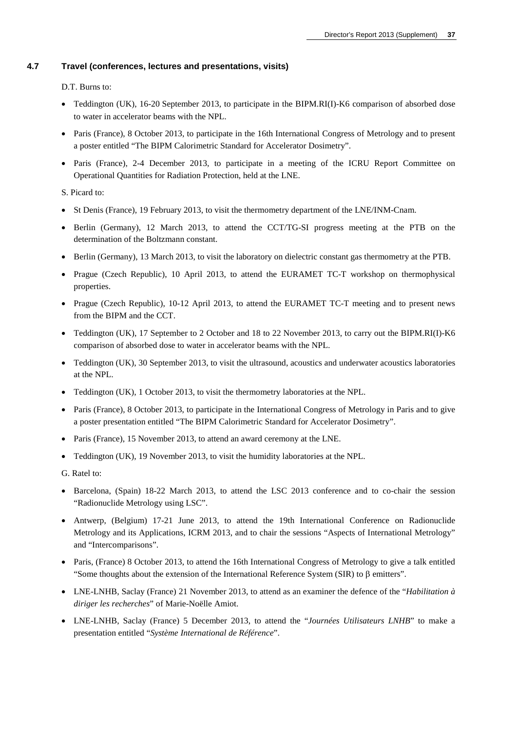### 4.7 Travel (conferences, lectures and presentations, visits)

D.T. Burns to:

- Teddington (UK), 16-20 September 2013, to participate in the BIPM.RI(I)-K6 comparison of absorbed dose to water in accelerator beams with the NPL.
- Paris (France), 8 October 2013, to participate in the 16th International Congress of Metrology and to present a poster entitled "The BIPM Calorimetric Standard for Accelerator Dosimetry".
- Paris (France), 2-4 December 2013, to participate in a meeting of the ICRU Report Committee on Operational Quantities for Radiation Protection, held at the LNE.

S. Picard to:

- St Denis (France), 19 February 2013, to visit the thermometry department of the LNE/INM-Cnam.
- Berlin (Germany), 12 March 2013, to attend the CCT/TG-SI progress meeting at the PTB on the determination of the Boltzmann constant.
- Berlin (Germany), 13 March 2013, to visit the laboratory on dielectric constant gas thermometry at the PTB.
- Prague (Czech Republic), 10 April 2013, to attend the EURAMET TC-T workshop on thermophysical properties.
- Prague (Czech Republic), 10-12 April 2013, to attend the EURAMET TC-T meeting and to present news from the BIPM and the CCT.
- Teddington (UK), 17 September to 2 October and 18 to 22 November 2013, to carry out the BIPM.RI(I)-K6 comparison of absorbed dose to water in accelerator beams with the NPL.
- Teddington (UK), 30 September 2013, to visit the ultrasound, acoustics and underwater acoustics laboratories at the NPL.
- Teddington (UK), 1 October 2013, to visit the thermometry laboratories at the NPL.
- Paris (France), 8 October 2013, to participate in the International Congress of Metrology in Paris and to give a poster presentation entitled "The BIPM Calorimetric Standard for Accelerator Dosimetry".
- Paris (France), 15 November 2013, to attend an award ceremony at the LNE.
- Teddington (UK), 19 November 2013, to visit the humidity laboratories at the NPL.

G. Ratel to:

- Barcelona, (Spain) 18-22 March 2013, to attend the LSC 2013 conference and to co-chair the session "Radionuclide Metrology using LSC".
- Antwerp, (Belgium) 17-21 June 2013, to attend the 19th International Conference on Radionuclide Metrology and its Applications, ICRM 2013, and to chair the sessions "Aspects of International Metrology" and "Intercomparisons".
- Paris, (France) 8 October 2013, to attend the 16th International Congress of Metrology to give a talk entitled "Some thoughts about the extension of the International Reference System (SIR) to β emitters".
- LNE-LNHB, Saclay (France) 21 November 2013, to attend as an examiner the defence of the "*Habilitation à diriger les recherches*" of Marie-Noëlle Amiot.
- LNE-LNHB, Saclay (France) 5 December 2013, to attend the "*Journées Utilisateurs LNHB*" to make a presentation entitled "*Système International de Référence*".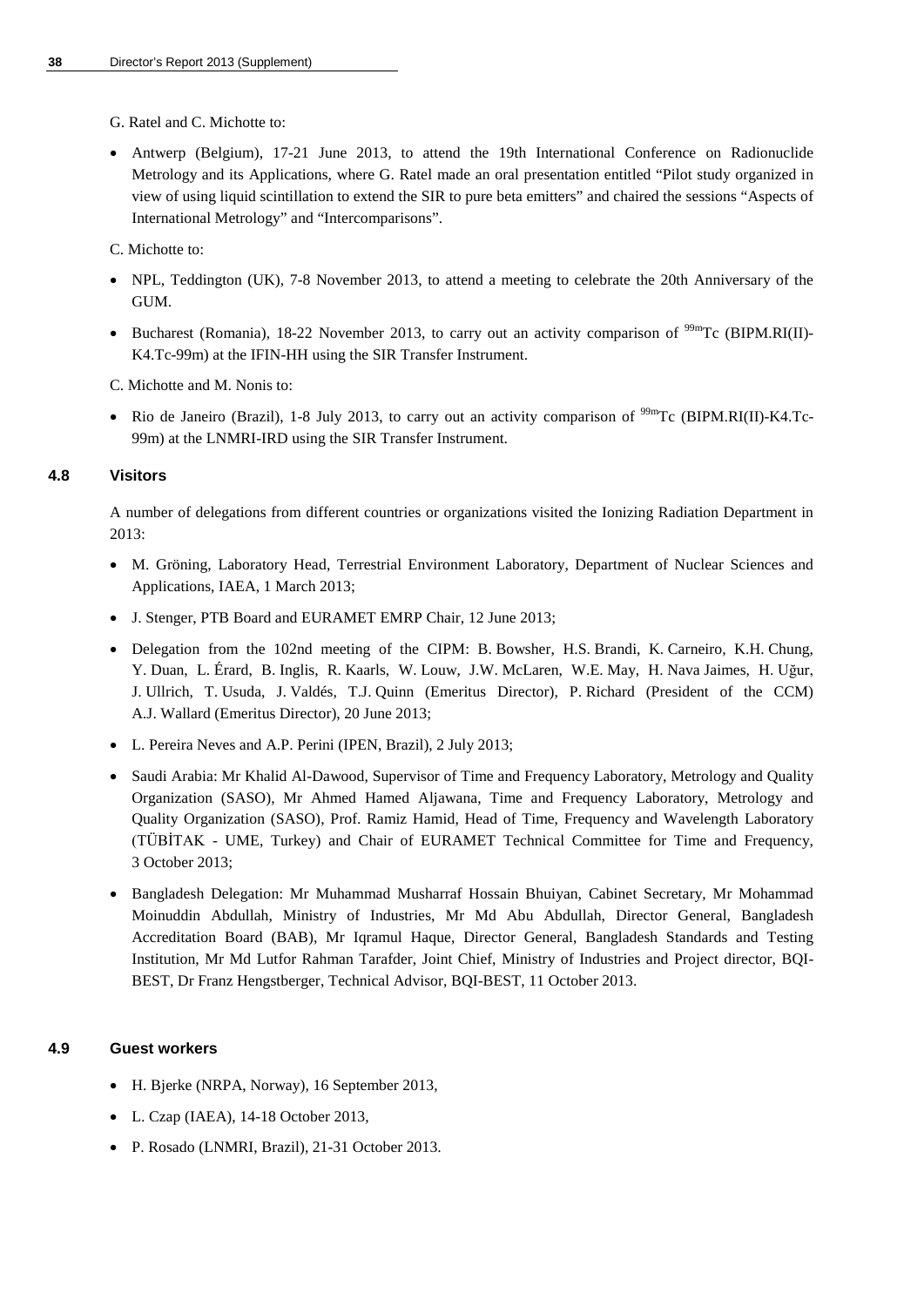G. Ratel and C. Michotte to:

- Antwerp (Belgium), 17-21 June 2013, to attend the 19th International Conference on Radionuclide Metrology and its Applications, where G. Ratel made an oral presentation entitled “Pilot study organized in view of using liquid scintillation to extend the SIR to pure beta emitters” and chaired the sessions “Aspects of International Metrology” and “Intercomparisons”.

C. Michotte to:

- NPL, Teddington (UK), 7-8 November 2013, to attend a meeting to celebrate the 20th Anniversary of the GUM.
- Bucharest (Romania), 18-22 November 2013, to carry out an activity comparison of $^{99m}$Tc (BIPM.RI(II)-K4.Tc-99m) at the IFIN-HH using the SIR Transfer Instrument.

C. Michotte and M. Nonis to:

- Rio de Janeiro (Brazil), 1-8 July 2013, to carry out an activity comparison of $^{99m}$Tc (BIPM.RI(II)-K4.Tc-99m) at the LNMRI-IRD using the SIR Transfer Instrument.

### 4.8 Visitors

A number of delegations from different countries or organizations visited the Ionizing Radiation Department in 2013:

- M. Gröning, Laboratory Head, Terrestrial Environment Laboratory, Department of Nuclear Sciences and Applications, IAEA, 1 March 2013;
- J. Stenger, PTB Board and EURAMET EMRP Chair, 12 June 2013;
- Delegation from the 102nd meeting of the CIPM: B. Bowsher, H.S. Brandi, K. Carneiro, K.H. Chung, Y. Duan, L. Érard, B. Inglis, R. Kaarls, W. Louw, J.W. McLaren, W.E. May, H. Nava Jaimes, H. Uğur, J. Ullrich, T. Usuda, J. Valdés, T.J. Quinn (Emeritus Director), P. Richard (President of the CCM) A.J. Wallard (Emeritus Director), 20 June 2013;
- L. Pereira Neves and A.P. Perini (IPEN, Brazil), 2 July 2013;
- Saudi Arabia: Mr Khalid Al-Dawood, Supervisor of Time and Frequency Laboratory, Metrology and Quality Organization (SASO), Mr Ahmed Hamed Aljawana, Time and Frequency Laboratory, Metrology and Quality Organization (SASO), Prof. Ramiz Hamid, Head of Time, Frequency and Wavelength Laboratory (TÜBİTAK - UME, Turkey) and Chair of EURAMET Technical Committee for Time and Frequency, 3 October 2013;
- Bangladesh Delegation: Mr Muhammad Musharraf Hossain Bhuiyan, Cabinet Secretary, Mr Mohammad Moinuddin Abdullah, Ministry of Industries, Mr Md Abu Abdullah, Director General, Bangladesh Accreditation Board (BAB), Mr Iqramul Haque, Director General, Bangladesh Standards and Testing Institution, Mr Md Lutfor Rahman Tarafder, Joint Chief, Ministry of Industries and Project director, BQI-BEST, Dr Franz Hengstberger, Technical Advisor, BQI-BEST, 11 October 2013.

### 4.9 Guest workers

- H. Bjerke (NRPA, Norway), 16 September 2013,
- L. Czap (IAEA), 14-18 October 2013,
- P. Rosado (LNMRI, Brazil), 21-31 October 2013.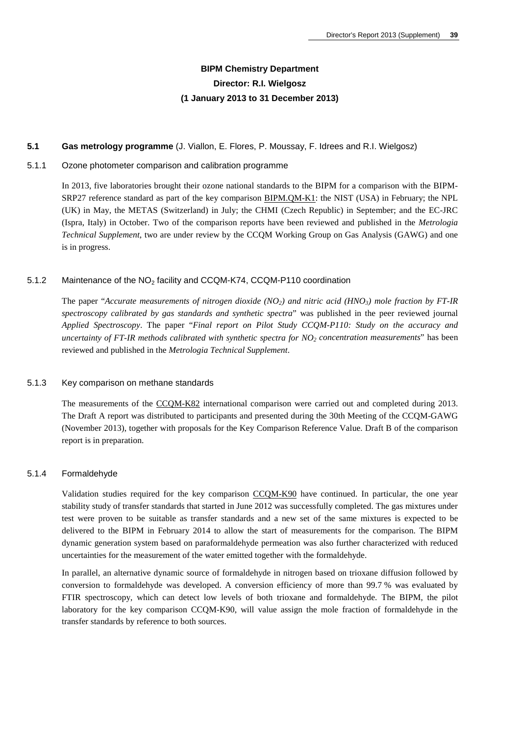**BIPM Chemistry Department**
**Director: R.I. Wielgosz**
**(1 January 2013 to 31 December 2013)**

### 5.1 Gas metrology programme (J. Viallon, E. Flores, P. Moussay, F. Idrees and R.I. Wielgosz)

#### 5.1.1 Ozone photometer comparison and calibration programme

In 2013, five laboratories brought their ozone national standards to the BIPM for a comparison with the BIPM-SRP27 reference standard as part of the key comparison BIPM.QM-K1: the NIST (USA) in February; the NPL (UK) in May, the METAS (Switzerland) in July; the CHMI (Czech Republic) in September; and the EC-JRC (Ispra, Italy) in October. Two of the comparison reports have been reviewed and published in the *Metrologia Technical Supplement*, two are under review by the CCQM Working Group on Gas Analysis (GAWG) and one is in progress.

#### 5.1.2 Maintenance of the $NO_2$ facility and CCQM-K74, CCQM-P110 coordination

The paper "*Accurate measurements of nitrogen dioxide ($NO_2$) and nitric acid ($HNO_3$) mole fraction by FT-IR spectroscopy calibrated by gas standards and synthetic spectra*" was published in the peer reviewed journal *Applied Spectroscopy*. The paper "*Final report on Pilot Study CCQM-P110: Study on the accuracy and uncertainty of FT-IR methods calibrated with synthetic spectra for $NO_2$ concentration measurements*" has been reviewed and published in the *Metrologia Technical Supplement*.

#### 5.1.3 Key comparison on methane standards

The measurements of the CCQM-K82 international comparison were carried out and completed during 2013. The Draft A report was distributed to participants and presented during the 30th Meeting of the CCQM-GAWG (November 2013), together with proposals for the Key Comparison Reference Value. Draft B of the comparison report is in preparation.

#### 5.1.4 Formaldehyde

Validation studies required for the key comparison CCQM-K90 have continued. In particular, the one year stability study of transfer standards that started in June 2012 was successfully completed. The gas mixtures under test were proven to be suitable as transfer standards and a new set of the same mixtures is expected to be delivered to the BIPM in February 2014 to allow the start of measurements for the comparison. The BIPM dynamic generation system based on paraformaldehyde permeation was also further characterized with reduced uncertainties for the measurement of the water emitted together with the formaldehyde.

In parallel, an alternative dynamic source of formaldehyde in nitrogen based on trioxane diffusion followed by conversion to formaldehyde was developed. A conversion efficiency of more than 99.7 % was evaluated by FTIR spectroscopy, which can detect low levels of both trioxane and formaldehyde. The BIPM, the pilot laboratory for the key comparison CCQM-K90, will value assign the mole fraction of formaldehyde in the transfer standards by reference to both sources.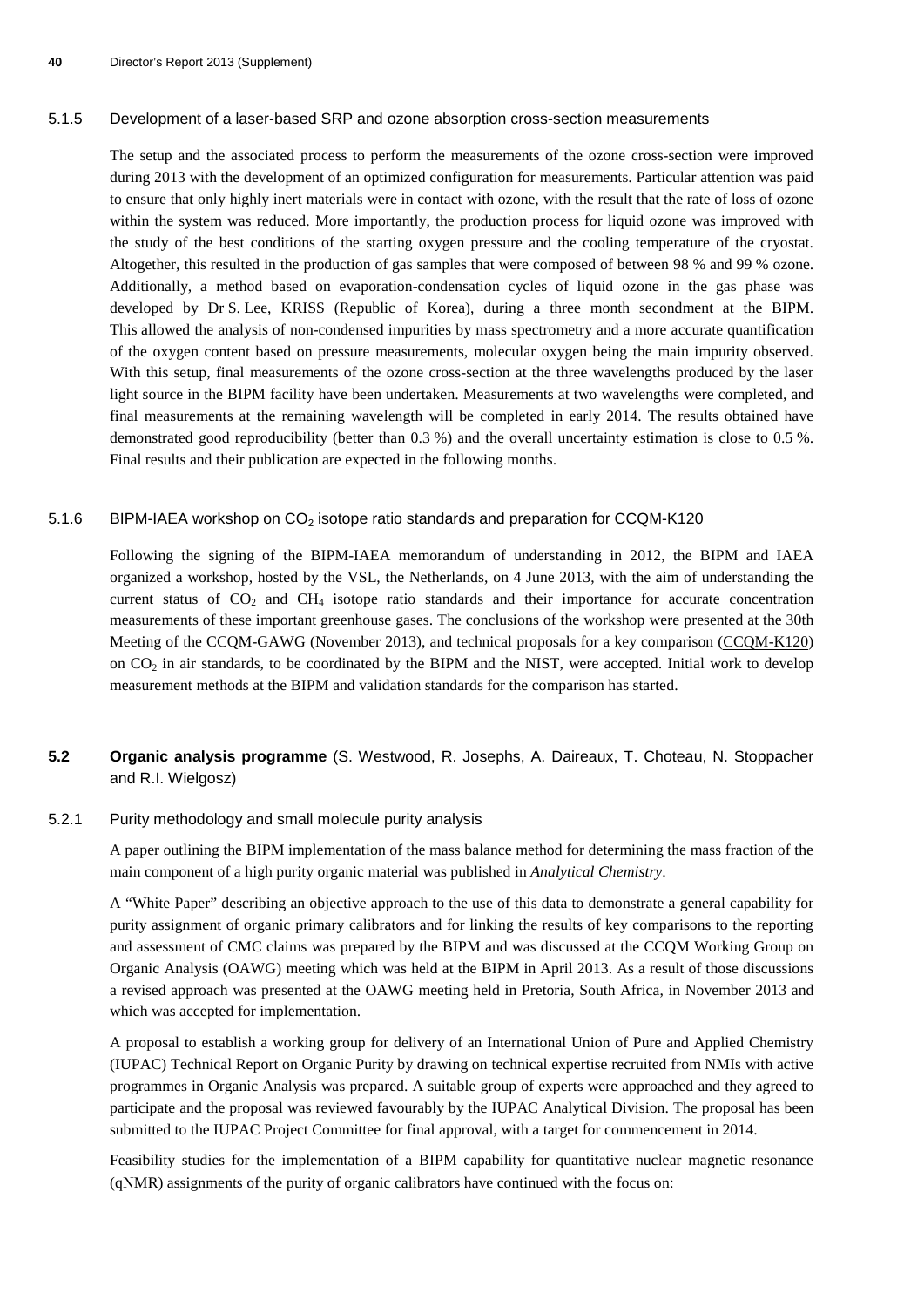#### 5.1.5 Development of a laser-based SRP and ozone absorption cross-section measurements

The setup and the associated process to perform the measurements of the ozone cross-section were improved during 2013 with the development of an optimized configuration for measurements. Particular attention was paid to ensure that only highly inert materials were in contact with ozone, with the result that the rate of loss of ozone within the system was reduced. More importantly, the production process for liquid ozone was improved with the study of the best conditions of the starting oxygen pressure and the cooling temperature of the cryostat. Altogether, this resulted in the production of gas samples that were composed of between 98 % and 99 % ozone. Additionally, a method based on evaporation-condensation cycles of liquid ozone in the gas phase was developed by Dr S. Lee, KRISS (Republic of Korea), during a three month secondment at the BIPM. This allowed the analysis of non-condensed impurities by mass spectrometry and a more accurate quantification of the oxygen content based on pressure measurements, molecular oxygen being the main impurity observed. With this setup, final measurements of the ozone cross-section at the three wavelengths produced by the laser light source in the BIPM facility have been undertaken. Measurements at two wavelengths were completed, and final measurements at the remaining wavelength will be completed in early 2014. The results obtained have demonstrated good reproducibility (better than 0.3 %) and the overall uncertainty estimation is close to 0.5 %. Final results and their publication are expected in the following months.

#### 5.1.6 BIPM-IAEA workshop on $CO_2$ isotope ratio standards and preparation for CCQM-K120

Following the signing of the BIPM-IAEA memorandum of understanding in 2012, the BIPM and IAEA organized a workshop, hosted by the VSL, the Netherlands, on 4 June 2013, with the aim of understanding the current status of $CO_2$ and $CH_4$ isotope ratio standards and their importance for accurate concentration measurements of these important greenhouse gases. The conclusions of the workshop were presented at the 30th Meeting of the CCQM-GAWG (November 2013), and technical proposals for a key comparison (CCQM-K120) on $CO_2$ in air standards, to be coordinated by the BIPM and the NIST, were accepted. Initial work to develop measurement methods at the BIPM and validation standards for the comparison has started.

### 5.2 Organic analysis programme (S. Westwood, R. Josephs, A. Daireaux, T. Choteau, N. Stoppacher and R.I. Wielgosz)

#### 5.2.1 Purity methodology and small molecule purity analysis

A paper outlining the BIPM implementation of the mass balance method for determining the mass fraction of the main component of a high purity organic material was published in *Analytical Chemistry*.

A "White Paper" describing an objective approach to the use of this data to demonstrate a general capability for purity assignment of organic primary calibrators and for linking the results of key comparisons to the reporting and assessment of CMC claims was prepared by the BIPM and was discussed at the CCQM Working Group on Organic Analysis (OAWG) meeting which was held at the BIPM in April 2013. As a result of those discussions a revised approach was presented at the OAWG meeting held in Pretoria, South Africa, in November 2013 and which was accepted for implementation.

A proposal to establish a working group for delivery of an International Union of Pure and Applied Chemistry (IUPAC) Technical Report on Organic Purity by drawing on technical expertise recruited from NMIs with active programmes in Organic Analysis was prepared. A suitable group of experts were approached and they agreed to participate and the proposal was reviewed favourably by the IUPAC Analytical Division. The proposal has been submitted to the IUPAC Project Committee for final approval, with a target for commencement in 2014.

Feasibility studies for the implementation of a BIPM capability for quantitative nuclear magnetic resonance (qNMR) assignments of the purity of organic calibrators have continued with the focus on: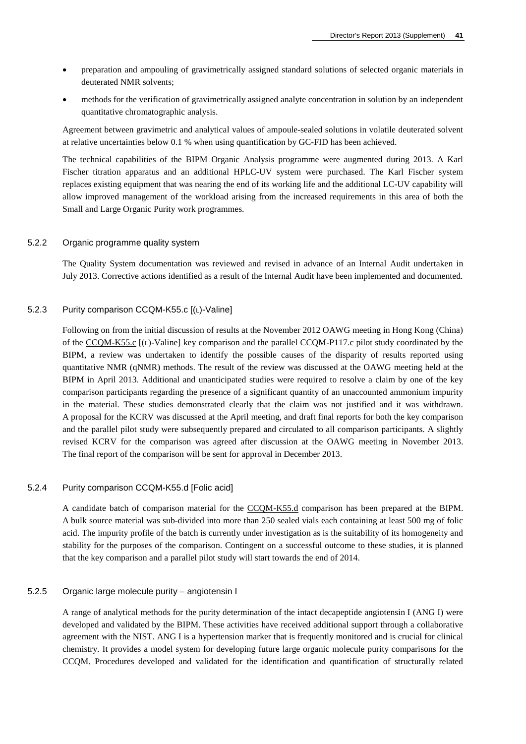- preparation and ampouling of gravimetrically assigned standard solutions of selected organic materials in deuterated NMR solvents;
- methods for the verification of gravimetrically assigned analyte concentration in solution by an independent quantitative chromatographic analysis.

Agreement between gravimetric and analytical values of ampoule-sealed solutions in volatile deuterated solvent at relative uncertainties below 0.1 % when using quantification by GC-FID has been achieved.

The technical capabilities of the BIPM Organic Analysis programme were augmented during 2013. A Karl Fischer titration apparatus and an additional HPLC-UV system were purchased. The Karl Fischer system replaces existing equipment that was nearing the end of its working life and the additional LC-UV capability will allow improved management of the workload arising from the increased requirements in this area of both the Small and Large Organic Purity work programmes.

### 5.2.2 Organic programme quality system

The Quality System documentation was reviewed and revised in advance of an Internal Audit undertaken in July 2013. Corrective actions identified as a result of the Internal Audit have been implemented and documented.

### 5.2.3 Purity comparison CCQM-K55.c [(L)-Valine]

Following on from the initial discussion of results at the November 2012 OAWG meeting in Hong Kong (China) of the CCQM-K55.c [(L)-Valine] key comparison and the parallel CCQM-P117.c pilot study coordinated by the BIPM, a review was undertaken to identify the possible causes of the disparity of results reported using quantitative NMR (qNMR) methods. The result of the review was discussed at the OAWG meeting held at the BIPM in April 2013. Additional and unanticipated studies were required to resolve a claim by one of the key comparison participants regarding the presence of a significant quantity of an unaccounted ammonium impurity in the material. These studies demonstrated clearly that the claim was not justified and it was withdrawn. A proposal for the KCRV was discussed at the April meeting, and draft final reports for both the key comparison and the parallel pilot study were subsequently prepared and circulated to all comparison participants. A slightly revised KCRV for the comparison was agreed after discussion at the OAWG meeting in November 2013. The final report of the comparison will be sent for approval in December 2013.

### 5.2.4 Purity comparison CCQM-K55.d [Folic acid]

A candidate batch of comparison material for the CCQM-K55.d comparison has been prepared at the BIPM. A bulk source material was sub-divided into more than 250 sealed vials each containing at least 500 mg of folic acid. The impurity profile of the batch is currently under investigation as is the suitability of its homogeneity and stability for the purposes of the comparison. Contingent on a successful outcome to these studies, it is planned that the key comparison and a parallel pilot study will start towards the end of 2014.

### 5.2.5 Organic large molecule purity – angiotensin I

A range of analytical methods for the purity determination of the intact decapeptide angiotensin I (ANG I) were developed and validated by the BIPM. These activities have received additional support through a collaborative agreement with the NIST. ANG I is a hypertension marker that is frequently monitored and is crucial for clinical chemistry. It provides a model system for developing future large organic molecule purity comparisons for the CCQM. Procedures developed and validated for the identification and quantification of structurally related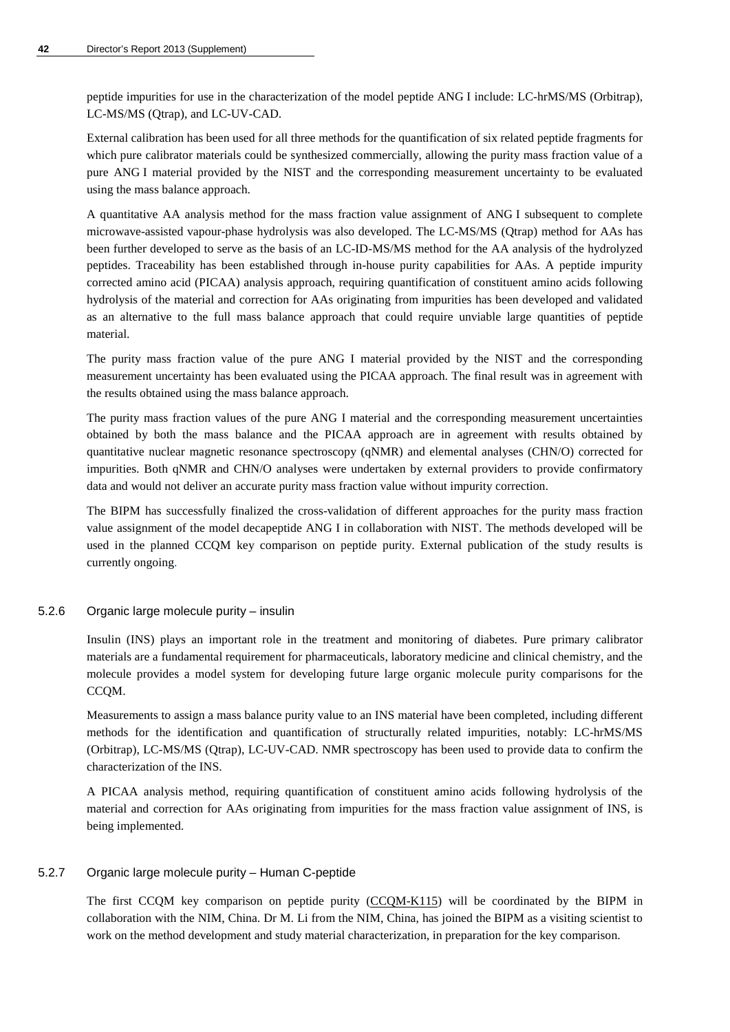peptide impurities for use in the characterization of the model peptide ANG I include: LC-hrMS/MS (Orbitrap), LC-MS/MS (Qtrap), and LC-UV-CAD.

External calibration has been used for all three methods for the quantification of six related peptide fragments for which pure calibrator materials could be synthesized commercially, allowing the purity mass fraction value of a pure ANG I material provided by the NIST and the corresponding measurement uncertainty to be evaluated using the mass balance approach.

A quantitative AA analysis method for the mass fraction value assignment of ANG I subsequent to complete microwave-assisted vapour-phase hydrolysis was also developed. The LC-MS/MS (Qtrap) method for AAs has been further developed to serve as the basis of an LC-ID-MS/MS method for the AA analysis of the hydrolyzed peptides. Traceability has been established through in-house purity capabilities for AAs. A peptide impurity corrected amino acid (PICAA) analysis approach, requiring quantification of constituent amino acids following hydrolysis of the material and correction for AAs originating from impurities has been developed and validated as an alternative to the full mass balance approach that could require unviable large quantities of peptide material.

The purity mass fraction value of the pure ANG I material provided by the NIST and the corresponding measurement uncertainty has been evaluated using the PICAA approach. The final result was in agreement with the results obtained using the mass balance approach.

The purity mass fraction values of the pure ANG I material and the corresponding measurement uncertainties obtained by both the mass balance and the PICAA approach are in agreement with results obtained by quantitative nuclear magnetic resonance spectroscopy (qNMR) and elemental analyses (CHN/O) corrected for impurities. Both qNMR and CHN/O analyses were undertaken by external providers to provide confirmatory data and would not deliver an accurate purity mass fraction value without impurity correction.

The BIPM has successfully finalized the cross-validation of different approaches for the purity mass fraction value assignment of the model decapeptide ANG I in collaboration with NIST. The methods developed will be used in the planned CCQM key comparison on peptide purity. External publication of the study results is currently ongoing.

### 5.2.6 Organic large molecule purity – insulin

Insulin (INS) plays an important role in the treatment and monitoring of diabetes. Pure primary calibrator materials are a fundamental requirement for pharmaceuticals, laboratory medicine and clinical chemistry, and the molecule provides a model system for developing future large organic molecule purity comparisons for the CCQM.

Measurements to assign a mass balance purity value to an INS material have been completed, including different methods for the identification and quantification of structurally related impurities, notably: LC-hrMS/MS (Orbitrap), LC-MS/MS (Qtrap), LC-UV-CAD. NMR spectroscopy has been used to provide data to confirm the characterization of the INS.

A PICAA analysis method, requiring quantification of constituent amino acids following hydrolysis of the material and correction for AAs originating from impurities for the mass fraction value assignment of INS, is being implemented.

### 5.2.7 Organic large molecule purity – Human C-peptide

The first CCQM key comparison on peptide purity (CCQM-K115) will be coordinated by the BIPM in collaboration with the NIM, China. Dr M. Li from the NIM, China, has joined the BIPM as a visiting scientist to work on the method development and study material characterization, in preparation for the key comparison.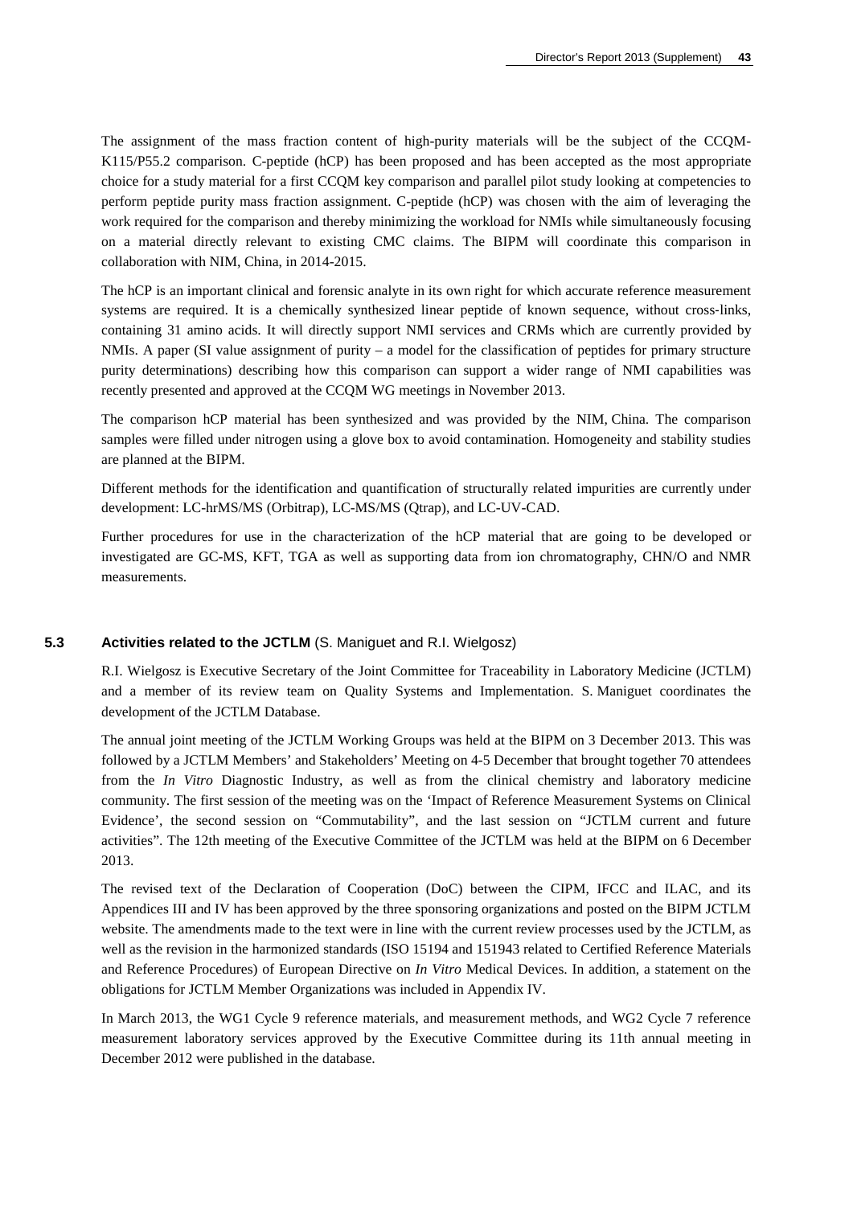The assignment of the mass fraction content of high-purity materials will be the subject of the CCQM-K115/P55.2 comparison. C-peptide (hCP) has been proposed and has been accepted as the most appropriate choice for a study material for a first CCQM key comparison and parallel pilot study looking at competencies to perform peptide purity mass fraction assignment. C-peptide (hCP) was chosen with the aim of leveraging the work required for the comparison and thereby minimizing the workload for NMIs while simultaneously focusing on a material directly relevant to existing CMC claims. The BIPM will coordinate this comparison in collaboration with NIM, China, in 2014-2015.

The hCP is an important clinical and forensic analyte in its own right for which accurate reference measurement systems are required. It is a chemically synthesized linear peptide of known sequence, without cross-links, containing 31 amino acids. It will directly support NMI services and CRMs which are currently provided by NMIs. A paper (SI value assignment of purity – a model for the classification of peptides for primary structure purity determinations) describing how this comparison can support a wider range of NMI capabilities was recently presented and approved at the CCQM WG meetings in November 2013.

The comparison hCP material has been synthesized and was provided by the NIM, China. The comparison samples were filled under nitrogen using a glove box to avoid contamination. Homogeneity and stability studies are planned at the BIPM.

Different methods for the identification and quantification of structurally related impurities are currently under development: LC-hrMS/MS (Orbitrap), LC-MS/MS (Qtrap), and LC-UV-CAD.

Further procedures for use in the characterization of the hCP material that are going to be developed or investigated are GC-MS, KFT, TGA as well as supporting data from ion chromatography, CHN/O and NMR measurements.

### 5.3 Activities related to the JCTLM (S. Maniguet and R.I. Wielgosz)

R.I. Wielgosz is Executive Secretary of the Joint Committee for Traceability in Laboratory Medicine (JCTLM) and a member of its review team on Quality Systems and Implementation. S. Maniguet coordinates the development of the JCTLM Database.

The annual joint meeting of the JCTLM Working Groups was held at the BIPM on 3 December 2013. This was followed by a JCTLM Members' and Stakeholders' Meeting on 4-5 December that brought together 70 attendees from the *In Vitro* Diagnostic Industry, as well as from the clinical chemistry and laboratory medicine community. The first session of the meeting was on the 'Impact of Reference Measurement Systems on Clinical Evidence', the second session on "Commutability", and the last session on "JCTLM current and future activities". The 12th meeting of the Executive Committee of the JCTLM was held at the BIPM on 6 December 2013.

The revised text of the Declaration of Cooperation (DoC) between the CIPM, IFCC and ILAC, and its Appendices III and IV has been approved by the three sponsoring organizations and posted on the BIPM JCTLM website. The amendments made to the text were in line with the current review processes used by the JCTLM, as well as the revision in the harmonized standards (ISO 15194 and 151943 related to Certified Reference Materials and Reference Procedures) of European Directive on *In Vitro* Medical Devices. In addition, a statement on the obligations for JCTLM Member Organizations was included in Appendix IV.

In March 2013, the WG1 Cycle 9 reference materials, and measurement methods, and WG2 Cycle 7 reference measurement laboratory services approved by the Executive Committee during its 11th annual meeting in December 2012 were published in the database.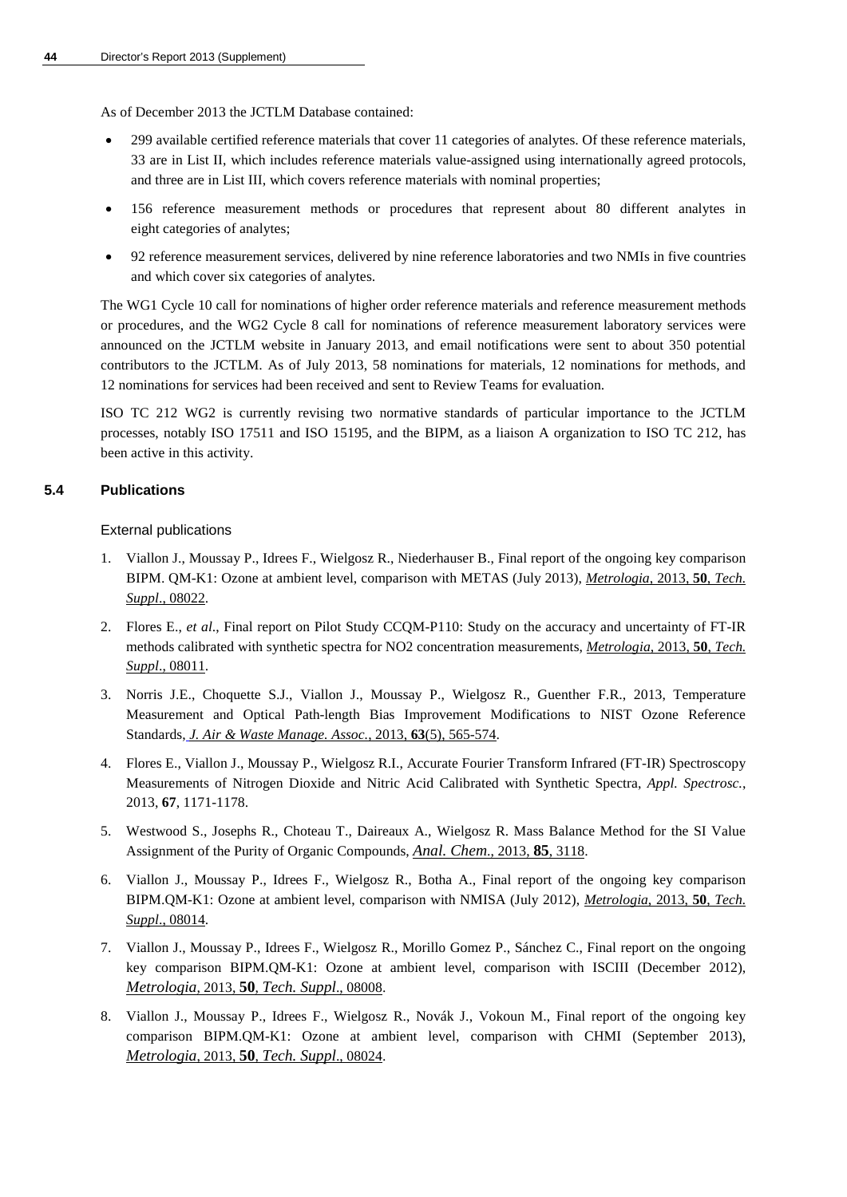As of December 2013 the JCTLM Database contained:

- 299 available certified reference materials that cover 11 categories of analytes. Of these reference materials, 33 are in List II, which includes reference materials value-assigned using internationally agreed protocols, and three are in List III, which covers reference materials with nominal properties;
- 156 reference measurement methods or procedures that represent about 80 different analytes in eight categories of analytes;
- 92 reference measurement services, delivered by nine reference laboratories and two NMIs in five countries and which cover six categories of analytes.

The WG1 Cycle 10 call for nominations of higher order reference materials and reference measurement methods or procedures, and the WG2 Cycle 8 call for nominations of reference measurement laboratory services were announced on the JCTLM website in January 2013, and email notifications were sent to about 350 potential contributors to the JCTLM. As of July 2013, 58 nominations for materials, 12 nominations for methods, and 12 nominations for services had been received and sent to Review Teams for evaluation.

ISO TC 212 WG2 is currently revising two normative standards of particular importance to the JCTLM processes, notably ISO 17511 and ISO 15195, and the BIPM, as a liaison A organization to ISO TC 212, has been active in this activity.

### 5.4 Publications

External publications

1. Viallon J., Moussay P., Idrees F., Wielgosz R., Niederhauser B., Final report of the ongoing key comparison BIPM. QM-K1: Ozone at ambient level, comparison with METAS (July 2013), *Metrologia*, 2013, **50**, *Tech. Suppl*., 08022.
2. Flores E., *et al*., Final report on Pilot Study CCQM-P110: Study on the accuracy and uncertainty of FT-IR methods calibrated with synthetic spectra for NO2 concentration measurements, *Metrologia*, 2013, **50**, *Tech. Suppl*., 08011.
3. Norris J.E., Choquette S.J., Viallon J., Moussay P., Wielgosz R., Guenther F.R., 2013, Temperature Measurement and Optical Path-length Bias Improvement Modifications to NIST Ozone Reference Standards, *J. Air & Waste Manage. Assoc.*, 2013, **63**(5), 565-574.
4. Flores E., Viallon J., Moussay P., Wielgosz R.I., Accurate Fourier Transform Infrared (FT-IR) Spectroscopy Measurements of Nitrogen Dioxide and Nitric Acid Calibrated with Synthetic Spectra, *Appl. Spectrosc.*, 2013, **67**, 1171-1178.
5. Westwood S., Josephs R., Choteau T., Daireaux A., Wielgosz R. Mass Balance Method for the SI Value Assignment of the Purity of Organic Compounds, *Anal. Chem*., 2013, **85**, 3118.
6. Viallon J., Moussay P., Idrees F., Wielgosz R., Botha A., Final report of the ongoing key comparison BIPM.QM-K1: Ozone at ambient level, comparison with NMISA (July 2012), *Metrologia*, 2013, **50**, *Tech. Suppl*., 08014.
7. Viallon J., Moussay P., Idrees F., Wielgosz R., Morillo Gomez P., Sánchez C., Final report on the ongoing key comparison BIPM.QM-K1: Ozone at ambient level, comparison with ISCIII (December 2012), *Metrologia*, 2013, **50**, *Tech. Suppl*., 08008.
8. Viallon J., Moussay P., Idrees F., Wielgosz R., Novák J., Vokoun M., Final report of the ongoing key comparison BIPM.QM-K1: Ozone at ambient level, comparison with CHMI (September 2013), *Metrologia*, 2013, **50**, *Tech. Suppl*., 08024.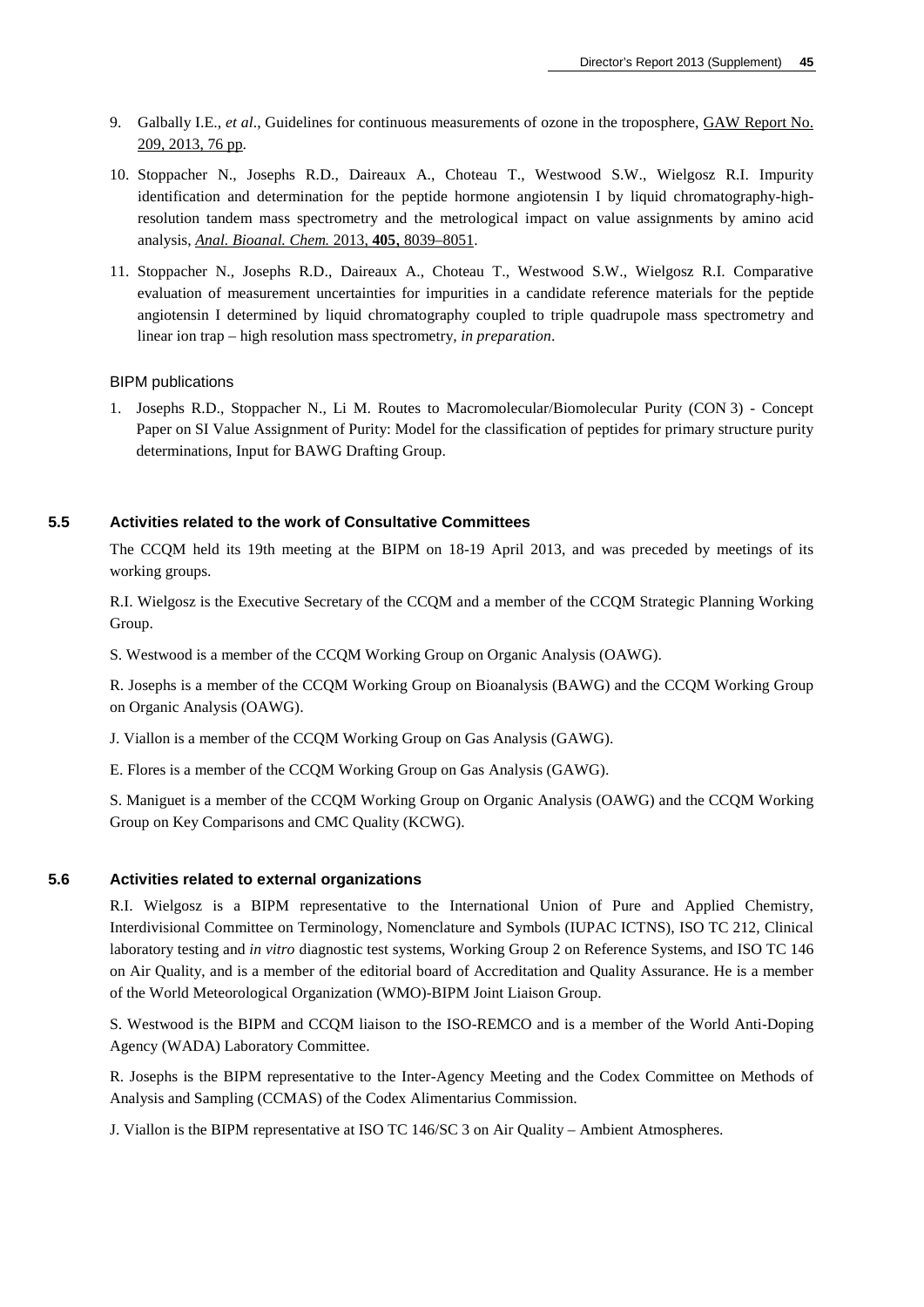9. Galbally I.E., *et al*., Guidelines for continuous measurements of ozone in the troposphere, GAW Report No. 209, 2013, 76 pp.

10. Stoppacher N., Josephs R.D., Daireaux A., Choteau T., Westwood S.W., Wielgosz R.I. Impurity identification and determination for the peptide hormone angiotensin I by liquid chromatography-high-resolution tandem mass spectrometry and the metrological impact on value assignments by amino acid analysis, *Anal. Bioanal. Chem.* 2013, **405**, 8039–8051.

11. Stoppacher N., Josephs R.D., Daireaux A., Choteau T., Westwood S.W., Wielgosz R.I. Comparative evaluation of measurement uncertainties for impurities in a candidate reference materials for the peptide angiotensin I determined by liquid chromatography coupled to triple quadrupole mass spectrometry and linear ion trap – high resolution mass spectrometry, *in preparation*.

BIPM publications

1. Josephs R.D., Stoppacher N., Li M. Routes to Macromolecular/Biomolecular Purity (CON 3) - Concept Paper on SI Value Assignment of Purity: Model for the classification of peptides for primary structure purity determinations, Input for BAWG Drafting Group.

### 5.5 Activities related to the work of Consultative Committees

The CCQM held its 19th meeting at the BIPM on 18-19 April 2013, and was preceded by meetings of its working groups.

R.I. Wielgosz is the Executive Secretary of the CCQM and a member of the CCQM Strategic Planning Working Group.

S. Westwood is a member of the CCQM Working Group on Organic Analysis (OAWG).

R. Josephs is a member of the CCQM Working Group on Bioanalysis (BAWG) and the CCQM Working Group on Organic Analysis (OAWG).

J. Viallon is a member of the CCQM Working Group on Gas Analysis (GAWG).

E. Flores is a member of the CCQM Working Group on Gas Analysis (GAWG).

S. Maniguet is a member of the CCQM Working Group on Organic Analysis (OAWG) and the CCQM Working Group on Key Comparisons and CMC Quality (KCWG).

### 5.6 Activities related to external organizations

R.I. Wielgosz is a BIPM representative to the International Union of Pure and Applied Chemistry, Interdivisional Committee on Terminology, Nomenclature and Symbols (IUPAC ICTNS), ISO TC 212, Clinical laboratory testing and *in vitro* diagnostic test systems, Working Group 2 on Reference Systems, and ISO TC 146 on Air Quality, and is a member of the editorial board of Accreditation and Quality Assurance. He is a member of the World Meteorological Organization (WMO)-BIPM Joint Liaison Group.

S. Westwood is the BIPM and CCQM liaison to the ISO-REMCO and is a member of the World Anti-Doping Agency (WADA) Laboratory Committee.

R. Josephs is the BIPM representative to the Inter-Agency Meeting and the Codex Committee on Methods of Analysis and Sampling (CCMAS) of the Codex Alimentarius Commission.

J. Viallon is the BIPM representative at ISO TC 146/SC 3 on Air Quality – Ambient Atmospheres.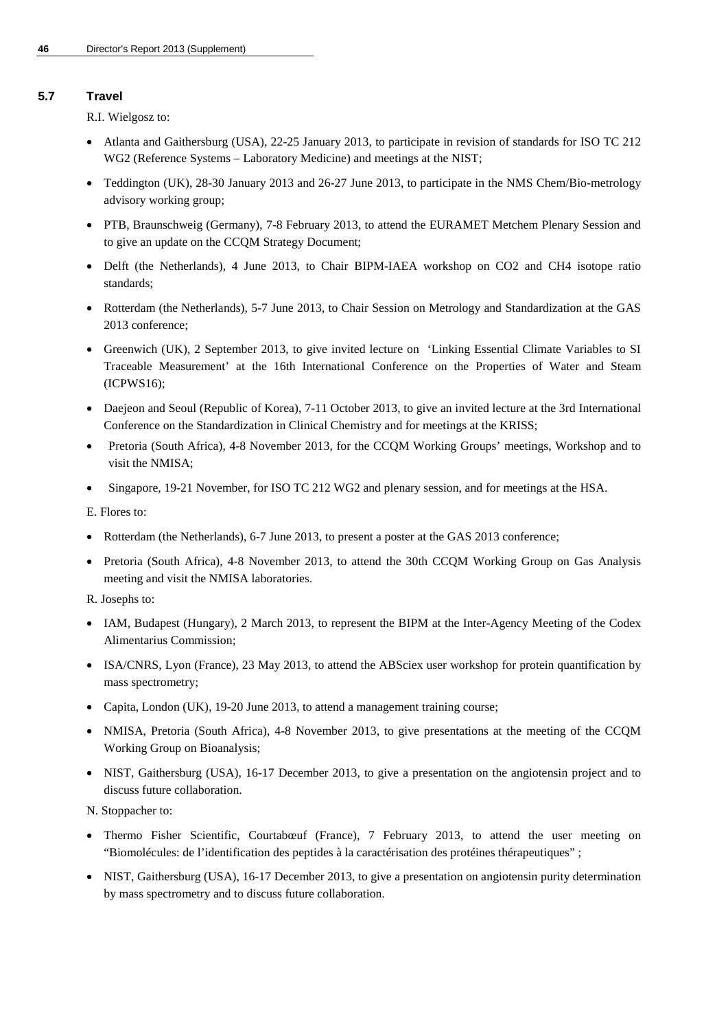### 5.7 Travel

R.I. Wielgosz to:

- Atlanta and Gaithersburg (USA), 22-25 January 2013, to participate in revision of standards for ISO TC 212 WG2 (Reference Systems – Laboratory Medicine) and meetings at the NIST;
- Teddington (UK), 28-30 January 2013 and 26-27 June 2013, to participate in the NMS Chem/Bio-metrology advisory working group;
- PTB, Braunschweig (Germany), 7-8 February 2013, to attend the EURAMET Metchem Plenary Session and to give an update on the CCQM Strategy Document;
- Delft (the Netherlands), 4 June 2013, to Chair BIPM-IAEA workshop on CO2 and CH4 isotope ratio standards;
- Rotterdam (the Netherlands), 5-7 June 2013, to Chair Session on Metrology and Standardization at the GAS 2013 conference;
- Greenwich (UK), 2 September 2013, to give invited lecture on 'Linking Essential Climate Variables to SI Traceable Measurement' at the 16th International Conference on the Properties of Water and Steam (ICPWS16);
- Daejeon and Seoul (Republic of Korea), 7-11 October 2013, to give an invited lecture at the 3rd International Conference on the Standardization in Clinical Chemistry and for meetings at the KRISS;
- Pretoria (South Africa), 4-8 November 2013, for the CCQM Working Groups' meetings, Workshop and to visit the NMISA;
- Singapore, 19-21 November, for ISO TC 212 WG2 and plenary session, and for meetings at the HSA.

E. Flores to:

- Rotterdam (the Netherlands), 6-7 June 2013, to present a poster at the GAS 2013 conference;
- Pretoria (South Africa), 4-8 November 2013, to attend the 30th CCQM Working Group on Gas Analysis meeting and visit the NMISA laboratories.

R. Josephs to:

- IAM, Budapest (Hungary), 2 March 2013, to represent the BIPM at the Inter-Agency Meeting of the Codex Alimentarius Commission;
- ISA/CNRS, Lyon (France), 23 May 2013, to attend the ABSciex user workshop for protein quantification by mass spectrometry;
- Capita, London (UK), 19-20 June 2013, to attend a management training course;
- NMISA, Pretoria (South Africa), 4-8 November 2013, to give presentations at the meeting of the CCQM Working Group on Bioanalysis;
- NIST, Gaithersburg (USA), 16-17 December 2013, to give a presentation on the angiotensin project and to discuss future collaboration.

N. Stoppacher to:

- Thermo Fisher Scientific, Courtabœuf (France), 7 February 2013, to attend the user meeting on "Biomolécules: de l'identification des peptides à la caractérisation des protéines thérapeutiques" ;
- NIST, Gaithersburg (USA), 16-17 December 2013, to give a presentation on angiotensin purity determination by mass spectrometry and to discuss future collaboration.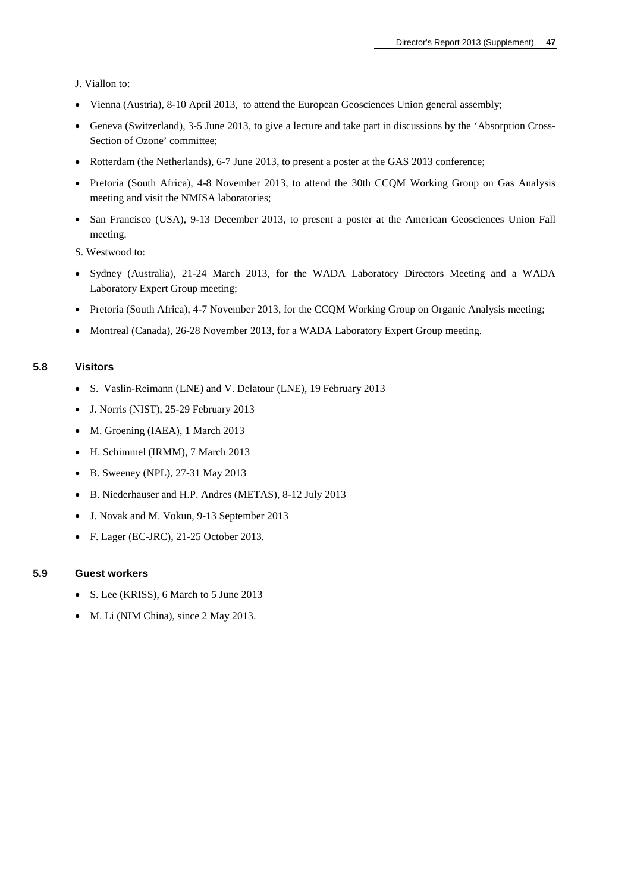J. Viallon to:

- Vienna (Austria), 8-10 April 2013, to attend the European Geosciences Union general assembly;
- Geneva (Switzerland), 3-5 June 2013, to give a lecture and take part in discussions by the 'Absorption Cross-Section of Ozone' committee;
- Rotterdam (the Netherlands), 6-7 June 2013, to present a poster at the GAS 2013 conference;
- Pretoria (South Africa), 4-8 November 2013, to attend the 30th CCQM Working Group on Gas Analysis meeting and visit the NMISA laboratories;
- San Francisco (USA), 9-13 December 2013, to present a poster at the American Geosciences Union Fall meeting.

S. Westwood to:

- Sydney (Australia), 21-24 March 2013, for the WADA Laboratory Directors Meeting and a WADA Laboratory Expert Group meeting;
- Pretoria (South Africa), 4-7 November 2013, for the CCQM Working Group on Organic Analysis meeting;
- Montreal (Canada), 26-28 November 2013, for a WADA Laboratory Expert Group meeting.

### 5.8 Visitors

- S. Vaslin-Reimann (LNE) and V. Delatour (LNE), 19 February 2013
- J. Norris (NIST), 25-29 February 2013
- M. Groening (IAEA), 1 March 2013
- H. Schimmel (IRMM), 7 March 2013
- B. Sweeney (NPL), 27-31 May 2013
- B. Niederhauser and H.P. Andres (METAS), 8-12 July 2013
- J. Novak and M. Vokun, 9-13 September 2013
- F. Lager (EC-JRC), 21-25 October 2013.

### 5.9 Guest workers

- S. Lee (KRISS), 6 March to 5 June 2013
- M. Li (NIM China), since 2 May 2013.